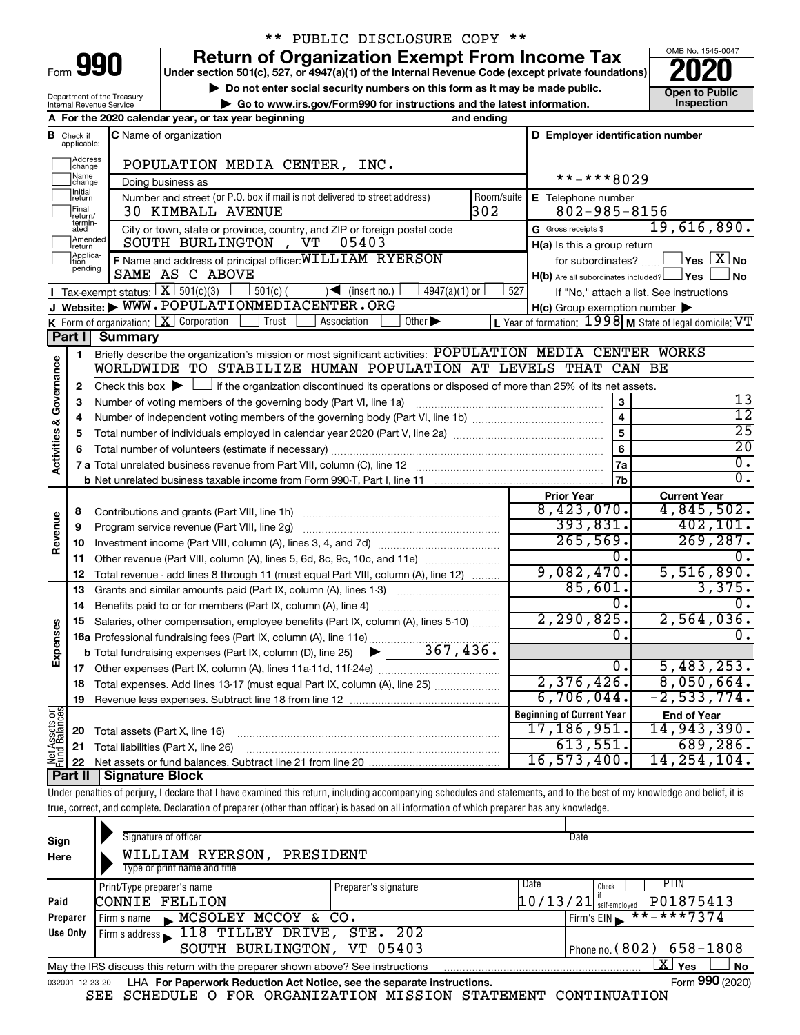\*\* PUBLIC DISCLOSURE COPY \*\*

# Form 990 — Return of Organization Exempt From Income Tax (2020)

Under section 501(c), 527, or 4947(a)(1) of the Internal Revenue Code (except private foundations)

▶ Do not enter social security numbers on this form as it may be made public.

▶ Go to www.irs.gov/Form990 for instructions and the latest information.

Department of the Treasury, Internal Revenue Service

OMB No. 1545-0047 — **Open to Public Inspection**

**A** For the 2020 calendar year, or tax year beginning and ending

**B** Check if applicable: Address change, Name change, Initial return, Final return/terminated, Amended return, Application pending

**C** Name of organization: POPULATION MEDIA CENTER, INC.

Doing business as

Number and street (or P.O. box if mail is not delivered to street address): 30 KIMBALL AVENUE — Room/suite: 302

City or town, state or province, country, and ZIP or foreign postal code: SOUTH BURLINGTON , VT 05403

**D** Employer identification number: \*\*-\*\*\*8029

**E** Telephone number: 802-985-8156

**G** Gross receipts $ 19,616,890.

**F** Name and address of principal officer: WILLIAM RYERSON, SAME AS C ABOVE

**H(a)** Is this a group return for subordinates? Yes [ ] No [X]

**H(b)** Are all subordinates included? Yes [ ] No [ ] — If "No," attach a list. See instructions

**H(c)** Group exemption number ▶

**I** Tax-exempt status: [X] 501(c)(3) [ ] 501(c) ( ) ◀ (insert no.) [ ] 4947(a)(1) or [ ] 527

**J** Website: ▶ WWW.POPULATIONMEDIACENTER.ORG

**K** Form of organization: [X] Corporation [ ] Trust [ ] Association [ ] Other ▶

**L** Year of formation: 1998 **M** State of legal domicile: VT

## Part I Summary

**Activities & Governance**

1. Briefly describe the organization's mission or most significant activities: POPULATION MEDIA CENTER WORKS WORLDWIDE TO STABILIZE HUMAN POPULATION AT LEVELS THAT CAN BE
2. Check this box ▶ [ ] if the organization discontinued its operations or disposed of more than 25% of its net assets.

| Line | Description | | Value |
|---|---|---|---|
| 3 | Number of voting members of the governing body (Part VI, line 1a) | 3 | 13 |
| 4 | Number of independent voting members of the governing body (Part VI, line 1b) | 4 | 12 |
| 5 | Total number of individuals employed in calendar year 2020 (Part V, line 2a) | 5 | 25 |
| 6 | Total number of volunteers (estimate if necessary) | 6 | 20 |
| 7a | Total unrelated business revenue from Part VIII, column (C), line 12 | 7a | 0. |
| 7b | Net unrelated business taxable income from Form 990-T, Part I, line 11 | 7b | 0. |

| Line | Description | Prior Year | Current Year |
|---|---|---|---|
| **Revenue** | | | |
| 8 | Contributions and grants (Part VIII, line 1h) | 8,423,070. | 4,845,502. |
| 9 | Program service revenue (Part VIII, line 2g) | 393,831. | 402,101. |
| 10 | Investment income (Part VIII, column (A), lines 3, 4, and 7d) | 265,569. | 269,287. |
| 11 | Other revenue (Part VIII, column (A), lines 5, 6d, 8c, 9c, 10c, and 11e) | 0. | 0. |
| 12 | Total revenue - add lines 8 through 11 (must equal Part VIII, column (A), line 12) | 9,082,470. | 5,516,890. |
| **Expenses** | | | |
| 13 | Grants and similar amounts paid (Part IX, column (A), lines 1-3) | 85,601. | 3,375. |
| 14 | Benefits paid to or for members (Part IX, column (A), line 4) | 0. | 0. |
| 15 | Salaries, other compensation, employee benefits (Part IX, column (A), lines 5-10) | 2,290,825. | 2,564,036. |
| 16a | Professional fundraising fees (Part IX, column (A), line 11e) | 0. | 0. |
| b | Total fundraising expenses (Part IX, column (D), line 25) ▶ 367,436. | | |
| 17 | Other expenses (Part IX, column (A), lines 11a-11d, 11f-24e) | 0. | 5,483,253. |
| 18 | Total expenses. Add lines 13-17 (must equal Part IX, column (A), line 25) | 2,376,426. | 8,050,664. |
| 19 | Revenue less expenses. Subtract line 18 from line 12 | 6,706,044. | -2,533,774. |

| Line | Net Assets or Fund Balances | Beginning of Current Year | End of Year |
|---|---|---|---|
| 20 | Total assets (Part X, line 16) | 17,186,951. | 14,943,390. |
| 21 | Total liabilities (Part X, line 26) | 613,551. | 689,286. |
| 22 | Net assets or fund balances. Subtract line 21 from line 20 | 16,573,400. | 14,254,104. |

## Part II Signature Block

Under penalties of perjury, I declare that I have examined this return, including accompanying schedules and statements, and to the best of my knowledge and belief, it is true, correct, and complete. Declaration of preparer (other than officer) is based on all information of which preparer has any knowledge.

**Sign Here**

Signature of officer — Date

WILLIAM RYERSON, PRESIDENT

Type or print name and title

**Paid Preparer Use Only**

| Print/Type preparer's name | Preparer's signature | Date | Check if self-employed | PTIN |
|---|---|---|---|---|
| CONNIE FELLION | | 10/13/21 | | P01875413 |

Firm's name ▶ MCSOLEY MCCOY & CO. — Firm's EIN ▶ \*\*-\*\*\*7374

Firm's address ▶ 118 TILLEY DRIVE, STE. 202, SOUTH BURLINGTON, VT 05403 — Phone no. (802) 658-1808

May the IRS discuss this return with the preparer shown above? See instructions [X] Yes [ ] No

032001 12-23-20 LHA For Paperwork Reduction Act Notice, see the separate instructions. Form **990** (2020)

SEE SCHEDULE O FOR ORGANIZATION MISSION STATEMENT CONTINUATION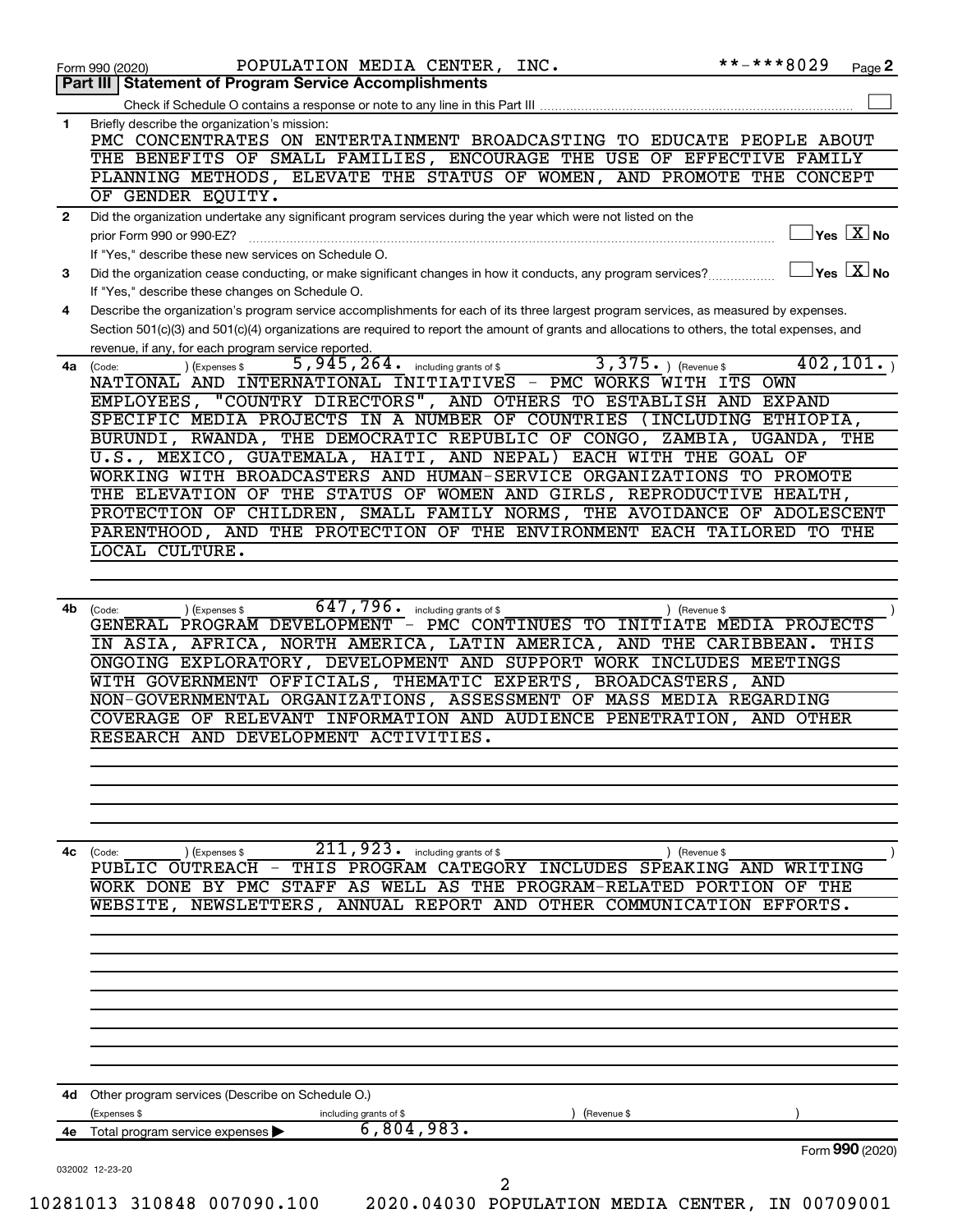Form 990 (2020) POPULATION MEDIA CENTER, INC. **-***8029 Page 2

## Part III | Statement of Program Service Accomplishments

Check if Schedule O contains a response or note to any line in this Part III ☐

**1** Briefly describe the organization's mission:

PMC CONCENTRATES ON ENTERTAINMENT BROADCASTING TO EDUCATE PEOPLE ABOUT THE BENEFITS OF SMALL FAMILIES, ENCOURAGE THE USE OF EFFECTIVE FAMILY PLANNING METHODS, ELEVATE THE STATUS OF WOMEN, AND PROMOTE THE CONCEPT OF GENDER EQUITY.

**2** Did the organization undertake any significant program services during the year which were not listed on the prior Form 990 or 990-EZ? ☐ Yes ☒ No

If "Yes," describe these new services on Schedule O.

**3** Did the organization cease conducting, or make significant changes in how it conducts, any program services? ☐ Yes ☒ No

If "Yes," describe these changes on Schedule O.

**4** Describe the organization's program service accomplishments for each of its three largest program services, as measured by expenses. Section 501(c)(3) and 501(c)(4) organizations are required to report the amount of grants and allocations to others, the total expenses, and revenue, if any, for each program service reported.

**4a** (Code: ) (Expenses $ 5,945,264. including grants of $ 3,375. ) (Revenue $ 402,101. )

NATIONAL AND INTERNATIONAL INITIATIVES - PMC WORKS WITH ITS OWN EMPLOYEES, "COUNTRY DIRECTORS", AND OTHERS TO ESTABLISH AND EXPAND SPECIFIC MEDIA PROJECTS IN A NUMBER OF COUNTRIES (INCLUDING ETHIOPIA, BURUNDI, RWANDA, THE DEMOCRATIC REPUBLIC OF CONGO, ZAMBIA, UGANDA, THE U.S., MEXICO, GUATEMALA, HAITI, AND NEPAL) EACH WITH THE GOAL OF WORKING WITH BROADCASTERS AND HUMAN-SERVICE ORGANIZATIONS TO PROMOTE THE ELEVATION OF THE STATUS OF WOMEN AND GIRLS, REPRODUCTIVE HEALTH, PROTECTION OF CHILDREN, SMALL FAMILY NORMS, THE AVOIDANCE OF ADOLESCENT PARENTHOOD, AND THE PROTECTION OF THE ENVIRONMENT EACH TAILORED TO THE LOCAL CULTURE.

**4b** (Code: ) (Expenses $ 647,796. including grants of $ ) (Revenue $ )

GENERAL PROGRAM DEVELOPMENT - PMC CONTINUES TO INITIATE MEDIA PROJECTS IN ASIA, AFRICA, NORTH AMERICA, LATIN AMERICA, AND THE CARIBBEAN. THIS ONGOING EXPLORATORY, DEVELOPMENT AND SUPPORT WORK INCLUDES MEETINGS WITH GOVERNMENT OFFICIALS, THEMATIC EXPERTS, BROADCASTERS, AND NON-GOVERNMENTAL ORGANIZATIONS, ASSESSMENT OF MASS MEDIA REGARDING COVERAGE OF RELEVANT INFORMATION AND AUDIENCE PENETRATION, AND OTHER RESEARCH AND DEVELOPMENT ACTIVITIES.

**4c** (Code: ) (Expenses $ 211,923. including grants of $ ) (Revenue $ )

PUBLIC OUTREACH - THIS PROGRAM CATEGORY INCLUDES SPEAKING AND WRITING WORK DONE BY PMC STAFF AS WELL AS THE PROGRAM-RELATED PORTION OF THE WEBSITE, NEWSLETTERS, ANNUAL REPORT AND OTHER COMMUNICATION EFFORTS.

**4d** Other program services (Describe on Schedule O.)

(Expenses $ including grants of $ ) (Revenue $ )

**4e** Total program service expenses ▶ 6,804,983.

Form **990** (2020)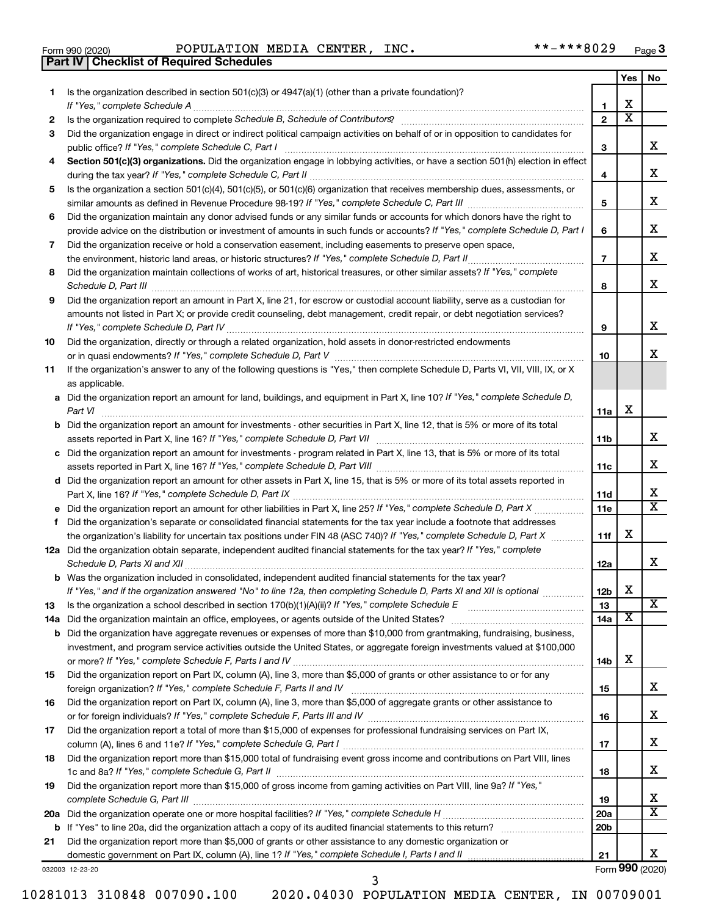Form 990 (2020) POPULATION MEDIA CENTER, INC. **-***8029 Page 3

**Part IV | Checklist of Required Schedules**

| | | | Yes | No |
|---|---|---|---|---|
| 1 | Is the organization described in section 501(c)(3) or 4947(a)(1) (other than a private foundation)? *If "Yes," complete Schedule A* | 1 | X | |
| 2 | Is the organization required to complete *Schedule B, Schedule of Contributors*? | 2 | X | |
| 3 | Did the organization engage in direct or indirect political campaign activities on behalf of or in opposition to candidates for public office? *If "Yes," complete Schedule C, Part I* | 3 | | X |
| 4 | **Section 501(c)(3) organizations.** Did the organization engage in lobbying activities, or have a section 501(h) election in effect during the tax year? *If "Yes," complete Schedule C, Part II* | 4 | | X |
| 5 | Is the organization a section 501(c)(4), 501(c)(5), or 501(c)(6) organization that receives membership dues, assessments, or similar amounts as defined in Revenue Procedure 98-19? *If "Yes," complete Schedule C, Part III* | 5 | | X |
| 6 | Did the organization maintain any donor advised funds or any similar funds or accounts for which donors have the right to provide advice on the distribution or investment of amounts in such funds or accounts? *If "Yes," complete Schedule D, Part I* | 6 | | X |
| 7 | Did the organization receive or hold a conservation easement, including easements to preserve open space, the environment, historic land areas, or historic structures? *If "Yes," complete Schedule D, Part II* | 7 | | X |
| 8 | Did the organization maintain collections of works of art, historical treasures, or other similar assets? *If "Yes," complete Schedule D, Part III* | 8 | | X |
| 9 | Did the organization report an amount in Part X, line 21, for escrow or custodial account liability, serve as a custodian for amounts not listed in Part X; or provide credit counseling, debt management, credit repair, or debt negotiation services? *If "Yes," complete Schedule D, Part IV* | 9 | | X |
| 10 | Did the organization, directly or through a related organization, hold assets in donor-restricted endowments or in quasi endowments? *If "Yes," complete Schedule D, Part V* | 10 | | X |
| 11 | If the organization's answer to any of the following questions is "Yes," then complete Schedule D, Parts VI, VII, VIII, IX, or X as applicable. | | | |
| a | Did the organization report an amount for land, buildings, and equipment in Part X, line 10? *If "Yes," complete Schedule D, Part VI* | 11a | X | |
| b | Did the organization report an amount for investments - other securities in Part X, line 12, that is 5% or more of its total assets reported in Part X, line 16? *If "Yes," complete Schedule D, Part VII* | 11b | | X |
| c | Did the organization report an amount for investments - program related in Part X, line 13, that is 5% or more of its total assets reported in Part X, line 16? *If "Yes," complete Schedule D, Part VIII* | 11c | | X |
| d | Did the organization report an amount for other assets in Part X, line 15, that is 5% or more of its total assets reported in Part X, line 16? *If "Yes," complete Schedule D, Part IX* | 11d | | X |
| e | Did the organization report an amount for other liabilities in Part X, line 25? *If "Yes," complete Schedule D, Part X* | 11e | | X |
| f | Did the organization's separate or consolidated financial statements for the tax year include a footnote that addresses the organization's liability for uncertain tax positions under FIN 48 (ASC 740)? *If "Yes," complete Schedule D, Part X* | 11f | X | |
| 12a | Did the organization obtain separate, independent audited financial statements for the tax year? *If "Yes," complete Schedule D, Parts XI and XII* | 12a | | X |
| b | Was the organization included in consolidated, independent audited financial statements for the tax year? *If "Yes," and if the organization answered "No" to line 12a, then completing Schedule D, Parts XI and XII is optional* | 12b | X | |
| 13 | Is the organization a school described in section 170(b)(1)(A)(ii)? *If "Yes," complete Schedule E* | 13 | | X |
| 14a | Did the organization maintain an office, employees, or agents outside of the United States? | 14a | X | |
| b | Did the organization have aggregate revenues or expenses of more than $10,000 from grantmaking, fundraising, business, investment, and program service activities outside the United States, or aggregate foreign investments valued at $100,000 or more? *If "Yes," complete Schedule F, Parts I and IV* | 14b | X | |
| 15 | Did the organization report on Part IX, column (A), line 3, more than $5,000 of grants or other assistance to or for any foreign organization? *If "Yes," complete Schedule F, Parts II and IV* | 15 | | X |
| 16 | Did the organization report on Part IX, column (A), line 3, more than $5,000 of aggregate grants or other assistance to or for foreign individuals? *If "Yes," complete Schedule F, Parts III and IV* | 16 | | X |
| 17 | Did the organization report a total of more than $15,000 of expenses for professional fundraising services on Part IX, column (A), lines 6 and 11e? *If "Yes," complete Schedule G, Part I* | 17 | | X |
| 18 | Did the organization report more than $15,000 total of fundraising event gross income and contributions on Part VIII, lines 1c and 8a? *If "Yes," complete Schedule G, Part II* | 18 | | X |
| 19 | Did the organization report more than $15,000 of gross income from gaming activities on Part VIII, line 9a? *If "Yes," complete Schedule G, Part III* | 19 | | X |
| 20a | Did the organization operate one or more hospital facilities? *If "Yes," complete Schedule H* | 20a | | X |
| b | If "Yes" to line 20a, did the organization attach a copy of its audited financial statements to this return? | 20b | | |
| 21 | Did the organization report more than $5,000 of grants or other assistance to any domestic organization or domestic government on Part IX, column (A), line 1? *If "Yes," complete Schedule I, Parts I and II* | 21 | | X |

032003 12-23-20 Form **990** (2020)

10281013 310848 007090.100 2020.04030 POPULATION MEDIA CENTER, IN 00709001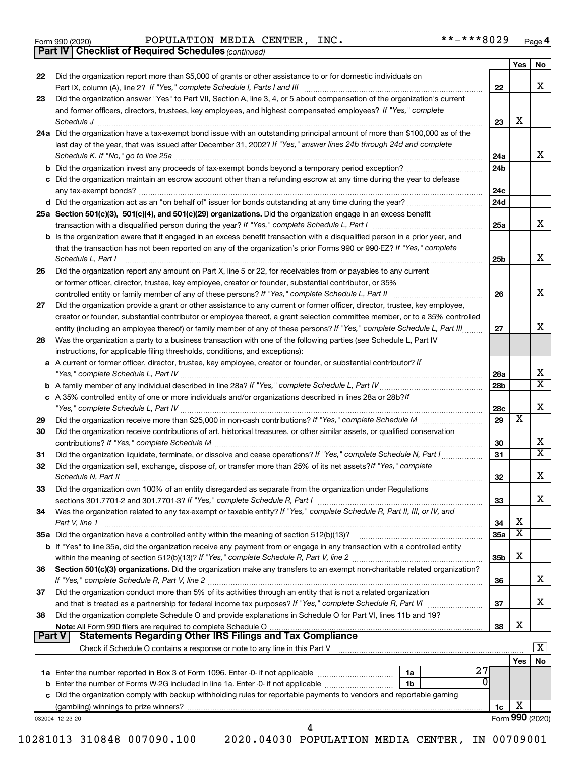Form 990 (2020) POPULATION MEDIA CENTER, INC. **-***8029 Page 4

**Part IV | Checklist of Required Schedules** *(continued)*

| | | | Yes | No |
|---|---|---|---|---|
| 22 | Did the organization report more than $5,000 of grants or other assistance to or for domestic individuals on Part IX, column (A), line 2? *If "Yes," complete Schedule I, Parts I and III* | 22 | | X |
| 23 | Did the organization answer "Yes" to Part VII, Section A, line 3, 4, or 5 about compensation of the organization's current and former officers, directors, trustees, key employees, and highest compensated employees? *If "Yes," complete Schedule J* | 23 | X | |
| 24a | Did the organization have a tax-exempt bond issue with an outstanding principal amount of more than $100,000 as of the last day of the year, that was issued after December 31, 2002? *If "Yes," answer lines 24b through 24d and complete Schedule K. If "No," go to line 25a* | 24a | | X |
| b | Did the organization invest any proceeds of tax-exempt bonds beyond a temporary period exception? | 24b | | |
| c | Did the organization maintain an escrow account other than a refunding escrow at any time during the year to defease any tax-exempt bonds? | 24c | | |
| d | Did the organization act as an "on behalf of" issuer for bonds outstanding at any time during the year? | 24d | | |
| 25a | **Section 501(c)(3), 501(c)(4), and 501(c)(29) organizations.** Did the organization engage in an excess benefit transaction with a disqualified person during the year? *If "Yes," complete Schedule L, Part I* | 25a | | X |
| b | Is the organization aware that it engaged in an excess benefit transaction with a disqualified person in a prior year, and that the transaction has not been reported on any of the organization's prior Forms 990 or 990-EZ? *If "Yes," complete Schedule L, Part I* | 25b | | X |
| 26 | Did the organization report any amount on Part X, line 5 or 22, for receivables from or payables to any current or former officer, director, trustee, key employee, creator or founder, substantial contributor, or 35% controlled entity or family member of any of these persons? *If "Yes," complete Schedule L, Part II* | 26 | | X |
| 27 | Did the organization provide a grant or other assistance to any current or former officer, director, trustee, key employee, creator or founder, substantial contributor or employee thereof, a grant selection committee member, or to a 35% controlled entity (including an employee thereof) or family member of any of these persons? *If "Yes," complete Schedule L, Part III* | 27 | | X |
| 28 | Was the organization a party to a business transaction with one of the following parties (see Schedule L, Part IV instructions, for applicable filing thresholds, conditions, and exceptions): | | | |
| a | A current or former officer, director, trustee, key employee, creator or founder, or substantial contributor? *If "Yes," complete Schedule L, Part IV* | 28a | | X |
| b | A family member of any individual described in line 28a? *If "Yes," complete Schedule L, Part IV* | 28b | | X |
| c | A 35% controlled entity of one or more individuals and/or organizations described in lines 28a or 28b? *If "Yes," complete Schedule L, Part IV* | 28c | | X |
| 29 | Did the organization receive more than $25,000 in non-cash contributions? *If "Yes," complete Schedule M* | 29 | X | |
| 30 | Did the organization receive contributions of art, historical treasures, or other similar assets, or qualified conservation contributions? *If "Yes," complete Schedule M* | 30 | | X |
| 31 | Did the organization liquidate, terminate, or dissolve and cease operations? *If "Yes," complete Schedule N, Part I* | 31 | | X |
| 32 | Did the organization sell, exchange, dispose of, or transfer more than 25% of its net assets? *If "Yes," complete Schedule N, Part II* | 32 | | X |
| 33 | Did the organization own 100% of an entity disregarded as separate from the organization under Regulations sections 301.7701-2 and 301.7701-3? *If "Yes," complete Schedule R, Part I* | 33 | | X |
| 34 | Was the organization related to any tax-exempt or taxable entity? *If "Yes," complete Schedule R, Part II, III, or IV, and Part V, line 1* | 34 | X | |
| 35a | Did the organization have a controlled entity within the meaning of section 512(b)(13)? | 35a | X | |
| b | If "Yes" to line 35a, did the organization receive any payment from or engage in any transaction with a controlled entity within the meaning of section 512(b)(13)? *If "Yes," complete Schedule R, Part V, line 2* | 35b | X | |
| 36 | **Section 501(c)(3) organizations.** Did the organization make any transfers to an exempt non-charitable related organization? *If "Yes," complete Schedule R, Part V, line 2* | 36 | | X |
| 37 | Did the organization conduct more than 5% of its activities through an entity that is not a related organization and that is treated as a partnership for federal income tax purposes? *If "Yes," complete Schedule R, Part VI* | 37 | | X |
| 38 | Did the organization complete Schedule O and provide explanations in Schedule O for Part VI, lines 11b and 19? **Note:** All Form 990 filers are required to complete Schedule O | 38 | X | |

**Part V | Statements Regarding Other IRS Filings and Tax Compliance**

Check if Schedule O contains a response or note to any line in this Part V [X]

| | | | | | Yes | No |
|---|---|---|---|---|---|---|
| 1a | Enter the number reported in Box 3 of Form 1096. Enter -0- if not applicable | 1a | 27 | | | |
| b | Enter the number of Forms W-2G included in line 1a. Enter -0- if not applicable | 1b | 0 | | | |
| c | Did the organization comply with backup withholding rules for reportable payments to vendors and reportable gaming (gambling) winnings to prize winners? | | | 1c | X | |

032004 12-23-20 Form **990** (2020)

10281013 310848 007090.100 2020.04030 POPULATION MEDIA CENTER, IN 00709001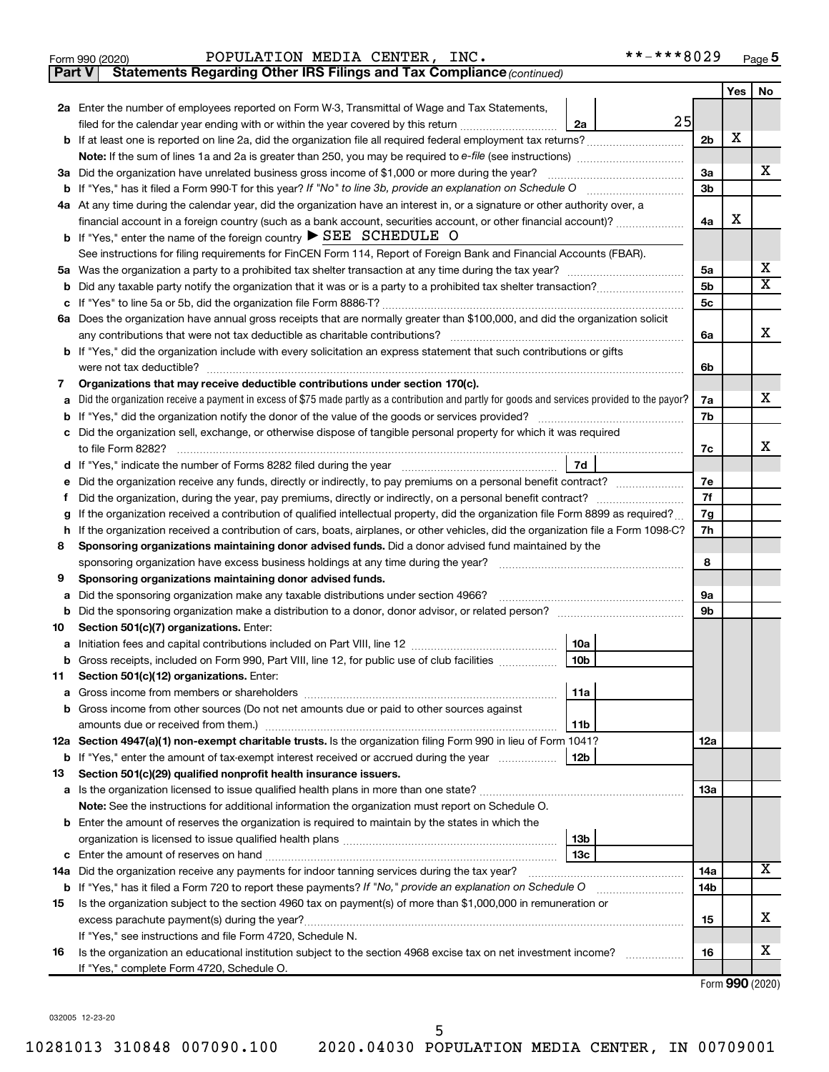Form 990 (2020) POPULATION MEDIA CENTER, INC. **-***8029 Page 5

**Part V Statements Regarding Other IRS Filings and Tax Compliance** *(continued)*

| | | | | Yes | No |
|---|---|---|---|---|---|
| **2a** | Enter the number of employees reported on Form W-3, Transmittal of Wage and Tax Statements, filed for the calendar year ending with or within the year covered by this return | 2a | 25 | | |
| **b** | If at least one is reported on line 2a, did the organization file all required federal employment tax returns? | | 2b | X | |
| | **Note:** If the sum of lines 1a and 2a is greater than 250, you may be required to *e-file* (see instructions) | | | | |
| **3a** | Did the organization have unrelated business gross income of $1,000 or more during the year? | | 3a | | X |
| **b** | If "Yes," has it filed a Form 990-T for this year? *If "No" to line 3b, provide an explanation on Schedule O* | | 3b | | |
| **4a** | At any time during the calendar year, did the organization have an interest in, or a signature or other authority over, a financial account in a foreign country (such as a bank account, securities account, or other financial account)? | | 4a | X | |
| **b** | If "Yes," enter the name of the foreign country ▶ SEE SCHEDULE O | | | | |
| | See instructions for filing requirements for FinCEN Form 114, Report of Foreign Bank and Financial Accounts (FBAR). | | | | |
| **5a** | Was the organization a party to a prohibited tax shelter transaction at any time during the tax year? | | 5a | | X |
| **b** | Did any taxable party notify the organization that it was or is a party to a prohibited tax shelter transaction? | | 5b | | X |
| **c** | If "Yes" to line 5a or 5b, did the organization file Form 8886-T? | | 5c | | |
| **6a** | Does the organization have annual gross receipts that are normally greater than $100,000, and did the organization solicit any contributions that were not tax deductible as charitable contributions? | | 6a | | X |
| **b** | If "Yes," did the organization include with every solicitation an express statement that such contributions or gifts were not tax deductible? | | 6b | | |
| **7** | **Organizations that may receive deductible contributions under section 170(c).** | | | | |
| **a** | Did the organization receive a payment in excess of $75 made partly as a contribution and partly for goods and services provided to the payor? | | 7a | | X |
| **b** | If "Yes," did the organization notify the donor of the value of the goods or services provided? | | 7b | | |
| **c** | Did the organization sell, exchange, or otherwise dispose of tangible personal property for which it was required to file Form 8282? | | 7c | | X |
| **d** | If "Yes," indicate the number of Forms 8282 filed during the year | 7d | | | |
| **e** | Did the organization receive any funds, directly or indirectly, to pay premiums on a personal benefit contract? | | 7e | | |
| **f** | Did the organization, during the year, pay premiums, directly or indirectly, on a personal benefit contract? | | 7f | | |
| **g** | If the organization received a contribution of qualified intellectual property, did the organization file Form 8899 as required? | | 7g | | |
| **h** | If the organization received a contribution of cars, boats, airplanes, or other vehicles, did the organization file a Form 1098-C? | | 7h | | |
| **8** | **Sponsoring organizations maintaining donor advised funds.** Did a donor advised fund maintained by the sponsoring organization have excess business holdings at any time during the year? | | 8 | | |
| **9** | **Sponsoring organizations maintaining donor advised funds.** | | | | |
| **a** | Did the sponsoring organization make any taxable distributions under section 4966? | | 9a | | |
| **b** | Did the sponsoring organization make a distribution to a donor, donor advisor, or related person? | | 9b | | |
| **10** | **Section 501(c)(7) organizations.** Enter: | | | | |
| **a** | Initiation fees and capital contributions included on Part VIII, line 12 | 10a | | | |
| **b** | Gross receipts, included on Form 990, Part VIII, line 12, for public use of club facilities | 10b | | | |
| **11** | **Section 501(c)(12) organizations.** Enter: | | | | |
| **a** | Gross income from members or shareholders | 11a | | | |
| **b** | Gross income from other sources (Do not net amounts due or paid to other sources against amounts due or received from them.) | 11b | | | |
| **12a** | **Section 4947(a)(1) non-exempt charitable trusts.** Is the organization filing Form 990 in lieu of Form 1041? | | 12a | | |
| **b** | If "Yes," enter the amount of tax-exempt interest received or accrued during the year | 12b | | | |
| **13** | **Section 501(c)(29) qualified nonprofit health insurance issuers.** | | | | |
| **a** | Is the organization licensed to issue qualified health plans in more than one state? | | 13a | | |
| | **Note:** See the instructions for additional information the organization must report on Schedule O. | | | | |
| **b** | Enter the amount of reserves the organization is required to maintain by the states in which the organization is licensed to issue qualified health plans | 13b | | | |
| **c** | Enter the amount of reserves on hand | 13c | | | |
| **14a** | Did the organization receive any payments for indoor tanning services during the tax year? | | 14a | | X |
| **b** | If "Yes," has it filed a Form 720 to report these payments? *If "No," provide an explanation on Schedule O* | | 14b | | |
| **15** | Is the organization subject to the section 4960 tax on payment(s) of more than $1,000,000 in remuneration or excess parachute payment(s) during the year? | | 15 | | X |
| | If "Yes," see instructions and file Form 4720, Schedule N. | | | | |
| **16** | Is the organization an educational institution subject to the section 4968 excise tax on net investment income? | | 16 | | X |
| | If "Yes," complete Form 4720, Schedule O. | | | | |

Form **990** (2020)

032005 12-23-20

10281013 310848 007090.100 2020.04030 POPULATION MEDIA CENTER, IN 00709001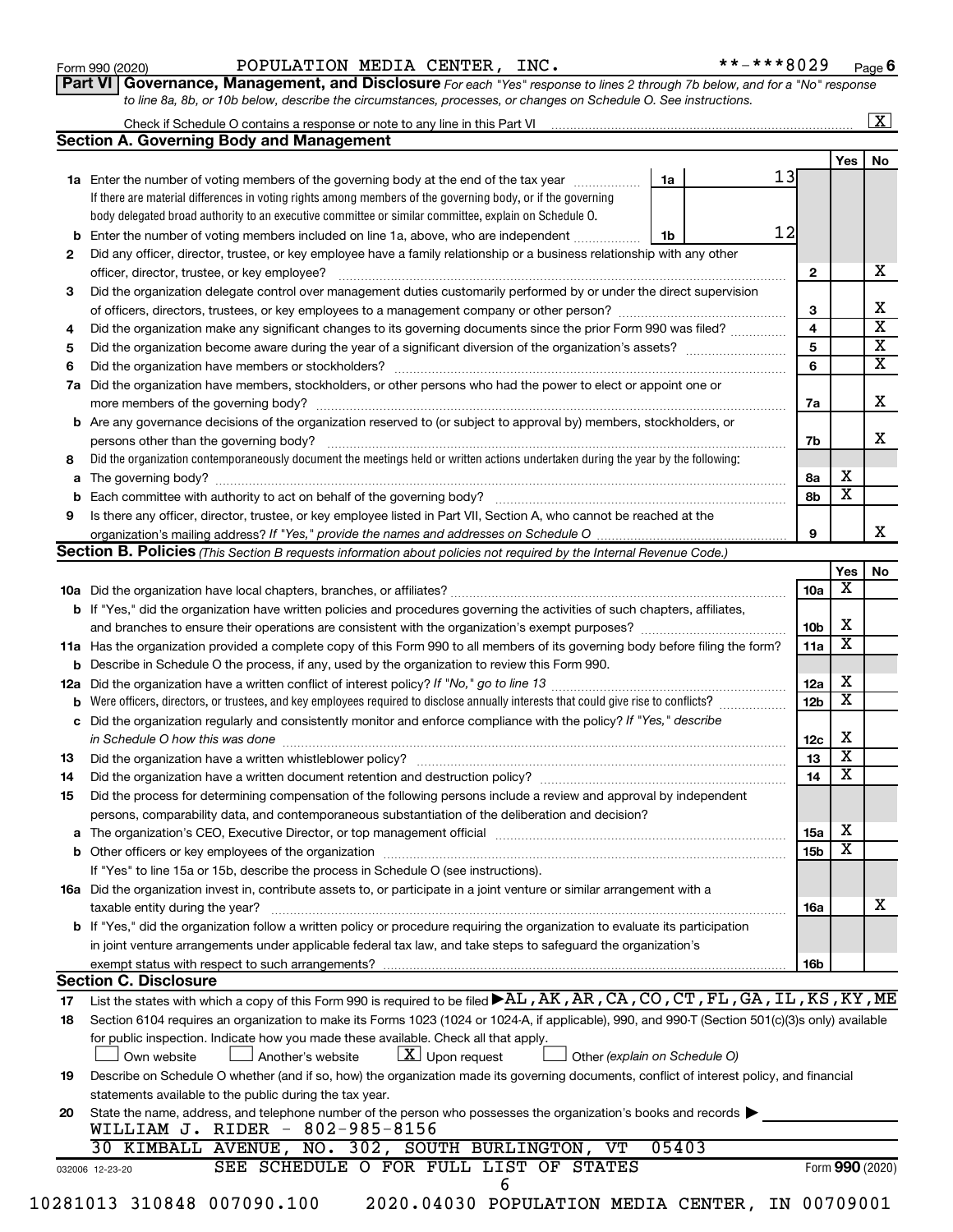Form 990 (2020) POPULATION MEDIA CENTER, INC. **-***8029 Page 6

**Part VI Governance, Management, and Disclosure** *For each "Yes" response to lines 2 through 7b below, and for a "No" response to line 8a, 8b, or 10b below, describe the circumstances, processes, or changes on Schedule O. See instructions.*

Check if Schedule O contains a response or note to any line in this Part VI ... [X]

## Section A. Governing Body and Management

| | | | | Yes | No |
|---|---|---|---|---|---|
| 1a | Enter the number of voting members of the governing body at the end of the tax year ... If there are material differences in voting rights among members of the governing body, or if the governing body delegated broad authority to an executive committee or similar committee, explain on Schedule O. | 1a 13 | | | |
| b | Enter the number of voting members included on line 1a, above, who are independent ... | 1b 12 | | | |
| 2 | Did any officer, director, trustee, or key employee have a family relationship or a business relationship with any other officer, director, trustee, or key employee? | | 2 | | X |
| 3 | Did the organization delegate control over management duties customarily performed by or under the direct supervision of officers, directors, trustees, or key employees to a management company or other person? | | 3 | | X |
| 4 | Did the organization make any significant changes to its governing documents since the prior Form 990 was filed? | | 4 | | X |
| 5 | Did the organization become aware during the year of a significant diversion of the organization's assets? | | 5 | | X |
| 6 | Did the organization have members or stockholders? | | 6 | | X |
| 7a | Did the organization have members, stockholders, or other persons who had the power to elect or appoint one or more members of the governing body? | | 7a | | X |
| b | Are any governance decisions of the organization reserved to (or subject to approval by) members, stockholders, or persons other than the governing body? | | 7b | | X |
| 8 | Did the organization contemporaneously document the meetings held or written actions undertaken during the year by the following: | | | | |
| a | The governing body? | | 8a | X | |
| b | Each committee with authority to act on behalf of the governing body? | | 8b | X | |
| 9 | Is there any officer, director, trustee, or key employee listed in Part VII, Section A, who cannot be reached at the organization's mailing address? *If "Yes," provide the names and addresses on Schedule O* | | 9 | | X |

## Section B. Policies *(This Section B requests information about policies not required by the Internal Revenue Code.)*

| | | | Yes | No |
|---|---|---|---|---|
| 10a | Did the organization have local chapters, branches, or affiliates? | 10a | X | |
| b | If "Yes," did the organization have written policies and procedures governing the activities of such chapters, affiliates, and branches to ensure their operations are consistent with the organization's exempt purposes? | 10b | X | |
| 11a | Has the organization provided a complete copy of this Form 990 to all members of its governing body before filing the form? | 11a | X | |
| b | Describe in Schedule O the process, if any, used by the organization to review this Form 990. | | | |
| 12a | Did the organization have a written conflict of interest policy? *If "No," go to line 13* | 12a | X | |
| b | Were officers, directors, or trustees, and key employees required to disclose annually interests that could give rise to conflicts? | 12b | X | |
| c | Did the organization regularly and consistently monitor and enforce compliance with the policy? *If "Yes," describe in Schedule O how this was done* | 12c | X | |
| 13 | Did the organization have a written whistleblower policy? | 13 | X | |
| 14 | Did the organization have a written document retention and destruction policy? | 14 | X | |
| 15 | Did the process for determining compensation of the following persons include a review and approval by independent persons, comparability data, and contemporaneous substantiation of the deliberation and decision? | | | |
| a | The organization's CEO, Executive Director, or top management official | 15a | X | |
| b | Other officers or key employees of the organization | 15b | X | |
| | If "Yes" to line 15a or 15b, describe the process in Schedule O (see instructions). | | | |
| 16a | Did the organization invest in, contribute assets to, or participate in a joint venture or similar arrangement with a taxable entity during the year? | 16a | | X |
| b | If "Yes," did the organization follow a written policy or procedure requiring the organization to evaluate its participation in joint venture arrangements under applicable federal tax law, and take steps to safeguard the organization's exempt status with respect to such arrangements? | 16b | | |

## Section C. Disclosure

17 List the states with which a copy of this Form 990 is required to be filed ▶ AL, AK, AR, CA, CO, CT, FL, GA, IL, KS, KY, ME

18 Section 6104 requires an organization to make its Forms 1023 (1024 or 1024-A, if applicable), 990, and 990-T (Section 501(c)(3)s only) available for public inspection. Indicate how you made these available. Check all that apply.

[ ] Own website [ ] Another's website [X] Upon request [ ] Other *(explain on Schedule O)*

19 Describe on Schedule O whether (and if so, how) the organization made its governing documents, conflict of interest policy, and financial statements available to the public during the tax year.

20 State the name, address, and telephone number of the person who possesses the organization's books and records ▶
WILLIAM J. RIDER - 802-985-8156
30 KIMBALL AVENUE, NO. 302, SOUTH BURLINGTON, VT 05403

SEE SCHEDULE O FOR FULL LIST OF STATES

032006 12-23-20 Form **990** (2020)

10281013 310848 007090.100 2020.04030 POPULATION MEDIA CENTER, IN 00709001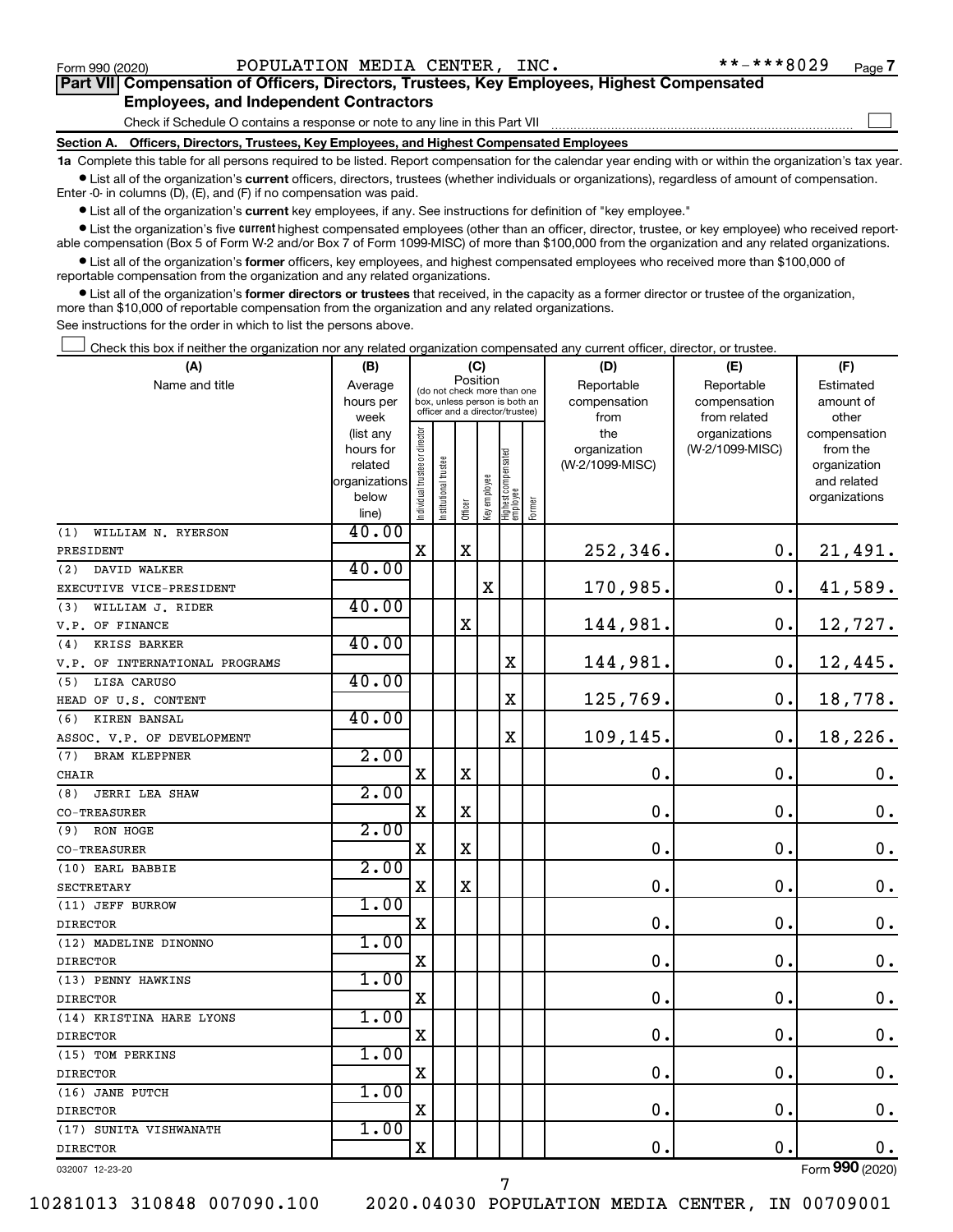Form 990 (2020) POPULATION MEDIA CENTER, INC. **-***8029 Page 7

## Part VII Compensation of Officers, Directors, Trustees, Key Employees, Highest Compensated Employees, and Independent Contractors

Check if Schedule O contains a response or note to any line in this Part VII

### Section A. Officers, Directors, Trustees, Key Employees, and Highest Compensated Employees

**1a** Complete this table for all persons required to be listed. Report compensation for the calendar year ending with or within the organization's tax year.

- List all of the organization's **current** officers, directors, trustees (whether individuals or organizations), regardless of amount of compensation. Enter -0- in columns (D), (E), and (F) if no compensation was paid.
- List all of the organization's **current** key employees, if any. See instructions for definition of "key employee."
- List the organization's five **current** highest compensated employees (other than an officer, director, trustee, or key employee) who received reportable compensation (Box 5 of Form W-2 and/or Box 7 of Form 1099-MISC) of more than $100,000 from the organization and any related organizations.
- List all of the organization's **former** officers, key employees, and highest compensated employees who received more than $100,000 of reportable compensation from the organization and any related organizations.
- List all of the organization's **former directors or trustees** that received, in the capacity as a former director or trustee of the organization, more than $10,000 of reportable compensation from the organization and any related organizations.

See instructions for the order in which to list the persons above.

Check this box if neither the organization nor any related organization compensated any current officer, director, or trustee.

| (A) Name and title | (B) Average hours per week (list any hours for related organizations below line) | (C) Position (do not check more than one box, unless person is both an officer and a director/trustee) Individual trustee or director | Institutional trustee | Officer | Key employee | Highest compensated employee | Former | (D) Reportable compensation from the organization (W-2/1099-MISC) | (E) Reportable compensation from related organizations (W-2/1099-MISC) | (F) Estimated amount of other compensation from the organization and related organizations |
|---|---|---|---|---|---|---|---|---|---|---|
| (1) WILLIAM N. RYERSON<br>PRESIDENT | 40.00 | X | | X | | | | 252,346. | 0. | 21,491. |
| (2) DAVID WALKER<br>EXECUTIVE VICE-PRESIDENT | 40.00 | | | | X | | | 170,985. | 0. | 41,589. |
| (3) WILLIAM J. RIDER<br>V.P. OF FINANCE | 40.00 | | | X | | | | 144,981. | 0. | 12,727. |
| (4) KRISS BARKER<br>V.P. OF INTERNATIONAL PROGRAMS | 40.00 | | | | | X | | 144,981. | 0. | 12,445. |
| (5) LISA CARUSO<br>HEAD OF U.S. CONTENT | 40.00 | | | | | X | | 125,769. | 0. | 18,778. |
| (6) KIREN BANSAL<br>ASSOC. V.P. OF DEVELOPMENT | 40.00 | | | | | X | | 109,145. | 0. | 18,226. |
| (7) BRAM KLEPPNER<br>CHAIR | 2.00 | X | | X | | | | 0. | 0. | 0. |
| (8) JERRI LEA SHAW<br>CO-TREASURER | 2.00 | X | | X | | | | 0. | 0. | 0. |
| (9) RON HOGE<br>CO-TREASURER | 2.00 | X | | X | | | | 0. | 0. | 0. |
| (10) EARL BABBIE<br>SECTRETARY | 2.00 | X | | X | | | | 0. | 0. | 0. |
| (11) JEFF BURROW<br>DIRECTOR | 1.00 | X | | | | | | 0. | 0. | 0. |
| (12) MADELINE DINONNO<br>DIRECTOR | 1.00 | X | | | | | | 0. | 0. | 0. |
| (13) PENNY HAWKINS<br>DIRECTOR | 1.00 | X | | | | | | 0. | 0. | 0. |
| (14) KRISTINA HARE LYONS<br>DIRECTOR | 1.00 | X | | | | | | 0. | 0. | 0. |
| (15) TOM PERKINS<br>DIRECTOR | 1.00 | X | | | | | | 0. | 0. | 0. |
| (16) JANE PUTCH<br>DIRECTOR | 1.00 | X | | | | | | 0. | 0. | 0. |
| (17) SUNITA VISHWANATH<br>DIRECTOR | 1.00 | X | | | | | | 0. | 0. | 0. |

032007 12-23-20 Form 990 (2020)

10281013 310848 007090.100 2020.04030 POPULATION MEDIA CENTER, IN 00709001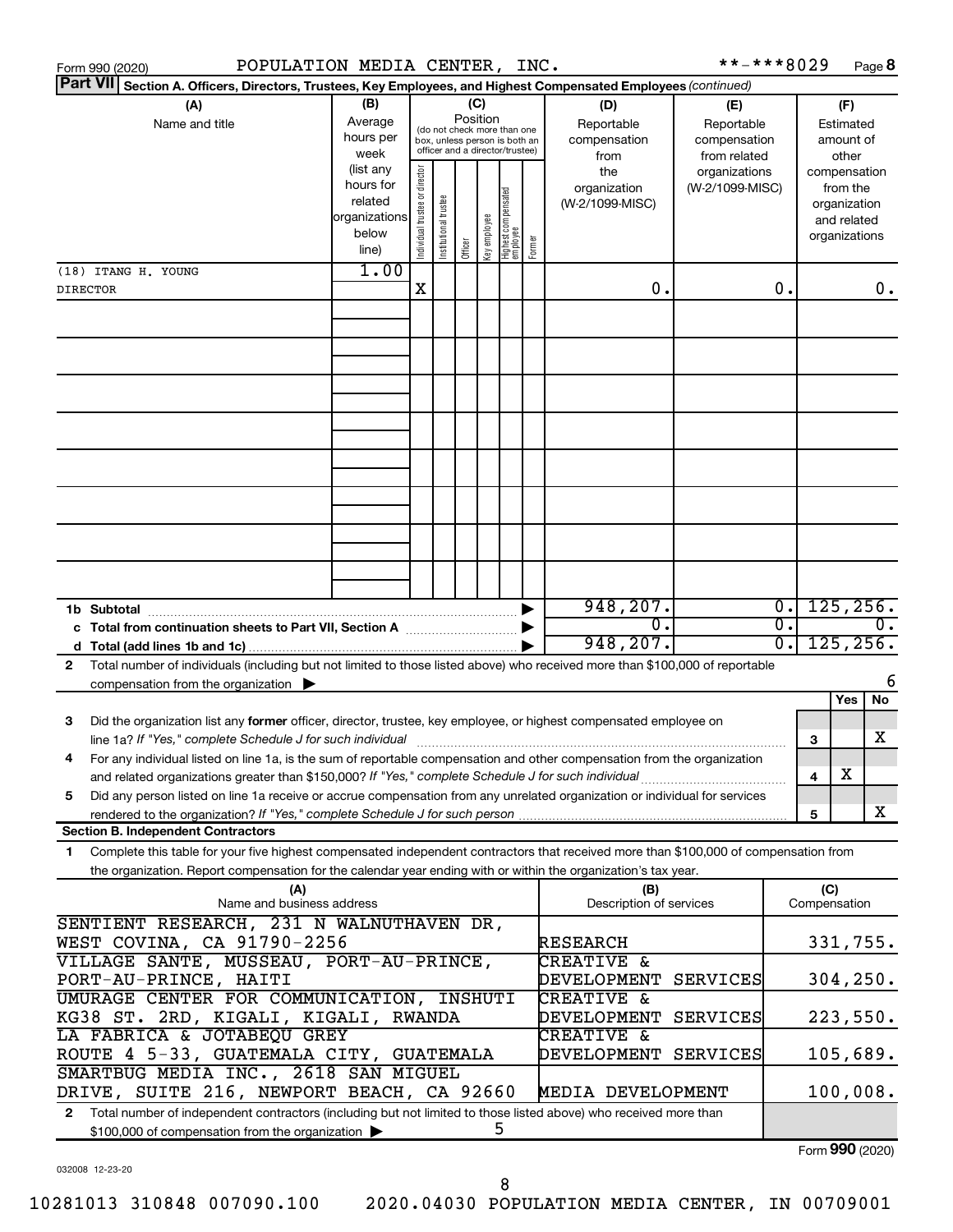Form 990 (2020) POPULATION MEDIA CENTER, INC. **-***8029 Page 8

**Part VII Section A. Officers, Directors, Trustees, Key Employees, and Highest Compensated Employees** *(continued)*

| (A) Name and title | (B) Average hours per week (list any hours for related organizations below line) | Individual trustee or director | Institutional trustee | Officer | Key employee | Highest compensated employee | Former | (D) Reportable compensation from the organization (W-2/1099-MISC) | (E) Reportable compensation from related organizations (W-2/1099-MISC) | (F) Estimated amount of other compensation from the organization and related organizations |
|---|---|---|---|---|---|---|---|---|---|---|
| (18) ITANG H. YOUNG<br>DIRECTOR | 1.00 | X | | | | | | 0. | 0. | 0. |
| | | | | | | | | | | |
| | | | | | | | | | | |
| | | | | | | | | | | |
| | | | | | | | | | | |
| | | | | | | | | | | |
| | | | | | | | | | | |
| | | | | | | | | | | |
| | | | | | | | | | | |
| 1b Subtotal | | | | | | | | 948,207. | 0. | 125,256. |
| c Total from continuation sheets to Part VII, Section A | | | | | | | | 0. | 0. | 0. |
| d Total (add lines 1b and 1c) | | | | | | | | 948,207. | 0. | 125,256. |

2 Total number of individuals (including but not limited to those listed above) who received more than $100,000 of reportable compensation from the organization ▶ 6

| | | | Yes | No |
|---|---|---|---|---|
| 3 | Did the organization list any **former** officer, director, trustee, key employee, or highest compensated employee on line 1a? *If "Yes," complete Schedule J for such individual* | 3 | | X |
| 4 | For any individual listed on line 1a, is the sum of reportable compensation and other compensation from the organization and related organizations greater than $150,000? *If "Yes," complete Schedule J for such individual* | 4 | X | |
| 5 | Did any person listed on line 1a receive or accrue compensation from any unrelated organization or individual for services rendered to the organization? *If "Yes," complete Schedule J for such person* | 5 | | X |

**Section B. Independent Contractors**

1 Complete this table for your five highest compensated independent contractors that received more than $100,000 of compensation from the organization. Report compensation for the calendar year ending with or within the organization's tax year.

| (A) Name and business address | (B) Description of services | (C) Compensation |
|---|---|---|
| SENTIENT RESEARCH, 231 N WALNUTHAVEN DR, WEST COVINA, CA 91790-2256 | RESEARCH | 331,755. |
| VILLAGE SANTE, MUSSEAU, PORT-AU-PRINCE, PORT-AU-PRINCE, HAITI | CREATIVE & DEVELOPMENT SERVICES | 304,250. |
| UMURAGE CENTER FOR COMMUNICATION, INSHUTI KG38 ST. 2RD, KIGALI, KIGALI, RWANDA | CREATIVE & DEVELOPMENT SERVICES | 223,550. |
| LA FABRICA & JOTABEQU GREY ROUTE 4 5-33, GUATEMALA CITY, GUATEMALA | CREATIVE & DEVELOPMENT SERVICES | 105,689. |
| SMARTBUG MEDIA INC., 2618 SAN MIGUEL DRIVE, SUITE 216, NEWPORT BEACH, CA 92660 | MEDIA DEVELOPMENT | 100,008. |

2 Total number of independent contractors (including but not limited to those listed above) who received more than $100,000 of compensation from the organization ▶ 5

Form **990** (2020)

032008 12-23-20

10281013 310848 007090.100 2020.04030 POPULATION MEDIA CENTER, IN 00709001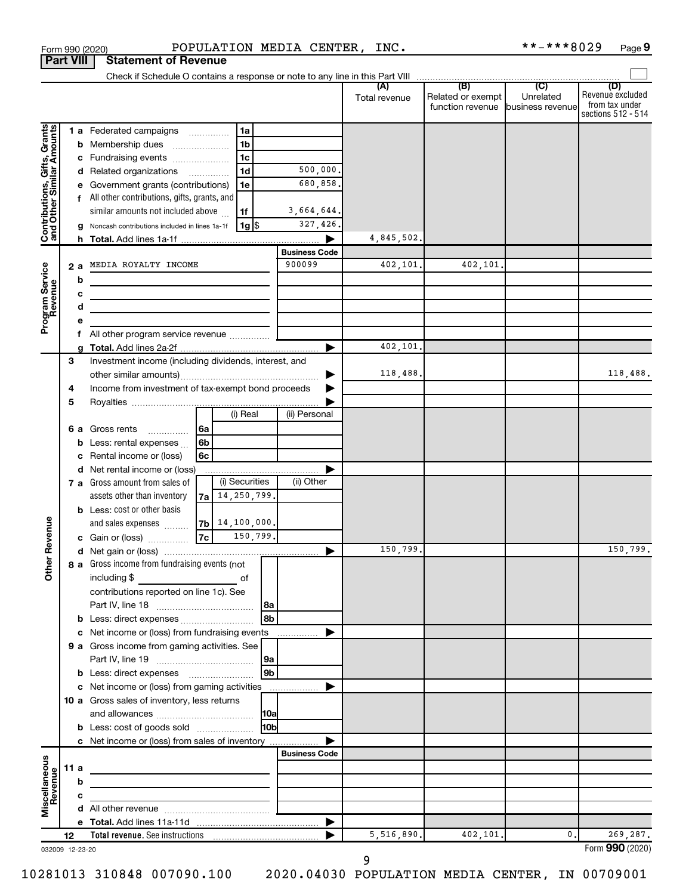Form 990 (2020) POPULATION MEDIA CENTER, INC. **-***8029 Page 9

## Part VIII Statement of Revenue

Check if Schedule O contains a response or note to any line in this Part VIII

| | | | (A) Total revenue | (B) Related or exempt function revenue | (C) Unrelated business revenue | (D) Revenue excluded from tax under sections 512 - 514 |
|---|---|---|---|---|---|---|
| **Contributions, Gifts, Grants and Other Similar Amounts** | 1a Federated campaigns | 1a | | | | |
| | b Membership dues | 1b | | | | |
| | c Fundraising events | 1c | | | | |
| | d Related organizations | 1d 500,000. | | | | |
| | e Government grants (contributions) | 1e 680,858. | | | | |
| | f All other contributions, gifts, grants, and similar amounts not included above | 1f 3,664,644. | | | | |
| | g Noncash contributions included in lines 1a-1f | 1g $ 327,426. | | | | |
| | h Total. Add lines 1a-1f | ▶ | 4,845,502. | | | |
| **Program Service Revenue** | | Business Code | | | | |
| | 2a MEDIA ROYALTY INCOME | 900099 | 402,101. | 402,101. | | |
| | b | | | | | |
| | c | | | | | |
| | d | | | | | |
| | e | | | | | |
| | f All other program service revenue | | | | | |
| | g Total. Add lines 2a-2f | ▶ | 402,101. | | | |
| **Other Revenue** | 3 Investment income (including dividends, interest, and other similar amounts) | ▶ | 118,488. | | | 118,488. |
| | 4 Income from investment of tax-exempt bond proceeds | ▶ | | | | |
| | 5 Royalties | ▶ | | | | |
| | 6a Gross rents: 6a (i) Real / (ii) Personal | | | | | |
| | b Less: rental expenses 6b | | | | | |
| | c Rental income or (loss) 6c | | | | | |
| | d Net rental income or (loss) | ▶ | | | | |
| | 7a Gross amount from sales of assets other than inventory: 7a (i) Securities 14,250,799. / (ii) Other | | | | | |
| | b Less: cost or other basis and sales expenses: 7b (i) Securities 14,100,000. | | | | | |
| | c Gain or (loss): 7c (i) Securities 150,799. | | | | | |
| | d Net gain or (loss) | ▶ | 150,799. | | | 150,799. |
| | 8a Gross income from fundraising events (not including $ ______ of contributions reported on line 1c). See Part IV, line 18 | 8a | | | | |
| | b Less: direct expenses | 8b | | | | |
| | c Net income or (loss) from fundraising events | ▶ | | | | |
| | 9a Gross income from gaming activities. See Part IV, line 19 | 9a | | | | |
| | b Less: direct expenses | 9b | | | | |
| | c Net income or (loss) from gaming activities | ▶ | | | | |
| | 10a Gross sales of inventory, less returns and allowances | 10a | | | | |
| | b Less: cost of goods sold | 10b | | | | |
| | c Net income or (loss) from sales of inventory | ▶ | | | | |
| **Miscellaneous Revenue** | | Business Code | | | | |
| | 11a | | | | | |
| | b | | | | | |
| | c | | | | | |
| | d All other revenue | | | | | |
| | e Total. Add lines 11a-11d | ▶ | | | | |
| | 12 Total revenue. See instructions | ▶ | 5,516,890. | 402,101. | 0. | 269,287. |

032009 12-23-20

Form 990 (2020)

10281013 310848 007090.100 2020.04030 POPULATION MEDIA CENTER, IN 00709001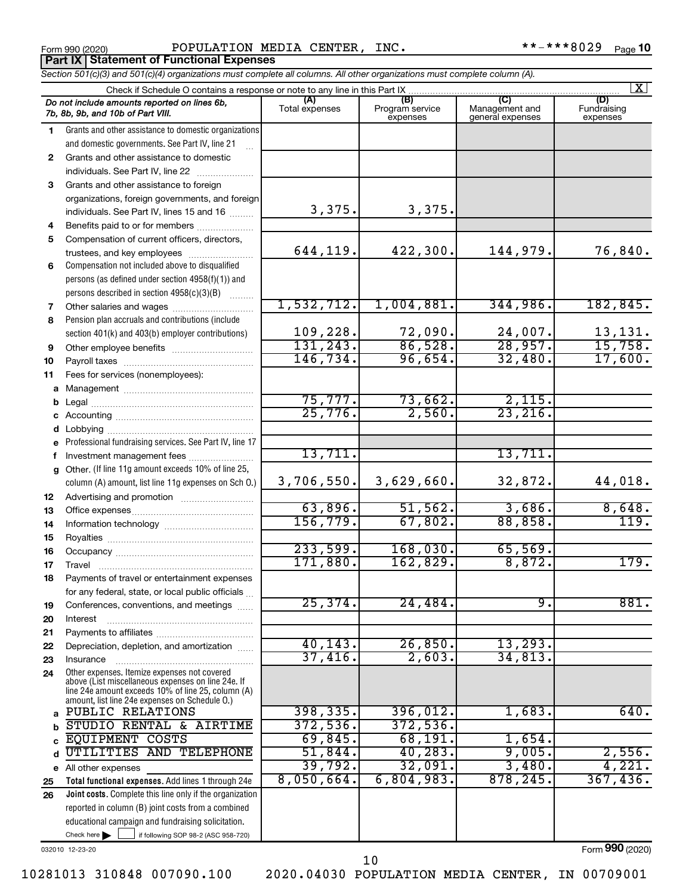Form 990 (2020) POPULATION MEDIA CENTER, INC. **-***8029 Page 10

**Part IX | Statement of Functional Expenses**

*Section 501(c)(3) and 501(c)(4) organizations must complete all columns. All other organizations must complete column (A).*

Check if Schedule O contains a response or note to any line in this Part IX [X]

| | *Do not include amounts reported on lines 6b, 7b, 8b, 9b, and 10b of Part VIII.* | (A) Total expenses | (B) Program service expenses | (C) Management and general expenses | (D) Fundraising expenses |
|---|---|---|---|---|---|
| 1 | Grants and other assistance to domestic organizations and domestic governments. See Part IV, line 21 | | | | |
| 2 | Grants and other assistance to domestic individuals. See Part IV, line 22 | | | | |
| 3 | Grants and other assistance to foreign organizations, foreign governments, and foreign individuals. See Part IV, lines 15 and 16 | 3,375. | 3,375. | | |
| 4 | Benefits paid to or for members | | | | |
| 5 | Compensation of current officers, directors, trustees, and key employees | 644,119. | 422,300. | 144,979. | 76,840. |
| 6 | Compensation not included above to disqualified persons (as defined under section 4958(f)(1)) and persons described in section 4958(c)(3)(B) | | | | |
| 7 | Other salaries and wages | 1,532,712. | 1,004,881. | 344,986. | 182,845. |
| 8 | Pension plan accruals and contributions (include section 401(k) and 403(b) employer contributions) | 109,228. | 72,090. | 24,007. | 13,131. |
| 9 | Other employee benefits | 131,243. | 86,528. | 28,957. | 15,758. |
| 10 | Payroll taxes | 146,734. | 96,654. | 32,480. | 17,600. |
| 11 | Fees for services (nonemployees): | | | | |
| a | Management | | | | |
| b | Legal | 75,777. | 73,662. | 2,115. | |
| c | Accounting | 25,776. | 2,560. | 23,216. | |
| d | Lobbying | | | | |
| e | Professional fundraising services. See Part IV, line 17 | | | | |
| f | Investment management fees | 13,711. | | 13,711. | |
| g | Other. (If line 11g amount exceeds 10% of line 25, column (A) amount, list line 11g expenses on Sch O.) | 3,706,550. | 3,629,660. | 32,872. | 44,018. |
| 12 | Advertising and promotion | | | | |
| 13 | Office expenses | 63,896. | 51,562. | 3,686. | 8,648. |
| 14 | Information technology | 156,779. | 67,802. | 88,858. | 119. |
| 15 | Royalties | | | | |
| 16 | Occupancy | 233,599. | 168,030. | 65,569. | |
| 17 | Travel | 171,880. | 162,829. | 8,872. | 179. |
| 18 | Payments of travel or entertainment expenses for any federal, state, or local public officials | | | | |
| 19 | Conferences, conventions, and meetings | 25,374. | 24,484. | 9. | 881. |
| 20 | Interest | | | | |
| 21 | Payments to affiliates | | | | |
| 22 | Depreciation, depletion, and amortization | 40,143. | 26,850. | 13,293. | |
| 23 | Insurance | 37,416. | 2,603. | 34,813. | |
| 24 | Other expenses. Itemize expenses not covered above (List miscellaneous expenses on line 24e. If line 24e amount exceeds 10% of line 25, column (A) amount, list line 24e expenses on Schedule O.) | | | | |
| a | PUBLIC RELATIONS | 398,335. | 396,012. | 1,683. | 640. |
| b | STUDIO RENTAL & AIRTIME | 372,536. | 372,536. | | |
| c | EQUIPMENT COSTS | 69,845. | 68,191. | 1,654. | |
| d | UTILITIES AND TELEPHONE | 51,844. | 40,283. | 9,005. | 2,556. |
| e | All other expenses | 39,792. | 32,091. | 3,480. | 4,221. |
| 25 | **Total functional expenses.** Add lines 1 through 24e | 8,050,664. | 6,804,983. | 878,245. | 367,436. |
| 26 | **Joint costs.** Complete this line only if the organization reported in column (B) joint costs from a combined educational campaign and fundraising solicitation. Check here [ ] if following SOP 98-2 (ASC 958-720) | | | | |

032010 12-23-20 Form **990** (2020)

10281013 310848 007090.100 2020.04030 POPULATION MEDIA CENTER, IN 00709001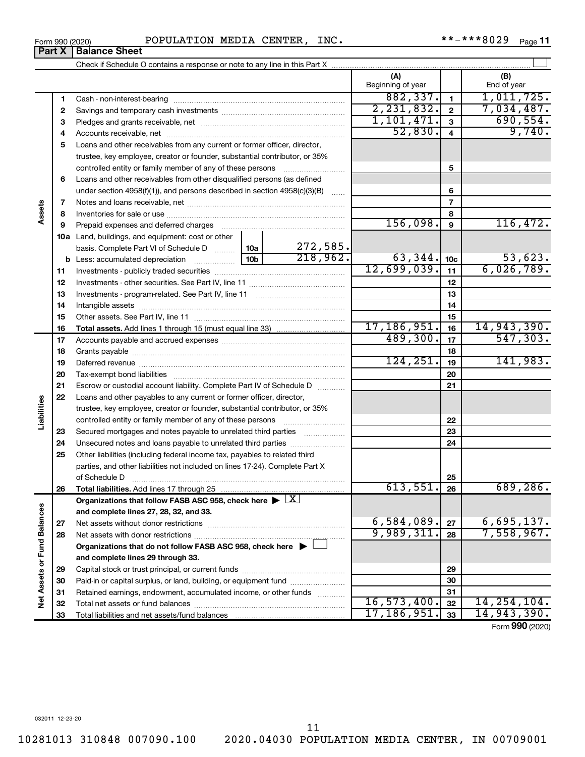Form 990 (2020) POPULATION MEDIA CENTER, INC. **-***8029 Page 11

**Part X | Balance Sheet**

Check if Schedule O contains a response or note to any line in this Part X

| | | | (A) Beginning of year | | (B) End of year |
|---|---|---|---|---|---|
| Assets | 1 | Cash - non-interest-bearing | 882,337. | 1 | 1,011,725. |
| | 2 | Savings and temporary cash investments | 2,231,832. | 2 | 7,034,487. |
| | 3 | Pledges and grants receivable, net | 1,101,471. | 3 | 690,554. |
| | 4 | Accounts receivable, net | 52,830. | 4 | 9,740. |
| | 5 | Loans and other receivables from any current or former officer, director, trustee, key employee, creator or founder, substantial contributor, or 35% controlled entity or family member of any of these persons | | 5 | |
| | 6 | Loans and other receivables from other disqualified persons (as defined under section 4958(f)(1)), and persons described in section 4958(c)(3)(B) | | 6 | |
| | 7 | Notes and loans receivable, net | | 7 | |
| | 8 | Inventories for sale or use | | 8 | |
| | 9 | Prepaid expenses and deferred charges | 156,098. | 9 | 116,472. |
| | 10a | Land, buildings, and equipment: cost or other basis. Complete Part VI of Schedule D ... 10a 272,585. | | | |
| | b | Less: accumulated depreciation ... 10b 218,962. | 63,344. | 10c | 53,623. |
| | 11 | Investments - publicly traded securities | 12,699,039. | 11 | 6,026,789. |
| | 12 | Investments - other securities. See Part IV, line 11 | | 12 | |
| | 13 | Investments - program-related. See Part IV, line 11 | | 13 | |
| | 14 | Intangible assets | | 14 | |
| | 15 | Other assets. See Part IV, line 11 | | 15 | |
| | 16 | **Total assets.** Add lines 1 through 15 (must equal line 33) | 17,186,951. | 16 | 14,943,390. |
| Liabilities | 17 | Accounts payable and accrued expenses | 489,300. | 17 | 547,303. |
| | 18 | Grants payable | | 18 | |
| | 19 | Deferred revenue | 124,251. | 19 | 141,983. |
| | 20 | Tax-exempt bond liabilities | | 20 | |
| | 21 | Escrow or custodial account liability. Complete Part IV of Schedule D | | 21 | |
| | 22 | Loans and other payables to any current or former officer, director, trustee, key employee, creator or founder, substantial contributor, or 35% controlled entity or family member of any of these persons | | 22 | |
| | 23 | Secured mortgages and notes payable to unrelated third parties | | 23 | |
| | 24 | Unsecured notes and loans payable to unrelated third parties | | 24 | |
| | 25 | Other liabilities (including federal income tax, payables to related third parties, and other liabilities not included on lines 17-24). Complete Part X of Schedule D | | 25 | |
| | 26 | **Total liabilities.** Add lines 17 through 25 | 613,551. | 26 | 689,286. |
| Net Assets or Fund Balances | | **Organizations that follow FASB ASC 958, check here** ▶ [X] **and complete lines 27, 28, 32, and 33.** | | | |
| | 27 | Net assets without donor restrictions | 6,584,089. | 27 | 6,695,137. |
| | 28 | Net assets with donor restrictions | 9,989,311. | 28 | 7,558,967. |
| | | **Organizations that do not follow FASB ASC 958, check here** ▶ [ ] **and complete lines 29 through 33.** | | | |
| | 29 | Capital stock or trust principal, or current funds | | 29 | |
| | 30 | Paid-in or capital surplus, or land, building, or equipment fund | | 30 | |
| | 31 | Retained earnings, endowment, accumulated income, or other funds | | 31 | |
| | 32 | Total net assets or fund balances | 16,573,400. | 32 | 14,254,104. |
| | 33 | Total liabilities and net assets/fund balances | 17,186,951. | 33 | 14,943,390. |

Form **990** (2020)

032011 12-23-20

10281013 310848 007090.100 2020.04030 POPULATION MEDIA CENTER, IN 00709001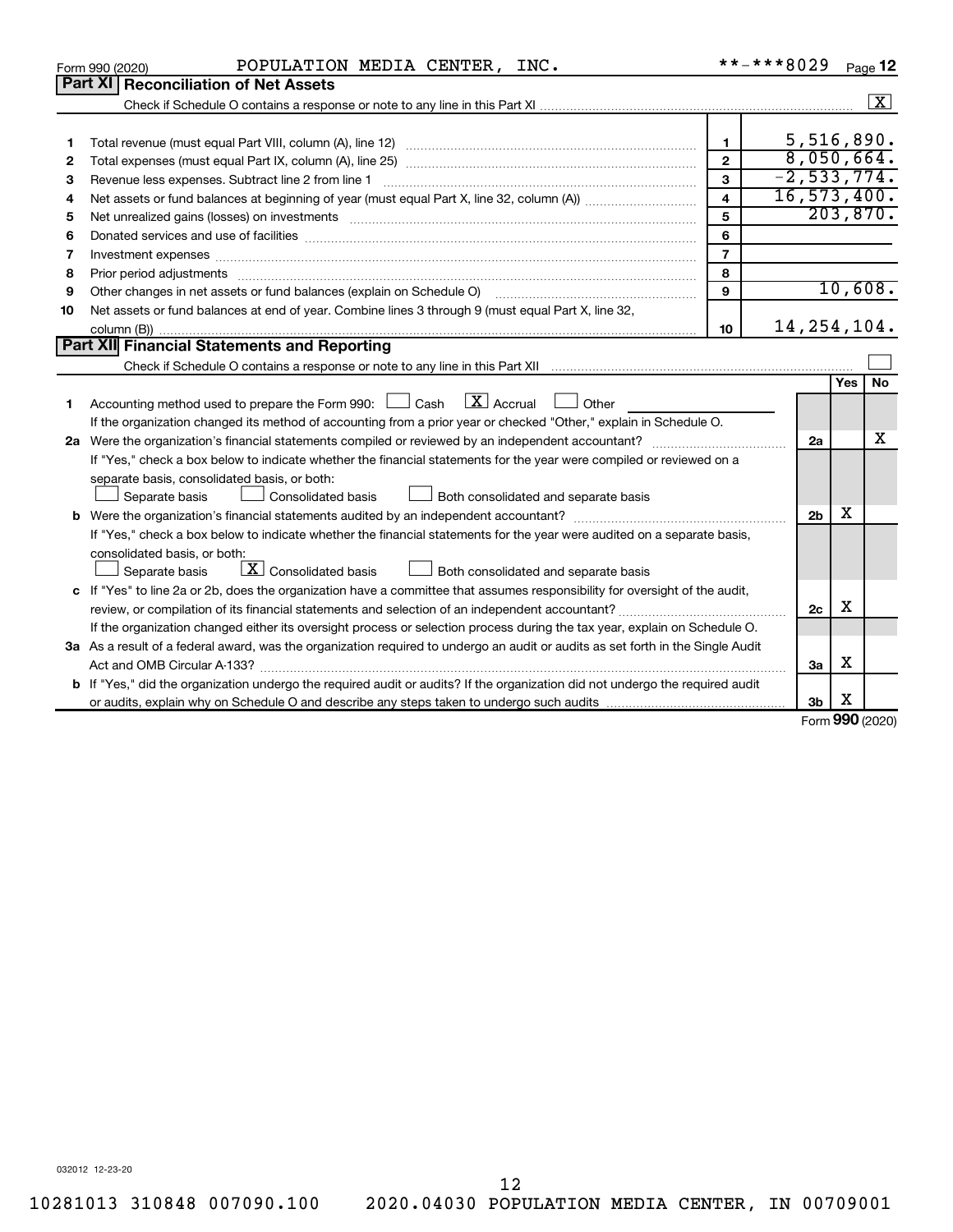Form 990 (2020) POPULATION MEDIA CENTER, INC. **-***8029 Page 12

## Part XI Reconciliation of Net Assets

Check if Schedule O contains a response or note to any line in this Part XI [X]

| | | | |
|---|---|---|---|
| 1 | Total revenue (must equal Part VIII, column (A), line 12) | 1 | 5,516,890. |
| 2 | Total expenses (must equal Part IX, column (A), line 25) | 2 | 8,050,664. |
| 3 | Revenue less expenses. Subtract line 2 from line 1 | 3 | -2,533,774. |
| 4 | Net assets or fund balances at beginning of year (must equal Part X, line 32, column (A)) | 4 | 16,573,400. |
| 5 | Net unrealized gains (losses) on investments | 5 | 203,870. |
| 6 | Donated services and use of facilities | 6 | |
| 7 | Investment expenses | 7 | |
| 8 | Prior period adjustments | 8 | |
| 9 | Other changes in net assets or fund balances (explain on Schedule O) | 9 | 10,608. |
| 10 | Net assets or fund balances at end of year. Combine lines 3 through 9 (must equal Part X, line 32, column (B)) | 10 | 14,254,104. |

## Part XII Financial Statements and Reporting

Check if Schedule O contains a response or note to any line in this Part XII [ ]

| | | | Yes | No |
|---|---|---|---|---|
| 1 | Accounting method used to prepare the Form 990: [ ] Cash [X] Accrual [ ] Other<br>If the organization changed its method of accounting from a prior year or checked "Other," explain in Schedule O. | | | |
| 2a | Were the organization's financial statements compiled or reviewed by an independent accountant?<br>If "Yes," check a box below to indicate whether the financial statements for the year were compiled or reviewed on a separate basis, consolidated basis, or both:<br>[ ] Separate basis [ ] Consolidated basis [ ] Both consolidated and separate basis | 2a | | X |
| b | Were the organization's financial statements audited by an independent accountant?<br>If "Yes," check a box below to indicate whether the financial statements for the year were audited on a separate basis, consolidated basis, or both:<br>[ ] Separate basis [X] Consolidated basis [ ] Both consolidated and separate basis | 2b | X | |
| c | If "Yes" to line 2a or 2b, does the organization have a committee that assumes responsibility for oversight of the audit, review, or compilation of its financial statements and selection of an independent accountant?<br>If the organization changed either its oversight process or selection process during the tax year, explain on Schedule O. | 2c | X | |
| 3a | As a result of a federal award, was the organization required to undergo an audit or audits as set forth in the Single Audit Act and OMB Circular A-133? | 3a | X | |
| b | If "Yes," did the organization undergo the required audit or audits? If the organization did not undergo the required audit or audits, explain why on Schedule O and describe any steps taken to undergo such audits | 3b | X | |

Form 990 (2020)

032012 12-23-20

10281013 310848 007090.100 2020.04030 POPULATION MEDIA CENTER, IN 00709001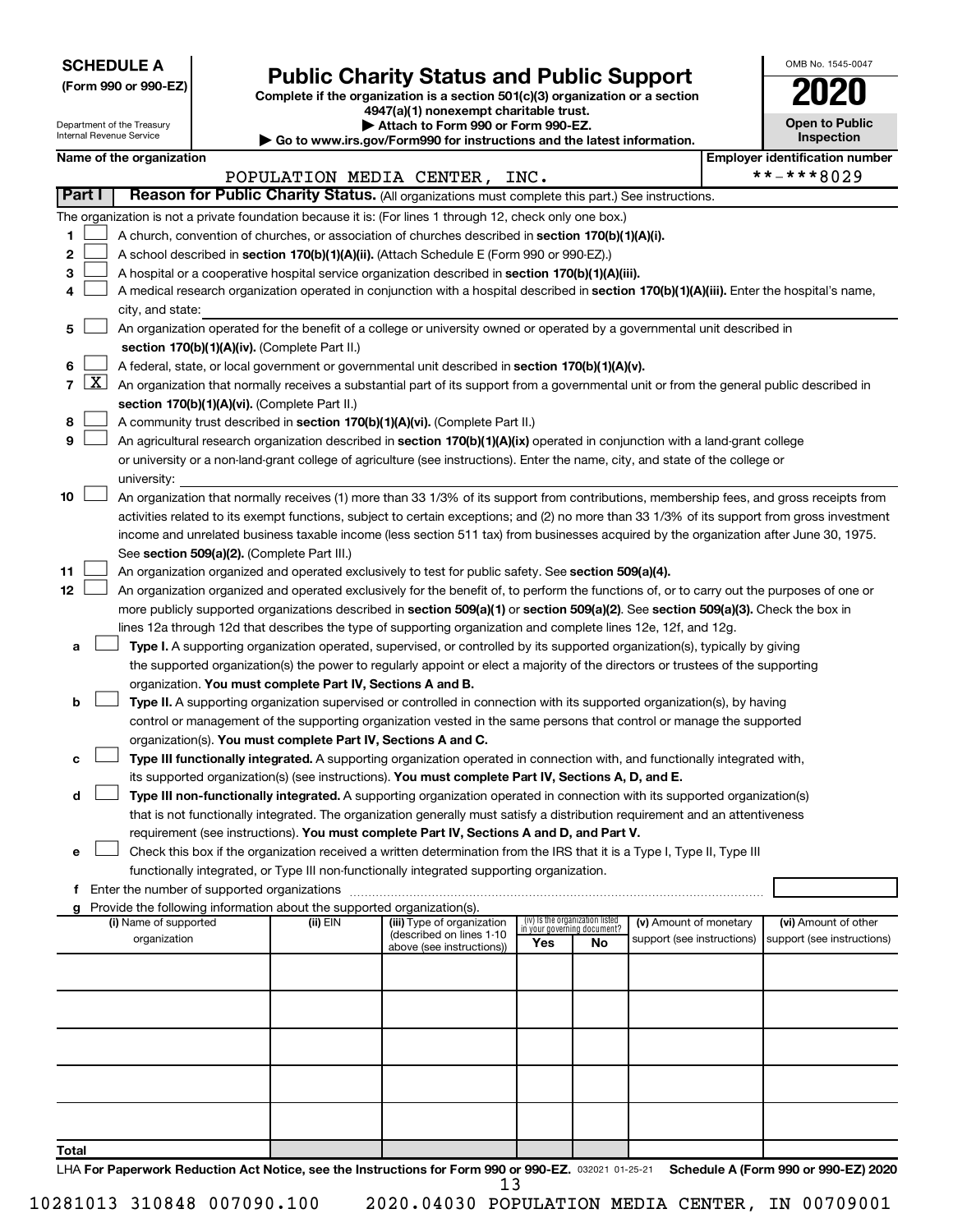**SCHEDULE A**
**(Form 990 or 990-EZ)**

Department of the Treasury
Internal Revenue Service

# Public Charity Status and Public Support

**Complete if the organization is a section 501(c)(3) organization or a section 4947(a)(1) nonexempt charitable trust.**
**▶ Attach to Form 990 or Form 990-EZ.**
**▶ Go to www.irs.gov/Form990 for instructions and the latest information.**

OMB No. 1545-0047
**2020**
**Open to Public Inspection**

**Name of the organization:** POPULATION MEDIA CENTER, INC.
**Employer identification number:** **-***8029

## Part I — Reason for Public Charity Status. (All organizations must complete this part.) See instructions.

The organization is not a private foundation because it is: (For lines 1 through 12, check only one box.)

1. [ ] A church, convention of churches, or association of churches described in **section 170(b)(1)(A)(i).**
2. [ ] A school described in **section 170(b)(1)(A)(ii).** (Attach Schedule E (Form 990 or 990-EZ).)
3. [ ] A hospital or a cooperative hospital service organization described in **section 170(b)(1)(A)(iii).**
4. [ ] A medical research organization operated in conjunction with a hospital described in **section 170(b)(1)(A)(iii).** Enter the hospital's name, city, and state:
5. [ ] An organization operated for the benefit of a college or university owned or operated by a governmental unit described in **section 170(b)(1)(A)(iv).** (Complete Part II.)
6. [ ] A federal, state, or local government or governmental unit described in **section 170(b)(1)(A)(v).**
7. [X] An organization that normally receives a substantial part of its support from a governmental unit or from the general public described in **section 170(b)(1)(A)(vi).** (Complete Part II.)
8. [ ] A community trust described in **section 170(b)(1)(A)(vi).** (Complete Part II.)
9. [ ] An agricultural research organization described in **section 170(b)(1)(A)(ix)** operated in conjunction with a land-grant college or university or a non-land-grant college of agriculture (see instructions). Enter the name, city, and state of the college or university:
10. [ ] An organization that normally receives (1) more than 33 1/3% of its support from contributions, membership fees, and gross receipts from activities related to its exempt functions, subject to certain exceptions; and (2) no more than 33 1/3% of its support from gross investment income and unrelated business taxable income (less section 511 tax) from businesses acquired by the organization after June 30, 1975. See **section 509(a)(2).** (Complete Part III.)
11. [ ] An organization organized and operated exclusively to test for public safety. See **section 509(a)(4).**
12. [ ] An organization organized and operated exclusively for the benefit of, to perform the functions of, or to carry out the purposes of one or more publicly supported organizations described in **section 509(a)(1)** or **section 509(a)(2)**. See **section 509(a)(3).** Check the box in lines 12a through 12d that describes the type of supporting organization and complete lines 12e, 12f, and 12g.

   a. [ ] **Type I.** A supporting organization operated, supervised, or controlled by its supported organization(s), typically by giving the supported organization(s) the power to regularly appoint or elect a majority of the directors or trustees of the supporting organization. **You must complete Part IV, Sections A and B.**

   b. [ ] **Type II.** A supporting organization supervised or controlled in connection with its supported organization(s), by having control or management of the supporting organization vested in the same persons that control or manage the supported organization(s). **You must complete Part IV, Sections A and C.**

   c. [ ] **Type III functionally integrated.** A supporting organization operated in connection with, and functionally integrated with, its supported organization(s) (see instructions). **You must complete Part IV, Sections A, D, and E.**

   d. [ ] **Type III non-functionally integrated.** A supporting organization operated in connection with its supported organization(s) that is not functionally integrated. The organization generally must satisfy a distribution requirement and an attentiveness requirement (see instructions). **You must complete Part IV, Sections A and D, and Part V.**

   e. [ ] Check this box if the organization received a written determination from the IRS that it is a Type I, Type II, Type III functionally integrated, or Type III non-functionally integrated supporting organization.

   f. Enter the number of supported organizations

   g. Provide the following information about the supported organization(s).

| (i) Name of supported organization | (ii) EIN | (iii) Type of organization (described on lines 1-10 above (see instructions)) | (iv) Is the organization listed in your governing document? Yes | No | (v) Amount of monetary support (see instructions) | (vi) Amount of other support (see instructions) |
|---|---|---|---|---|---|---|
| | | | | | | |
| | | | | | | |
| | | | | | | |
| | | | | | | |
| | | | | | | |
| **Total** | | | | | | |

LHA **For Paperwork Reduction Act Notice, see the Instructions for Form 990 or 990-EZ.** 032021 01-25-21 **Schedule A (Form 990 or 990-EZ) 2020**

10281013 310848 007090.100 2020.04030 POPULATION MEDIA CENTER, IN 00709001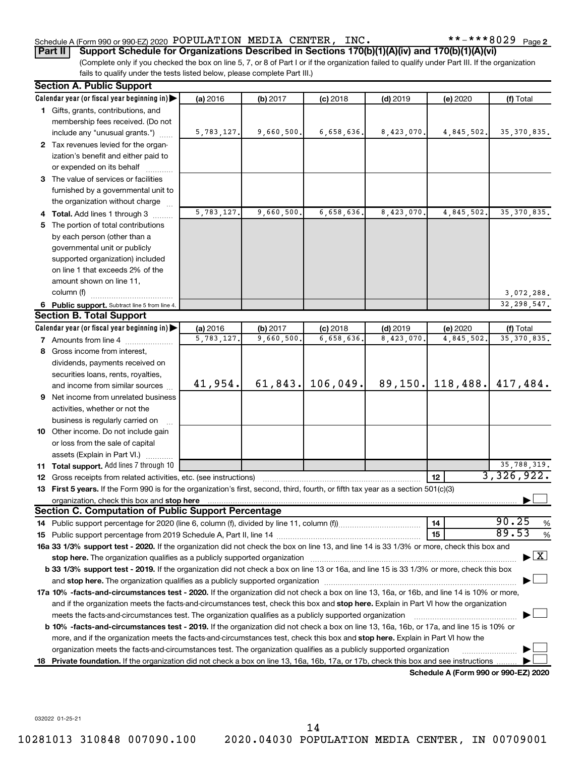Schedule A (Form 990 or 990-EZ) 2020 POPULATION MEDIA CENTER, INC. **-***8029 Page 2

**Part II Support Schedule for Organizations Described in Sections 170(b)(1)(A)(iv) and 170(b)(1)(A)(vi)**

(Complete only if you checked the box on line 5, 7, or 8 of Part I or if the organization failed to qualify under Part III. If the organization fails to qualify under the tests listed below, please complete Part III.)

**Section A. Public Support**

| Calendar year (or fiscal year beginning in) | (a) 2016 | (b) 2017 | (c) 2018 | (d) 2019 | (e) 2020 | (f) Total |
|---|---|---|---|---|---|---|
| 1 Gifts, grants, contributions, and membership fees received. (Do not include any "unusual grants.") | 5,783,127. | 9,660,500. | 6,658,636. | 8,423,070. | 4,845,502. | 35,370,835. |
| 2 Tax revenues levied for the organization's benefit and either paid to or expended on its behalf | | | | | | |
| 3 The value of services or facilities furnished by a governmental unit to the organization without charge | | | | | | |
| 4 Total. Add lines 1 through 3 | 5,783,127. | 9,660,500. | 6,658,636. | 8,423,070. | 4,845,502. | 35,370,835. |
| 5 The portion of total contributions by each person (other than a governmental unit or publicly supported organization) included on line 1 that exceeds 2% of the amount shown on line 11, column (f) | | | | | | 3,072,288. |
| 6 Public support. Subtract line 5 from line 4. | | | | | | 32,298,547. |

**Section B. Total Support**

| Calendar year (or fiscal year beginning in) | (a) 2016 | (b) 2017 | (c) 2018 | (d) 2019 | (e) 2020 | (f) Total |
|---|---|---|---|---|---|---|
| 7 Amounts from line 4 | 5,783,127. | 9,660,500. | 6,658,636. | 8,423,070. | 4,845,502. | 35,370,835. |
| 8 Gross income from interest, dividends, payments received on securities loans, rents, royalties, and income from similar sources | 41,954. | 61,843. | 106,049. | 89,150. | 118,488. | 417,484. |
| 9 Net income from unrelated business activities, whether or not the business is regularly carried on | | | | | | |
| 10 Other income. Do not include gain or loss from the sale of capital assets (Explain in Part VI.) | | | | | | |
| 11 Total support. Add lines 7 through 10 | | | | | | 35,788,319. |

12 Gross receipts from related activities, etc. (see instructions) — 12: 3,326,922.

13 **First 5 years.** If the Form 990 is for the organization's first, second, third, fourth, or fifth tax year as a section 501(c)(3) organization, check this box and **stop here** ☐

**Section C. Computation of Public Support Percentage**

14 Public support percentage for 2020 (line 6, column (f), divided by line 11, column (f)) — 14: 90.25 %

15 Public support percentage from 2019 Schedule A, Part II, line 14 — 15: 89.53 %

**16a 33 1/3% support test - 2020.** If the organization did not check the box on line 13, and line 14 is 33 1/3% or more, check this box and **stop here.** The organization qualifies as a publicly supported organization ☒

**b 33 1/3% support test - 2019.** If the organization did not check a box on line 13 or 16a, and line 15 is 33 1/3% or more, check this box and **stop here.** The organization qualifies as a publicly supported organization ☐

**17a 10% -facts-and-circumstances test - 2020.** If the organization did not check a box on line 13, 16a, or 16b, and line 14 is 10% or more, and if the organization meets the facts-and-circumstances test, check this box and **stop here.** Explain in Part VI how the organization meets the facts-and-circumstances test. The organization qualifies as a publicly supported organization ☐

**b 10% -facts-and-circumstances test - 2019.** If the organization did not check a box on line 13, 16a, 16b, or 17a, and line 15 is 10% or more, and if the organization meets the facts-and-circumstances test, check this box and **stop here.** Explain in Part VI how the organization meets the facts-and-circumstances test. The organization qualifies as a publicly supported organization ☐

**18 Private foundation.** If the organization did not check a box on line 13, 16a, 16b, 17a, or 17b, check this box and see instructions ☐

**Schedule A (Form 990 or 990-EZ) 2020**

032022 01-25-21

10281013 310848 007090.100 2020.04030 POPULATION MEDIA CENTER, IN 00709001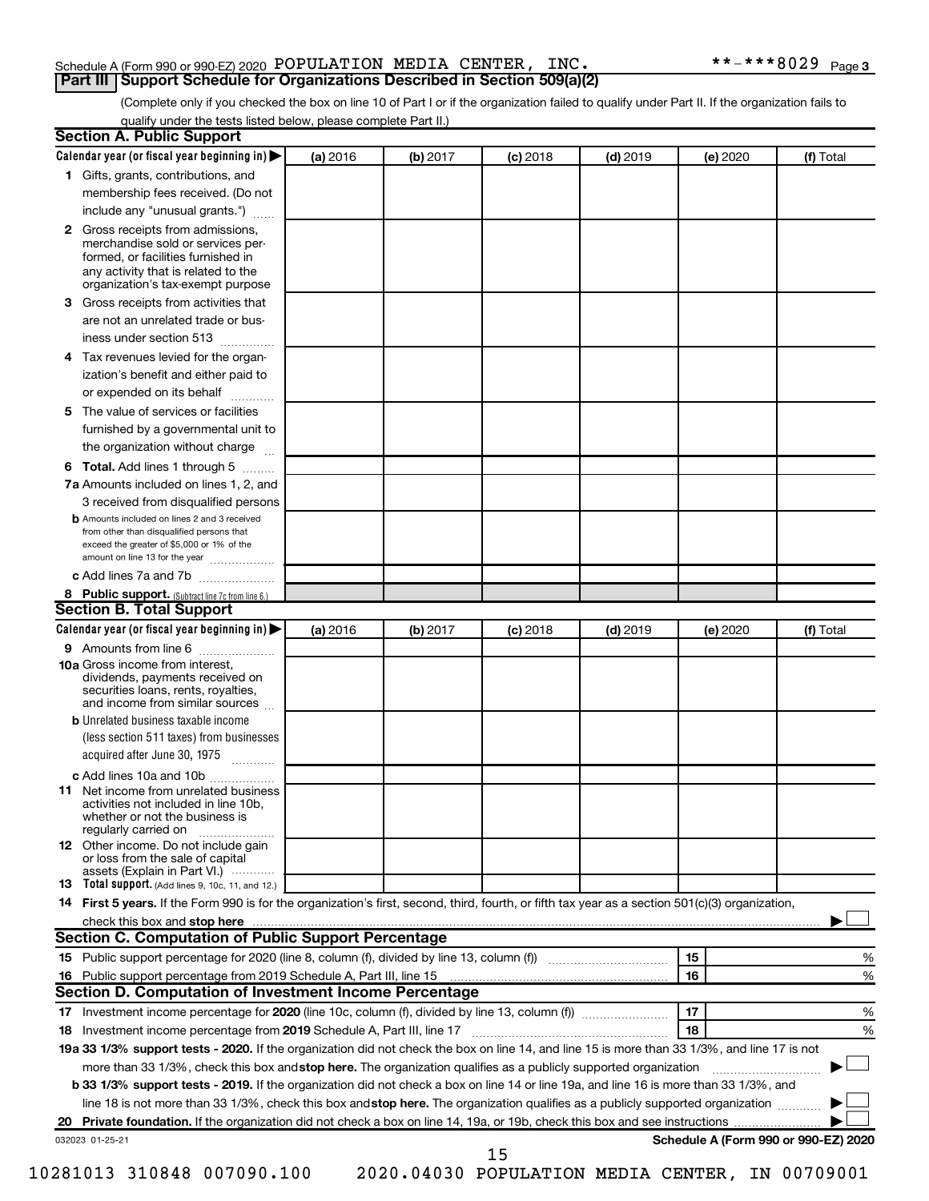Schedule A (Form 990 or 990-EZ) 2020 POPULATION MEDIA CENTER, INC. **-***8029 Page 3

## Part III | Support Schedule for Organizations Described in Section 509(a)(2)

(Complete only if you checked the box on line 10 of Part I or if the organization failed to qualify under Part II. If the organization fails to qualify under the tests listed below, please complete Part II.)

### Section A. Public Support

| Calendar year (or fiscal year beginning in) ▶ | (a) 2016 | (b) 2017 | (c) 2018 | (d) 2019 | (e) 2020 | (f) Total |
|---|---|---|---|---|---|---|
| **1** Gifts, grants, contributions, and membership fees received. (Do not include any "unusual grants.") | | | | | | |
| **2** Gross receipts from admissions, merchandise sold or services performed, or facilities furnished in any activity that is related to the organization's tax-exempt purpose | | | | | | |
| **3** Gross receipts from activities that are not an unrelated trade or business under section 513 | | | | | | |
| **4** Tax revenues levied for the organization's benefit and either paid to or expended on its behalf | | | | | | |
| **5** The value of services or facilities furnished by a governmental unit to the organization without charge | | | | | | |
| **6 Total.** Add lines 1 through 5 | | | | | | |
| **7a** Amounts included on lines 1, 2, and 3 received from disqualified persons | | | | | | |
| **b** Amounts included on lines 2 and 3 received from other than disqualified persons that exceed the greater of $5,000 or 1% of the amount on line 13 for the year | | | | | | |
| **c** Add lines 7a and 7b | | | | | | |
| **8 Public support.** (Subtract line 7c from line 6.) | | | | | | |

### Section B. Total Support

| Calendar year (or fiscal year beginning in) ▶ | (a) 2016 | (b) 2017 | (c) 2018 | (d) 2019 | (e) 2020 | (f) Total |
|---|---|---|---|---|---|---|
| **9** Amounts from line 6 | | | | | | |
| **10a** Gross income from interest, dividends, payments received on securities loans, rents, royalties, and income from similar sources | | | | | | |
| **b** Unrelated business taxable income (less section 511 taxes) from businesses acquired after June 30, 1975 | | | | | | |
| **c** Add lines 10a and 10b | | | | | | |
| **11** Net income from unrelated business activities not included in line 10b, whether or not the business is regularly carried on | | | | | | |
| **12** Other income. Do not include gain or loss from the sale of capital assets (Explain in Part VI.) | | | | | | |
| **13 Total support.** (Add lines 9, 10c, 11, and 12.) | | | | | | |

**14 First 5 years.** If the Form 990 is for the organization's first, second, third, fourth, or fifth tax year as a section 501(c)(3) organization, check this box and **stop here** ▶ ☐

### Section C. Computation of Public Support Percentage

| | | | |
|---|---|---|---|
| **15** Public support percentage for 2020 (line 8, column (f), divided by line 13, column (f)) | 15 | | % |
| **16** Public support percentage from 2019 Schedule A, Part III, line 15 | 16 | | % |

### Section D. Computation of Investment Income Percentage

| | | | |
|---|---|---|---|
| **17** Investment income percentage for **2020** (line 10c, column (f), divided by line 13, column (f)) | 17 | | % |
| **18** Investment income percentage from **2019** Schedule A, Part III, line 17 | 18 | | % |

**19a 33 1/3% support tests - 2020.** If the organization did not check the box on line 14, and line 15 is more than 33 1/3%, and line 17 is not more than 33 1/3%, check this box and **stop here.** The organization qualifies as a publicly supported organization ▶ ☐

**b 33 1/3% support tests - 2019.** If the organization did not check a box on line 14 or line 19a, and line 16 is more than 33 1/3%, and line 18 is not more than 33 1/3%, check this box and **stop here.** The organization qualifies as a publicly supported organization ▶ ☐

**20 Private foundation.** If the organization did not check a box on line 14, 19a, or 19b, check this box and see instructions ▶ ☐

032023 01-25-21 **Schedule A (Form 990 or 990-EZ) 2020**

10281013 310848 007090.100 2020.04030 POPULATION MEDIA CENTER, IN 00709001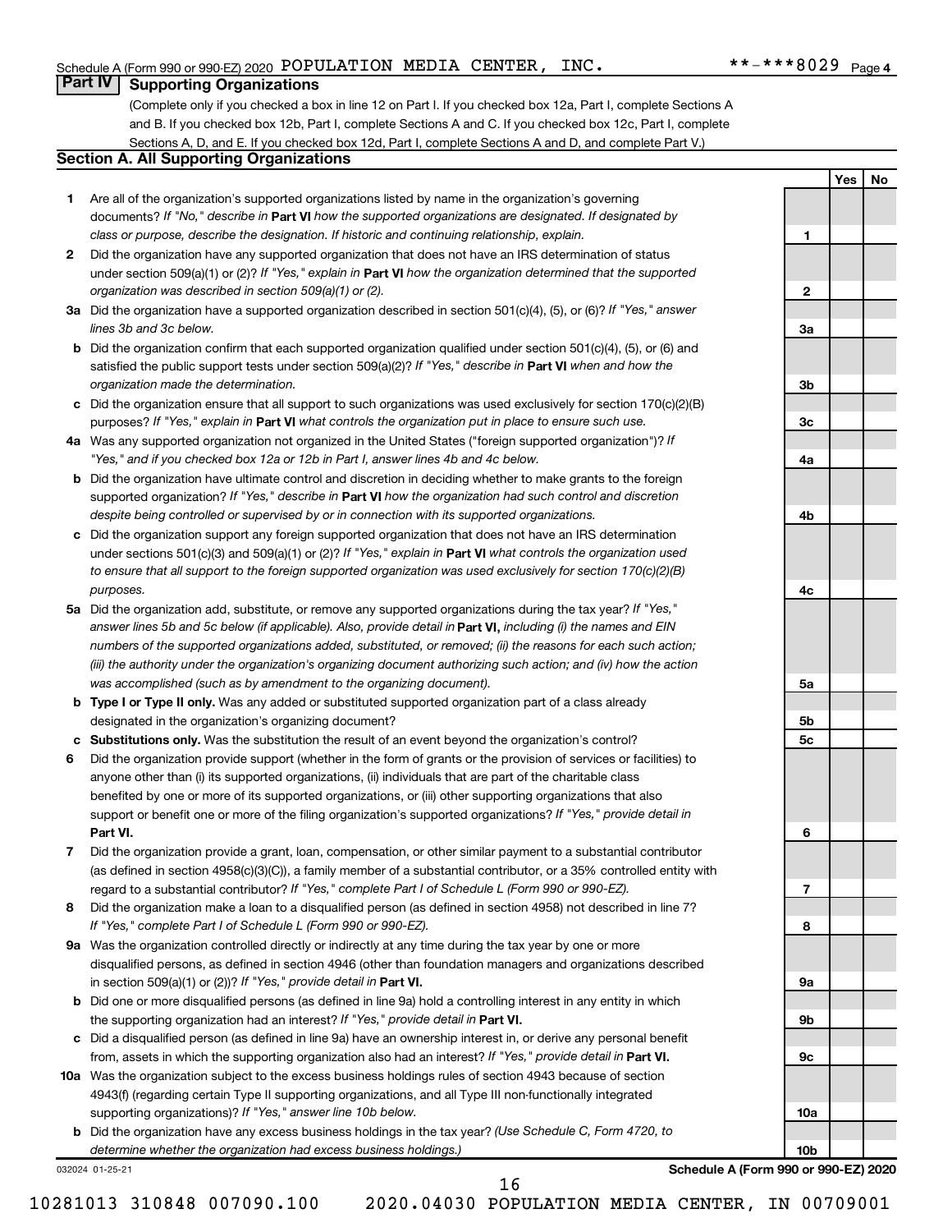Schedule A (Form 990 or 990-EZ) 2020 POPULATION MEDIA CENTER, INC. **-***8029 Page 4

## Part IV Supporting Organizations

(Complete only if you checked a box in line 12 on Part I. If you checked box 12a, Part I, complete Sections A and B. If you checked box 12b, Part I, complete Sections A and C. If you checked box 12c, Part I, complete Sections A, D, and E. If you checked box 12d, Part I, complete Sections A and D, and complete Part V.)

### Section A. All Supporting Organizations

| | | | Yes | No |
|---|---|---|---|---|
| 1 | Are all of the organization's supported organizations listed by name in the organization's governing documents? *If "No," describe in* **Part VI** *how the supported organizations are designated. If designated by class or purpose, describe the designation. If historic and continuing relationship, explain.* | 1 | | |
| 2 | Did the organization have any supported organization that does not have an IRS determination of status under section 509(a)(1) or (2)? *If "Yes," explain in* **Part VI** *how the organization determined that the supported organization was described in section 509(a)(1) or (2).* | 2 | | |
| 3a | Did the organization have a supported organization described in section 501(c)(4), (5), or (6)? *If "Yes," answer lines 3b and 3c below.* | 3a | | |
| b | Did the organization confirm that each supported organization qualified under section 501(c)(4), (5), or (6) and satisfied the public support tests under section 509(a)(2)? *If "Yes," describe in* **Part VI** *when and how the organization made the determination.* | 3b | | |
| c | Did the organization ensure that all support to such organizations was used exclusively for section 170(c)(2)(B) purposes? *If "Yes," explain in* **Part VI** *what controls the organization put in place to ensure such use.* | 3c | | |
| 4a | Was any supported organization not organized in the United States ("foreign supported organization")? *If "Yes," and if you checked box 12a or 12b in Part I, answer lines 4b and 4c below.* | 4a | | |
| b | Did the organization have ultimate control and discretion in deciding whether to make grants to the foreign supported organization? *If "Yes," describe in* **Part VI** *how the organization had such control and discretion despite being controlled or supervised by or in connection with its supported organizations.* | 4b | | |
| c | Did the organization support any foreign supported organization that does not have an IRS determination under sections 501(c)(3) and 509(a)(1) or (2)? *If "Yes," explain in* **Part VI** *what controls the organization used to ensure that all support to the foreign supported organization was used exclusively for section 170(c)(2)(B) purposes.* | 4c | | |
| 5a | Did the organization add, substitute, or remove any supported organizations during the tax year? *If "Yes," answer lines 5b and 5c below (if applicable). Also, provide detail in* **Part VI,** *including (i) the names and EIN numbers of the supported organizations added, substituted, or removed; (ii) the reasons for each such action; (iii) the authority under the organization's organizing document authorizing such action; and (iv) how the action was accomplished (such as by amendment to the organizing document).* | 5a | | |
| b | **Type I or Type II only.** Was any added or substituted supported organization part of a class already designated in the organization's organizing document? | 5b | | |
| c | **Substitutions only.** Was the substitution the result of an event beyond the organization's control? | 5c | | |
| 6 | Did the organization provide support (whether in the form of grants or the provision of services or facilities) to anyone other than (i) its supported organizations, (ii) individuals that are part of the charitable class benefited by one or more of its supported organizations, or (iii) other supporting organizations that also support or benefit one or more of the filing organization's supported organizations? *If "Yes," provide detail in* **Part VI.** | 6 | | |
| 7 | Did the organization provide a grant, loan, compensation, or other similar payment to a substantial contributor (as defined in section 4958(c)(3)(C)), a family member of a substantial contributor, or a 35% controlled entity with regard to a substantial contributor? *If "Yes," complete Part I of Schedule L (Form 990 or 990-EZ).* | 7 | | |
| 8 | Did the organization make a loan to a disqualified person (as defined in section 4958) not described in line 7? *If "Yes," complete Part I of Schedule L (Form 990 or 990-EZ).* | 8 | | |
| 9a | Was the organization controlled directly or indirectly at any time during the tax year by one or more disqualified persons, as defined in section 4946 (other than foundation managers and organizations described in section 509(a)(1) or (2))? *If "Yes," provide detail in* **Part VI.** | 9a | | |
| b | Did one or more disqualified persons (as defined in line 9a) hold a controlling interest in any entity in which the supporting organization had an interest? *If "Yes," provide detail in* **Part VI.** | 9b | | |
| c | Did a disqualified person (as defined in line 9a) have an ownership interest in, or derive any personal benefit from, assets in which the supporting organization also had an interest? *If "Yes," provide detail in* **Part VI.** | 9c | | |
| 10a | Was the organization subject to the excess business holdings rules of section 4943 because of section 4943(f) (regarding certain Type II supporting organizations, and all Type III non-functionally integrated supporting organizations)? *If "Yes," answer line 10b below.* | 10a | | |
| b | Did the organization have any excess business holdings in the tax year? *(Use Schedule C, Form 4720, to determine whether the organization had excess business holdings.)* | 10b | | |

032024 01-25-21 **Schedule A (Form 990 or 990-EZ) 2020**

10281013 310848 007090.100 2020.04030 POPULATION MEDIA CENTER, IN 00709001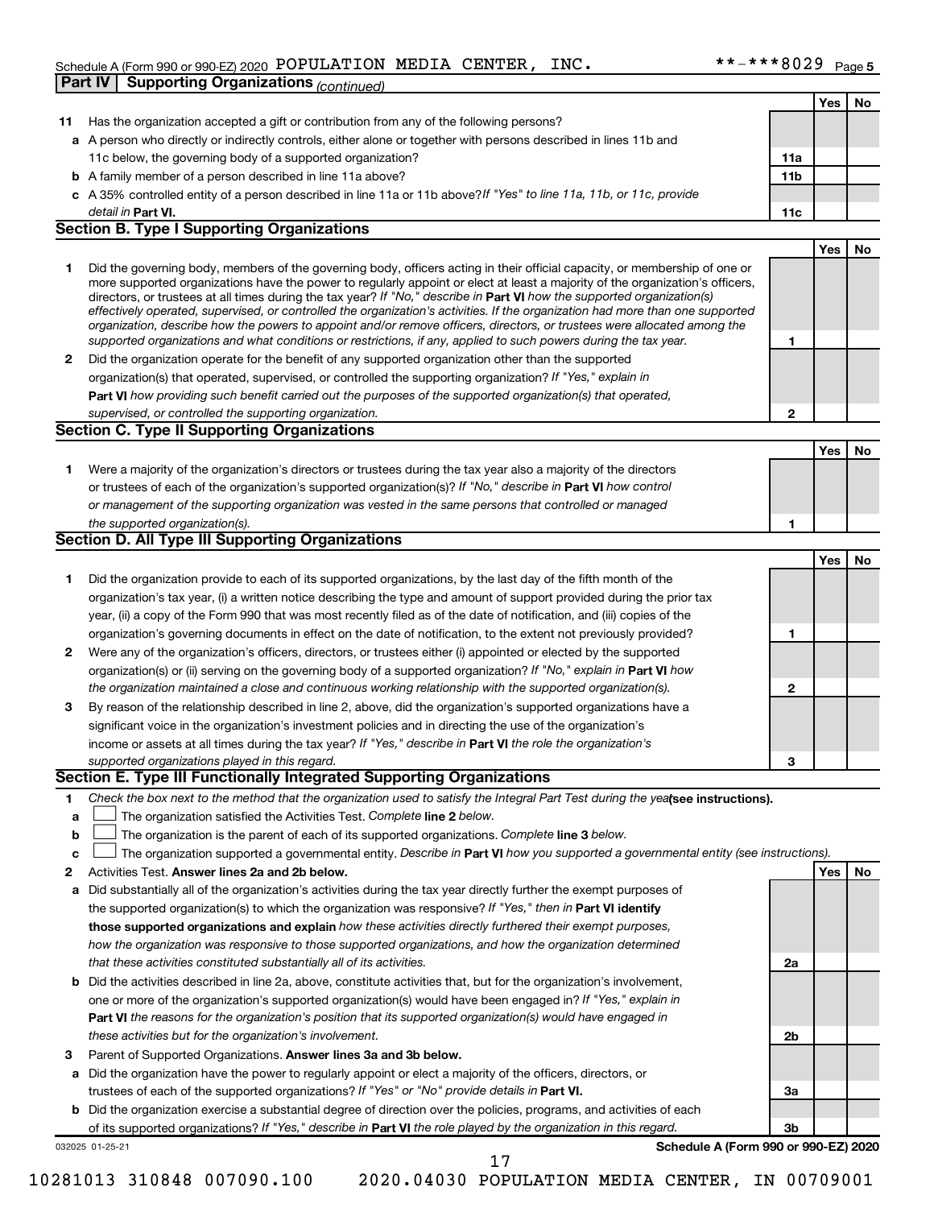Schedule A (Form 990 or 990-EZ) 2020 POPULATION MEDIA CENTER, INC. **-***8029 Page 5

**Part IV Supporting Organizations** *(continued)*

| | | | Yes | No |
|---|---|---|---|---|
| **11** | Has the organization accepted a gift or contribution from any of the following persons? | | | |
| **a** | A person who directly or indirectly controls, either alone or together with persons described in lines 11b and 11c below, the governing body of a supported organization? | **11a** | | |
| **b** | A family member of a person described in line 11a above? | **11b** | | |
| **c** | A 35% controlled entity of a person described in line 11a or 11b above? *If "Yes" to line 11a, 11b, or 11c, provide detail in* **Part VI.** | **11c** | | |

## Section B. Type I Supporting Organizations

| | | | Yes | No |
|---|---|---|---|---|
| **1** | Did the governing body, members of the governing body, officers acting in their official capacity, or membership of one or more supported organizations have the power to regularly appoint or elect at least a majority of the organization's officers, directors, or trustees at all times during the tax year? *If "No," describe in* **Part VI** *how the supported organization(s) effectively operated, supervised, or controlled the organization's activities. If the organization had more than one supported organization, describe how the powers to appoint and/or remove officers, directors, or trustees were allocated among the supported organizations and what conditions or restrictions, if any, applied to such powers during the tax year.* | **1** | | |
| **2** | Did the organization operate for the benefit of any supported organization other than the supported organization(s) that operated, supervised, or controlled the supporting organization? *If "Yes," explain in* **Part VI** *how providing such benefit carried out the purposes of the supported organization(s) that operated, supervised, or controlled the supporting organization.* | **2** | | |

## Section C. Type II Supporting Organizations

| | | | Yes | No |
|---|---|---|---|---|
| **1** | Were a majority of the organization's directors or trustees during the tax year also a majority of the directors or trustees of each of the organization's supported organization(s)? *If "No," describe in* **Part VI** *how control or management of the supporting organization was vested in the same persons that controlled or managed the supported organization(s).* | **1** | | |

## Section D. All Type III Supporting Organizations

| | | | Yes | No |
|---|---|---|---|---|
| **1** | Did the organization provide to each of its supported organizations, by the last day of the fifth month of the organization's tax year, (i) a written notice describing the type and amount of support provided during the prior tax year, (ii) a copy of the Form 990 that was most recently filed as of the date of notification, and (iii) copies of the organization's governing documents in effect on the date of notification, to the extent not previously provided? | **1** | | |
| **2** | Were any of the organization's officers, directors, or trustees either (i) appointed or elected by the supported organization(s) or (ii) serving on the governing body of a supported organization? *If "No," explain in* **Part VI** *how the organization maintained a close and continuous working relationship with the supported organization(s).* | **2** | | |
| **3** | By reason of the relationship described in line 2, above, did the organization's supported organizations have a significant voice in the organization's investment policies and in directing the use of the organization's income or assets at all times during the tax year? *If "Yes," describe in* **Part VI** *the role the organization's supported organizations played in this regard.* | **3** | | |

## Section E. Type III Functionally Integrated Supporting Organizations

**1** *Check the box next to the method that the organization used to satisfy the Integral Part Test during the year* **(see instructions).**

- **a** ☐ The organization satisfied the Activities Test. *Complete* **line 2** *below.*
- **b** ☐ The organization is the parent of each of its supported organizations. *Complete* **line 3** *below.*
- **c** ☐ The organization supported a governmental entity. *Describe in* **Part VI** *how you supported a governmental entity (see instructions).*

| | | | Yes | No |
|---|---|---|---|---|
| **2** | Activities Test. **Answer lines 2a and 2b below.** | | | |
| **a** | Did substantially all of the organization's activities during the tax year directly further the exempt purposes of the supported organization(s) to which the organization was responsive? *If "Yes," then in* **Part VI identify those supported organizations and explain** *how these activities directly furthered their exempt purposes, how the organization was responsive to those supported organizations, and how the organization determined that these activities constituted substantially all of its activities.* | **2a** | | |
| **b** | Did the activities described in line 2a, above, constitute activities that, but for the organization's involvement, one or more of the organization's supported organization(s) would have been engaged in? *If "Yes," explain in* **Part VI** *the reasons for the organization's position that its supported organization(s) would have engaged in these activities but for the organization's involvement.* | **2b** | | |
| **3** | Parent of Supported Organizations. **Answer lines 3a and 3b below.** | | | |
| **a** | Did the organization have the power to regularly appoint or elect a majority of the officers, directors, or trustees of each of the supported organizations? *If "Yes" or "No" provide details in* **Part VI.** | **3a** | | |
| **b** | Did the organization exercise a substantial degree of direction over the policies, programs, and activities of each of its supported organizations? *If "Yes," describe in* **Part VI** *the role played by the organization in this regard.* | **3b** | | |

032025 01-25-21 **Schedule A (Form 990 or 990-EZ) 2020**

10281013 310848 007090.100 2020.04030 POPULATION MEDIA CENTER, IN 00709001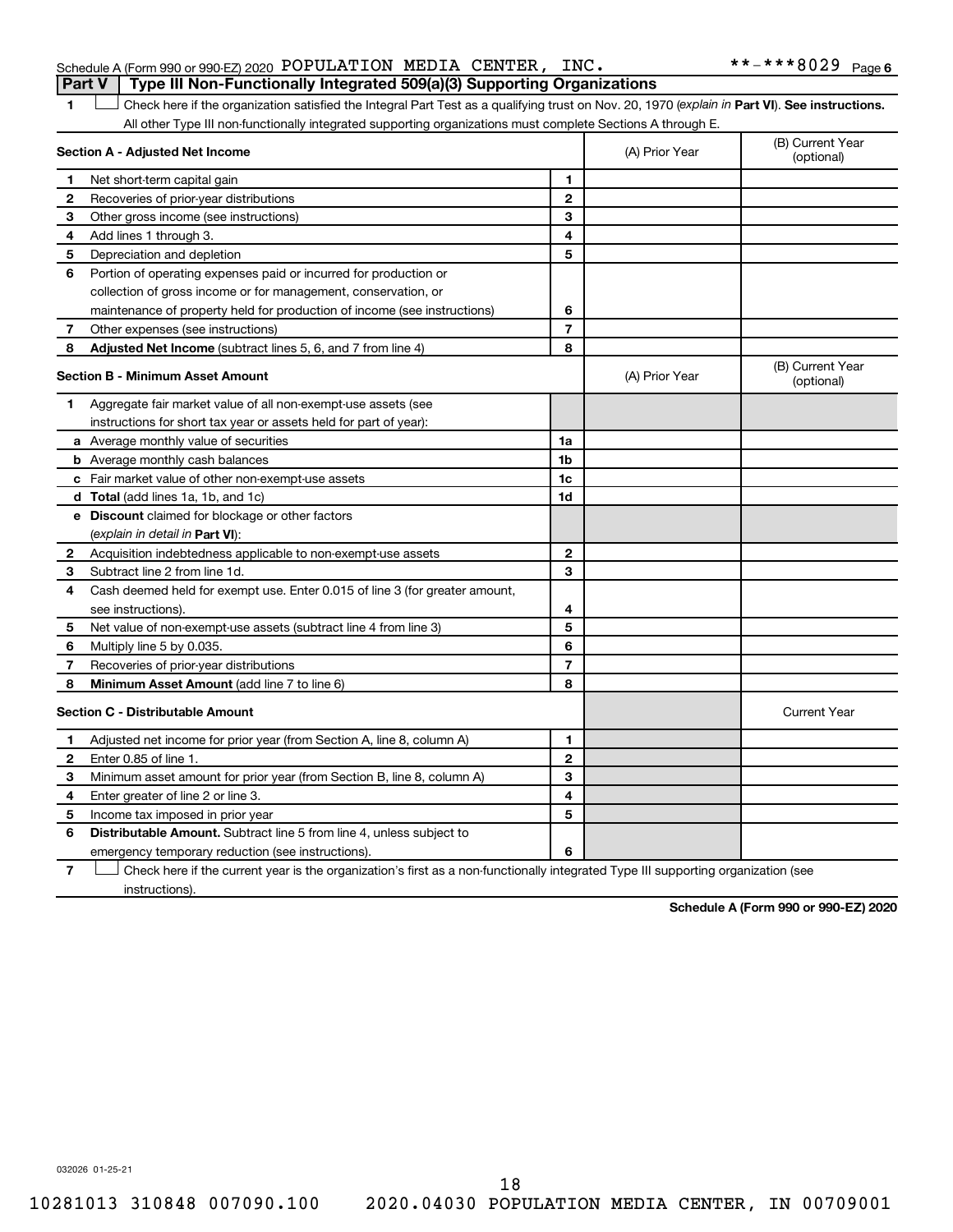Schedule A (Form 990 or 990-EZ) 2020 POPULATION MEDIA CENTER, INC. **-***8029 Page 6

## Part V Type III Non-Functionally Integrated 509(a)(3) Supporting Organizations

1 ☐ Check here if the organization satisfied the Integral Part Test as a qualifying trust on Nov. 20, 1970 (*explain in* **Part VI**). **See instructions.** All other Type III non-functionally integrated supporting organizations must complete Sections A through E.

| Section A - Adjusted Net Income | | | (A) Prior Year | (B) Current Year (optional) |
|---|---|---|---|---|
| 1 | Net short-term capital gain | 1 | | |
| 2 | Recoveries of prior-year distributions | 2 | | |
| 3 | Other gross income (see instructions) | 3 | | |
| 4 | Add lines 1 through 3. | 4 | | |
| 5 | Depreciation and depletion | 5 | | |
| 6 | Portion of operating expenses paid or incurred for production or collection of gross income or for management, conservation, or maintenance of property held for production of income (see instructions) | 6 | | |
| 7 | Other expenses (see instructions) | 7 | | |
| 8 | **Adjusted Net Income** (subtract lines 5, 6, and 7 from line 4) | 8 | | |

| Section B - Minimum Asset Amount | | | (A) Prior Year | (B) Current Year (optional) |
|---|---|---|---|---|
| 1 | Aggregate fair market value of all non-exempt-use assets (see instructions for short tax year or assets held for part of year): | | | |
| a | Average monthly value of securities | 1a | | |
| b | Average monthly cash balances | 1b | | |
| c | Fair market value of other non-exempt-use assets | 1c | | |
| d | **Total** (add lines 1a, 1b, and 1c) | 1d | | |
| e | **Discount** claimed for blockage or other factors (*explain in detail in* **Part VI**): | | | |
| 2 | Acquisition indebtedness applicable to non-exempt-use assets | 2 | | |
| 3 | Subtract line 2 from line 1d. | 3 | | |
| 4 | Cash deemed held for exempt use. Enter 0.015 of line 3 (for greater amount, see instructions). | 4 | | |
| 5 | Net value of non-exempt-use assets (subtract line 4 from line 3) | 5 | | |
| 6 | Multiply line 5 by 0.035. | 6 | | |
| 7 | Recoveries of prior-year distributions | 7 | | |
| 8 | **Minimum Asset Amount** (add line 7 to line 6) | 8 | | |

| Section C - Distributable Amount | | | | Current Year |
|---|---|---|---|---|
| 1 | Adjusted net income for prior year (from Section A, line 8, column A) | 1 | | |
| 2 | Enter 0.85 of line 1. | 2 | | |
| 3 | Minimum asset amount for prior year (from Section B, line 8, column A) | 3 | | |
| 4 | Enter greater of line 2 or line 3. | 4 | | |
| 5 | Income tax imposed in prior year | 5 | | |
| 6 | **Distributable Amount.** Subtract line 5 from line 4, unless subject to emergency temporary reduction (see instructions). | 6 | | |

7 ☐ Check here if the current year is the organization's first as a non-functionally integrated Type III supporting organization (see instructions).

**Schedule A (Form 990 or 990-EZ) 2020**

032026 01-25-21

10281013 310848 007090.100 2020.04030 POPULATION MEDIA CENTER, IN 00709001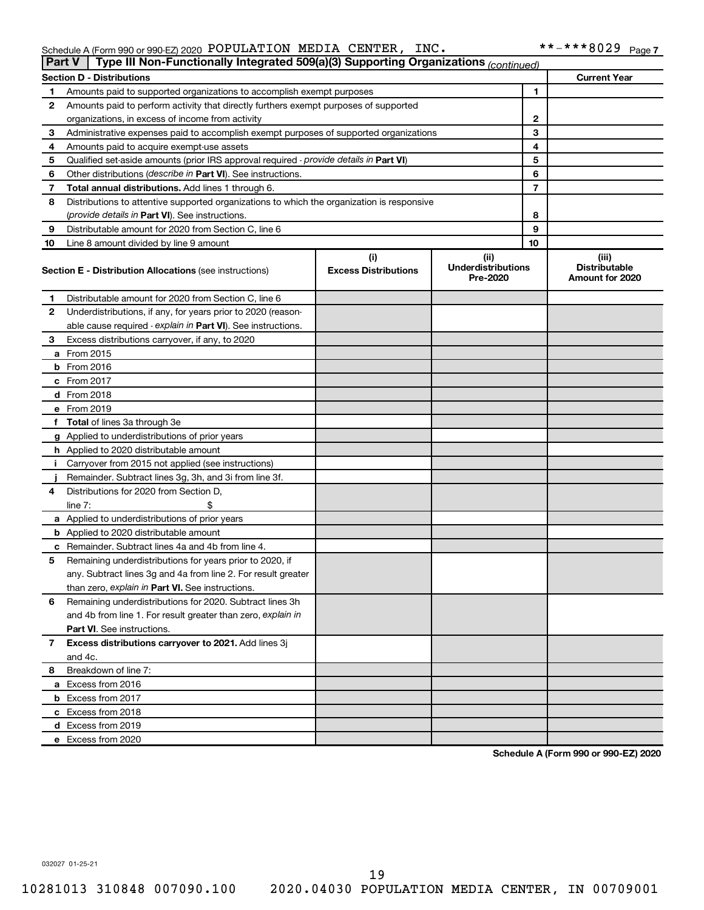Schedule A (Form 990 or 990-EZ) 2020 POPULATION MEDIA CENTER, INC. **-***8029 Page 7

## Part V | Type III Non-Functionally Integrated 509(a)(3) Supporting Organizations (continued)

| Section D - Distributions | | | Current Year |
|---|---|---|---|
| 1 | Amounts paid to supported organizations to accomplish exempt purposes | 1 | |
| 2 | Amounts paid to perform activity that directly furthers exempt purposes of supported organizations, in excess of income from activity | 2 | |
| 3 | Administrative expenses paid to accomplish exempt purposes of supported organizations | 3 | |
| 4 | Amounts paid to acquire exempt-use assets | 4 | |
| 5 | Qualified set-aside amounts (prior IRS approval required - *provide details in* **Part VI**) | 5 | |
| 6 | Other distributions (*describe in* **Part VI**). See instructions. | 6 | |
| 7 | **Total annual distributions.** Add lines 1 through 6. | 7 | |
| 8 | Distributions to attentive supported organizations to which the organization is responsive (*provide details in* **Part VI**). See instructions. | 8 | |
| 9 | Distributable amount for 2020 from Section C, line 6 | 9 | |
| 10 | Line 8 amount divided by line 9 amount | 10 | |

| | Section E - Distribution Allocations (see instructions) | (i) Excess Distributions | (ii) Underdistributions Pre-2020 | (iii) Distributable Amount for 2020 |
|---|---|---|---|---|
| 1 | Distributable amount for 2020 from Section C, line 6 | | | |
| 2 | Underdistributions, if any, for years prior to 2020 (reasonable cause required - *explain in* **Part VI**). See instructions. | | | |
| 3 | Excess distributions carryover, if any, to 2020 | | | |
| a | From 2015 | | | |
| b | From 2016 | | | |
| c | From 2017 | | | |
| d | From 2018 | | | |
| e | From 2019 | | | |
| f | **Total** of lines 3a through 3e | | | |
| g | Applied to underdistributions of prior years | | | |
| h | Applied to 2020 distributable amount | | | |
| i | Carryover from 2015 not applied (see instructions) | | | |
| j | Remainder. Subtract lines 3g, 3h, and 3i from line 3f. | | | |
| 4 | Distributions for 2020 from Section D, line 7: $ | | | |
| a | Applied to underdistributions of prior years | | | |
| b | Applied to 2020 distributable amount | | | |
| c | Remainder. Subtract lines 4a and 4b from line 4. | | | |
| 5 | Remaining underdistributions for years prior to 2020, if any. Subtract lines 3g and 4a from line 2. For result greater than zero, *explain in* **Part VI.** See instructions. | | | |
| 6 | Remaining underdistributions for 2020. Subtract lines 3h and 4b from line 1. For result greater than zero, *explain in* **Part VI**. See instructions. | | | |
| 7 | **Excess distributions carryover to 2021.** Add lines 3j and 4c. | | | |
| 8 | Breakdown of line 7: | | | |
| a | Excess from 2016 | | | |
| b | Excess from 2017 | | | |
| c | Excess from 2018 | | | |
| d | Excess from 2019 | | | |
| e | Excess from 2020 | | | |

**Schedule A (Form 990 or 990-EZ) 2020**

032027 01-25-21

10281013 310848 007090.100 2020.04030 POPULATION MEDIA CENTER, IN 00709001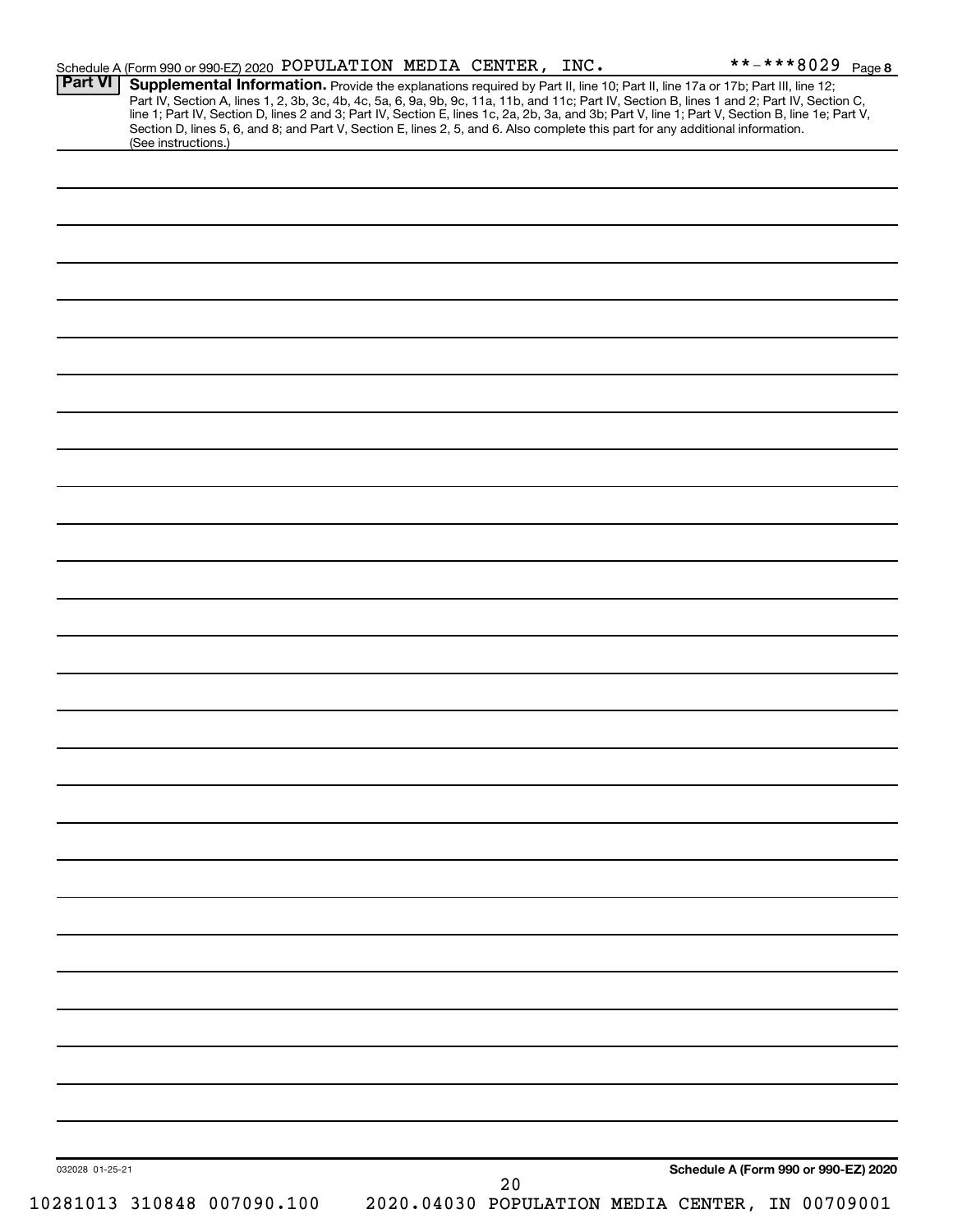Schedule A (Form 990 or 990-EZ) 2020 POPULATION MEDIA CENTER, INC. **-***8029 Page 8

**Part VI** **Supplemental Information.** Provide the explanations required by Part II, line 10; Part II, line 17a or 17b; Part III, line 12; Part IV, Section A, lines 1, 2, 3b, 3c, 4b, 4c, 5a, 6, 9a, 9b, 9c, 11a, 11b, and 11c; Part IV, Section B, lines 1 and 2; Part IV, Section C, line 1; Part IV, Section D, lines 2 and 3; Part IV, Section E, lines 1c, 2a, 2b, 3a, and 3b; Part V, line 1; Part V, Section B, line 1e; Part V, Section D, lines 5, 6, and 8; and Part V, Section E, lines 2, 5, and 6. Also complete this part for any additional information. (See instructions.)

032028 01-25-21

**Schedule A (Form 990 or 990-EZ) 2020**

10281013 310848 007090.100 2020.04030 POPULATION MEDIA CENTER, IN 00709001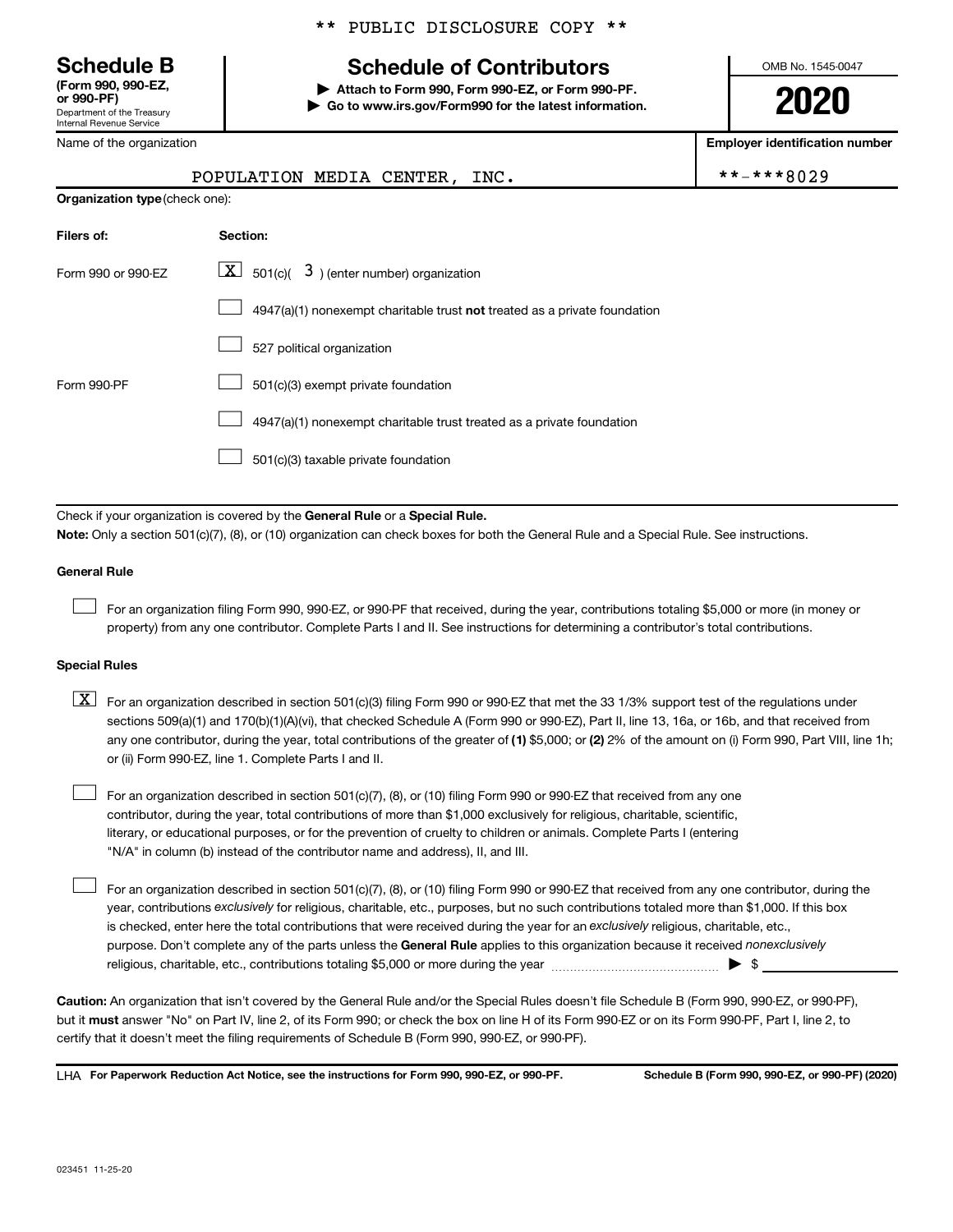** PUBLIC DISCLOSURE COPY **

**Schedule B**
**(Form 990, 990-EZ, or 990-PF)**
Department of the Treasury
Internal Revenue Service

# Schedule of Contributors

▶ **Attach to Form 990, Form 990-EZ, or Form 990-PF.**
▶ **Go to www.irs.gov/Form990 for the latest information.**

OMB No. 1545-0047

**2020**

Name of the organization: POPULATION MEDIA CENTER, INC.

**Employer identification number**: **-***8029

**Organization type** (check one):

| Filers of: | Section: |
|---|---|
| Form 990 or 990-EZ | [X] 501(c)( 3 ) (enter number) organization |
| | [ ] 4947(a)(1) nonexempt charitable trust **not** treated as a private foundation |
| | [ ] 527 political organization |
| Form 990-PF | [ ] 501(c)(3) exempt private foundation |
| | [ ] 4947(a)(1) nonexempt charitable trust treated as a private foundation |
| | [ ] 501(c)(3) taxable private foundation |

Check if your organization is covered by the **General Rule** or a **Special Rule.**

**Note:** Only a section 501(c)(7), (8), or (10) organization can check boxes for both the General Rule and a Special Rule. See instructions.

**General Rule**

[ ] For an organization filing Form 990, 990-EZ, or 990-PF that received, during the year, contributions totaling $5,000 or more (in money or property) from any one contributor. Complete Parts I and II. See instructions for determining a contributor's total contributions.

**Special Rules**

[X] For an organization described in section 501(c)(3) filing Form 990 or 990-EZ that met the 33 1/3% support test of the regulations under sections 509(a)(1) and 170(b)(1)(A)(vi), that checked Schedule A (Form 990 or 990-EZ), Part II, line 13, 16a, or 16b, and that received from any one contributor, during the year, total contributions of the greater of **(1)** $5,000; or **(2)** 2% of the amount on (i) Form 990, Part VIII, line 1h; or (ii) Form 990-EZ, line 1. Complete Parts I and II.

[ ] For an organization described in section 501(c)(7), (8), or (10) filing Form 990 or 990-EZ that received from any one contributor, during the year, total contributions of more than $1,000 exclusively for religious, charitable, scientific, literary, or educational purposes, or for the prevention of cruelty to children or animals. Complete Parts I (entering "N/A" in column (b) instead of the contributor name and address), II, and III.

[ ] For an organization described in section 501(c)(7), (8), or (10) filing Form 990 or 990-EZ that received from any one contributor, during the year, contributions *exclusively* for religious, charitable, etc., purposes, but no such contributions totaled more than $1,000. If this box is checked, enter here the total contributions that were received during the year for an *exclusively* religious, charitable, etc., purpose. Don't complete any of the parts unless the **General Rule** applies to this organization because it received *nonexclusively* religious, charitable, etc., contributions totaling $5,000 or more during the year ▶ $ ____________

**Caution:** An organization that isn't covered by the General Rule and/or the Special Rules doesn't file Schedule B (Form 990, 990-EZ, or 990-PF), but it **must** answer "No" on Part IV, line 2, of its Form 990; or check the box on line H of its Form 990-EZ or on its Form 990-PF, Part I, line 2, to certify that it doesn't meet the filing requirements of Schedule B (Form 990, 990-EZ, or 990-PF).

LHA **For Paperwork Reduction Act Notice, see the instructions for Form 990, 990-EZ, or 990-PF.** **Schedule B (Form 990, 990-EZ, or 990-PF) (2020)**

023451 11-25-20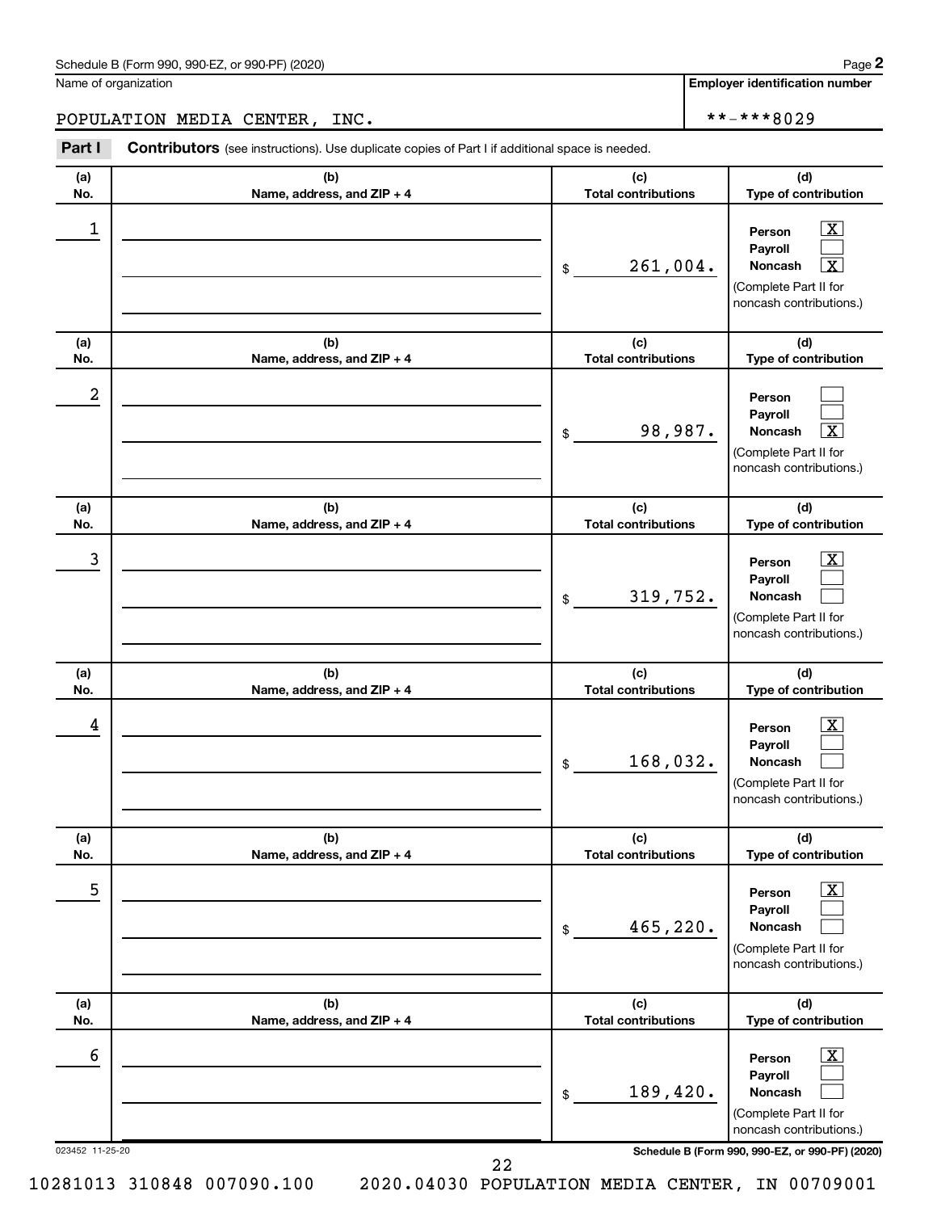Schedule B (Form 990, 990-EZ, or 990-PF) (2020)

Name of organization: POPULATION MEDIA CENTER, INC.

Employer identification number: **-***8029

**Part I — Contributors** (see instructions). Use duplicate copies of Part I if additional space is needed.

| (a) No. | (b) Name, address, and ZIP + 4 | (c) Total contributions | (d) Type of contribution |
|---|---|---|---|
| 1 | | $ 261,004. | Person [X] Payroll [ ] Noncash [X] (Complete Part II for noncash contributions.) |
| 2 | | $ 98,987. | Person [ ] Payroll [ ] Noncash [X] (Complete Part II for noncash contributions.) |
| 3 | | $ 319,752. | Person [X] Payroll [ ] Noncash [ ] (Complete Part II for noncash contributions.) |
| 4 | | $ 168,032. | Person [X] Payroll [ ] Noncash [ ] (Complete Part II for noncash contributions.) |
| 5 | | $ 465,220. | Person [X] Payroll [ ] Noncash [ ] (Complete Part II for noncash contributions.) |
| 6 | | $ 189,420. | Person [X] Payroll [ ] Noncash [ ] (Complete Part II for noncash contributions.) |

023452 11-25-20

Schedule B (Form 990, 990-EZ, or 990-PF) (2020)

10281013 310848 007090.100 2020.04030 POPULATION MEDIA CENTER, IN 00709001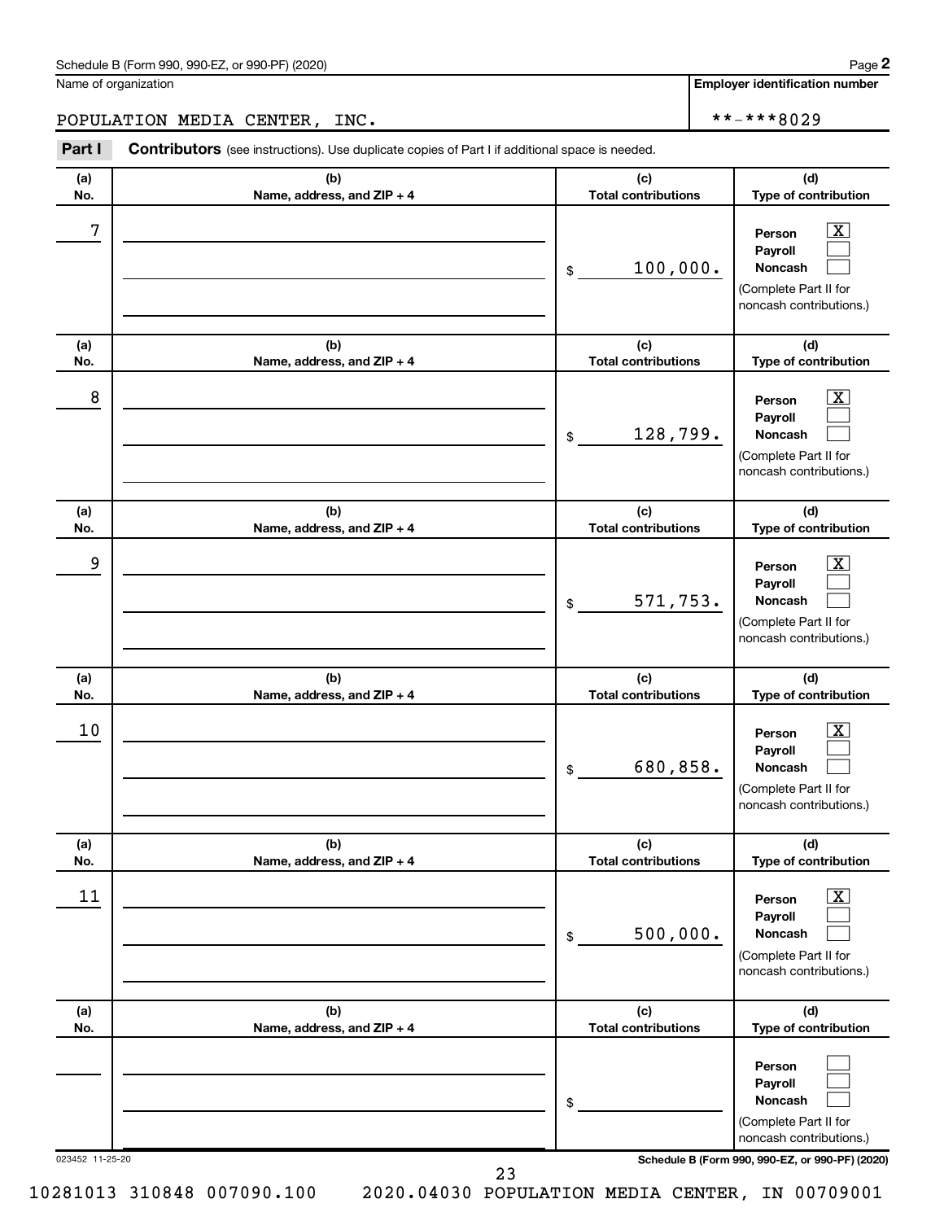Schedule B (Form 990, 990-EZ, or 990-PF) (2020) Page **2**

Name of organization: POPULATION MEDIA CENTER, INC.

**Employer identification number**: **-***8029

**Part I** **Contributors** (see instructions). Use duplicate copies of Part I if additional space is needed.

| (a) No. | (b) Name, address, and ZIP + 4 | (c) Total contributions | (d) Type of contribution |
|---|---|---|---|
| 7 | | $ 100,000. | Person [X] Payroll [ ] Noncash [ ] (Complete Part II for noncash contributions.) |
| 8 | | $ 128,799. | Person [X] Payroll [ ] Noncash [ ] (Complete Part II for noncash contributions.) |
| 9 | | $ 571,753. | Person [X] Payroll [ ] Noncash [ ] (Complete Part II for noncash contributions.) |
| 10 | | $ 680,858. | Person [X] Payroll [ ] Noncash [ ] (Complete Part II for noncash contributions.) |
| 11 | | $ 500,000. | Person [X] Payroll [ ] Noncash [ ] (Complete Part II for noncash contributions.) |
| | | $ | Person [ ] Payroll [ ] Noncash [ ] (Complete Part II for noncash contributions.) |

023452 11-25-20 **Schedule B (Form 990, 990-EZ, or 990-PF) (2020)**

10281013 310848 007090.100 2020.04030 POPULATION MEDIA CENTER, IN 00709001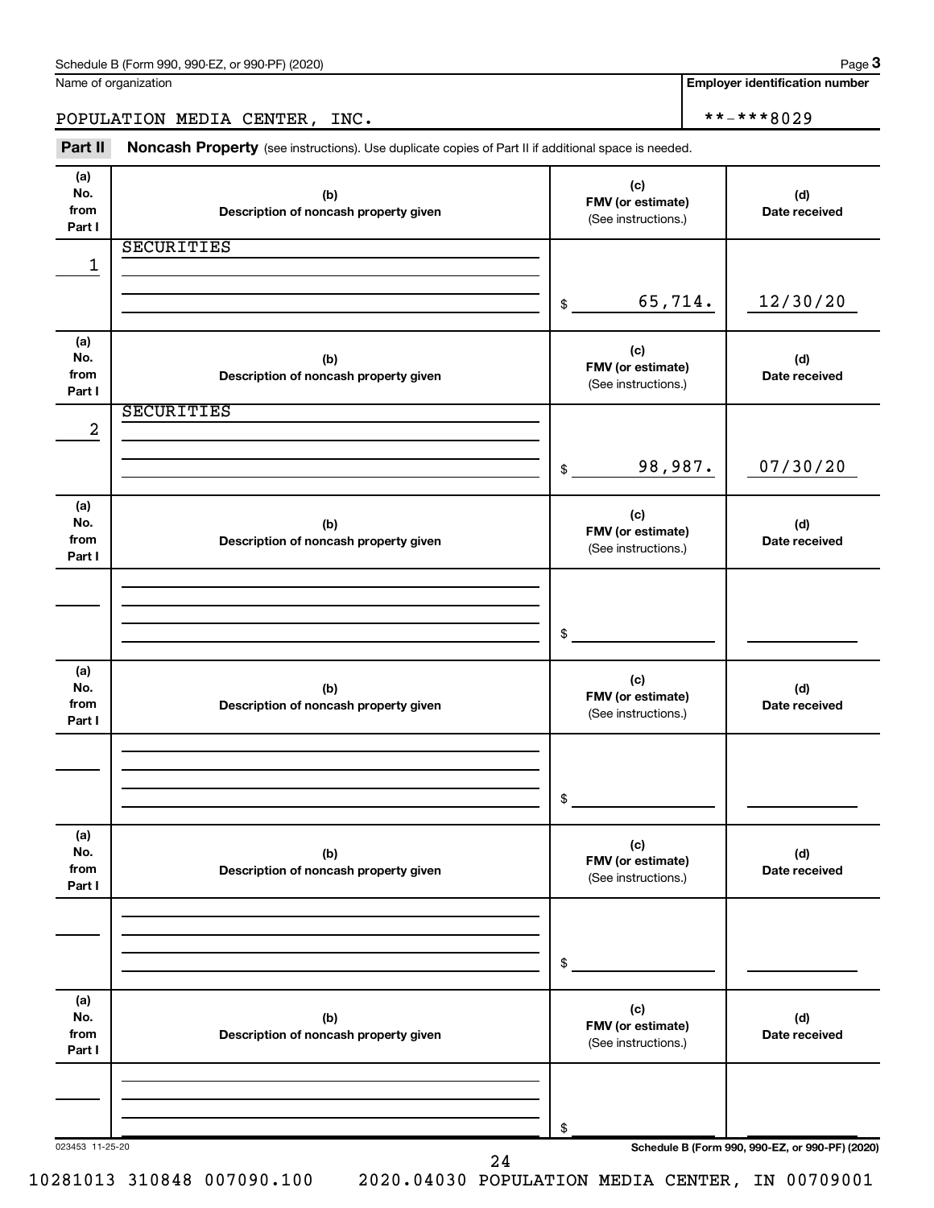Schedule B (Form 990, 990-EZ, or 990-PF) (2020) Page **3**

Name of organization: POPULATION MEDIA CENTER, INC.

**Employer identification number:** **-***8029

**Part II** **Noncash Property** (see instructions). Use duplicate copies of Part II if additional space is needed.

| (a) No. from Part I | (b) Description of noncash property given | (c) FMV (or estimate) (See instructions.) | (d) Date received |
|---|---|---|---|
| 1 | SECURITIES | $ 65,714. | 12/30/20 |
| 2 | SECURITIES | $ 98,987. | 07/30/20 |
| | | $ | |
| | | $ | |
| | | $ | |
| | | $ | |

023453 11-25-20

Schedule B (Form 990, 990-EZ, or 990-PF) (2020)

10281013 310848 007090.100 2020.04030 POPULATION MEDIA CENTER, IN 00709001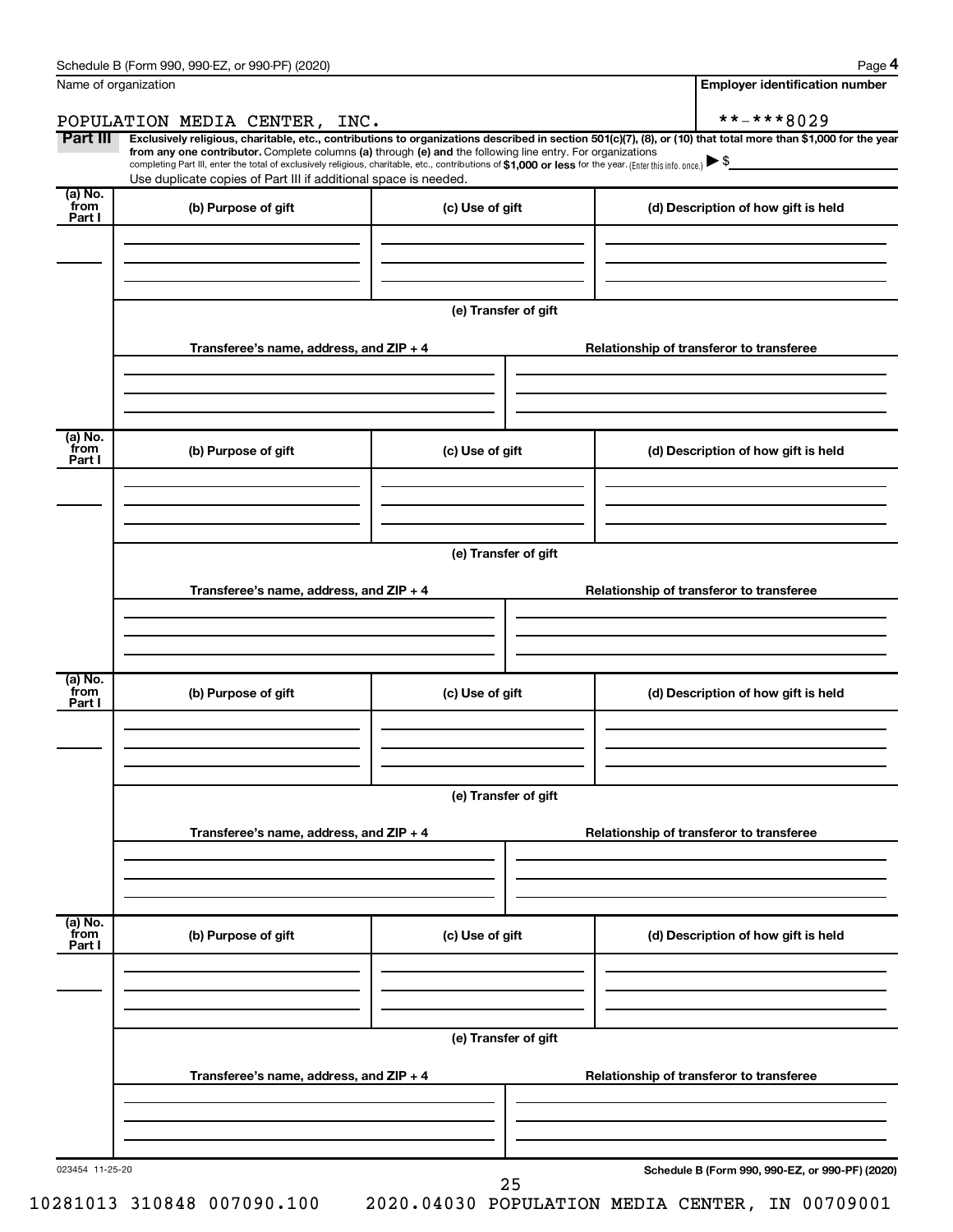Schedule B (Form 990, 990-EZ, or 990-PF) (2020)

| Name of organization | Employer identification number |
|---|---|
| POPULATION MEDIA CENTER, INC. | **-***8029 |

**Part III** **Exclusively religious, charitable, etc., contributions to organizations described in section 501(c)(7), (8), or (10) that total more than $1,000 for the year from any one contributor.** Complete columns **(a)** through **(e)** and the following line entry. For organizations completing Part III, enter the total of exclusively religious, charitable, etc., contributions of **$1,000 or less** for the year. (Enter this info. once.) ▶ $

Use duplicate copies of Part III if additional space is needed.

| (a) No. from Part I | (b) Purpose of gift | (c) Use of gift | (d) Description of how gift is held |
|---|---|---|---|
| | | | |

**(e) Transfer of gift**

| Transferee's name, address, and ZIP + 4 | Relationship of transferor to transferee |
|---|---|
| | |

| (a) No. from Part I | (b) Purpose of gift | (c) Use of gift | (d) Description of how gift is held |
|---|---|---|---|
| | | | |

**(e) Transfer of gift**

| Transferee's name, address, and ZIP + 4 | Relationship of transferor to transferee |
|---|---|
| | |

| (a) No. from Part I | (b) Purpose of gift | (c) Use of gift | (d) Description of how gift is held |
|---|---|---|---|
| | | | |

**(e) Transfer of gift**

| Transferee's name, address, and ZIP + 4 | Relationship of transferor to transferee |
|---|---|
| | |

| (a) No. from Part I | (b) Purpose of gift | (c) Use of gift | (d) Description of how gift is held |
|---|---|---|---|
| | | | |

**(e) Transfer of gift**

| Transferee's name, address, and ZIP + 4 | Relationship of transferor to transferee |
|---|---|
| | |

023454 11-25-20

10281013 310848 007090.100 2020.04030 POPULATION MEDIA CENTER, IN 00709001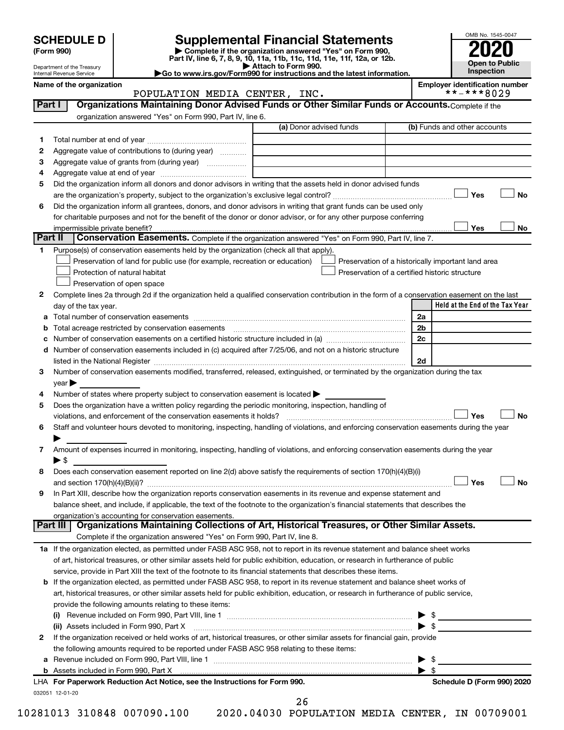# SCHEDULE D (Form 990)

Department of the Treasury
Internal Revenue Service

## Supplemental Financial Statements

▶ Complete if the organization answered "Yes" on Form 990, Part IV, line 6, 7, 8, 9, 10, 11a, 11b, 11c, 11d, 11e, 11f, 12a, or 12b.
▶ Attach to Form 990.
▶Go to www.irs.gov/Form990 for instructions and the latest information.

OMB No. 1545-0047
**2020**
**Open to Public Inspection**

**Name of the organization**
POPULATION MEDIA CENTER, INC.

**Employer identification number**
**-***8029

### Part I — Organizations Maintaining Donor Advised Funds or Other Similar Funds or Accounts. Complete if the organization answered "Yes" on Form 990, Part IV, line 6.

| | | (a) Donor advised funds | (b) Funds and other accounts |
|---|---|---|---|
| 1 | Total number at end of year | | |
| 2 | Aggregate value of contributions to (during year) | | |
| 3 | Aggregate value of grants from (during year) | | |
| 4 | Aggregate value at end of year | | |

5 Did the organization inform all donors and donor advisors in writing that the assets held in donor advised funds are the organization's property, subject to the organization's exclusive legal control? ☐ Yes ☐ No

6 Did the organization inform all grantees, donors, and donor advisors in writing that grant funds can be used only for charitable purposes and not for the benefit of the donor or donor advisor, or for any other purpose conferring impermissible private benefit? ☐ Yes ☐ No

### Part II — Conservation Easements. Complete if the organization answered "Yes" on Form 990, Part IV, line 7.

1 Purpose(s) of conservation easements held by the organization (check all that apply).

☐ Preservation of land for public use (for example, recreation or education)
☐ Protection of natural habitat
☐ Preservation of open space
☐ Preservation of a historically important land area
☐ Preservation of a certified historic structure

2 Complete lines 2a through 2d if the organization held a qualified conservation contribution in the form of a conservation easement on the last day of the tax year.

| | | | Held at the End of the Tax Year |
|---|---|---|---|
| a | Total number of conservation easements | 2a | |
| b | Total acreage restricted by conservation easements | 2b | |
| c | Number of conservation easements on a certified historic structure included in (a) | 2c | |
| d | Number of conservation easements included in (c) acquired after 7/25/06, and not on a historic structure listed in the National Register | 2d | |

3 Number of conservation easements modified, transferred, released, extinguished, or terminated by the organization during the tax year ▶

4 Number of states where property subject to conservation easement is located ▶

5 Does the organization have a written policy regarding the periodic monitoring, inspection, handling of violations, and enforcement of the conservation easements it holds? ☐ Yes ☐ No

6 Staff and volunteer hours devoted to monitoring, inspecting, handling of violations, and enforcing conservation easements during the year ▶

7 Amount of expenses incurred in monitoring, inspecting, handling of violations, and enforcing conservation easements during the year ▶ $

8 Does each conservation easement reported on line 2(d) above satisfy the requirements of section 170(h)(4)(B)(i) and section 170(h)(4)(B)(ii)? ☐ Yes ☐ No

9 In Part XIII, describe how the organization reports conservation easements in its revenue and expense statement and balance sheet, and include, if applicable, the text of the footnote to the organization's financial statements that describes the organization's accounting for conservation easements.

### Part III — Organizations Maintaining Collections of Art, Historical Treasures, or Other Similar Assets. Complete if the organization answered "Yes" on Form 990, Part IV, line 8.

1a If the organization elected, as permitted under FASB ASC 958, not to report in its revenue statement and balance sheet works of art, historical treasures, or other similar assets held for public exhibition, education, or research in furtherance of public service, provide in Part XIII the text of the footnote to its financial statements that describes these items.

b If the organization elected, as permitted under FASB ASC 958, to report in its revenue statement and balance sheet works of art, historical treasures, or other similar assets held for public exhibition, education, or research in furtherance of public service, provide the following amounts relating to these items:

(i) Revenue included on Form 990, Part VIII, line 1 ▶ $

(ii) Assets included in Form 990, Part X ▶ $

2 If the organization received or held works of art, historical treasures, or other similar assets for financial gain, provide the following amounts required to be reported under FASB ASC 958 relating to these items:

a Revenue included on Form 990, Part VIII, line 1 ▶ $

b Assets included in Form 990, Part X ▶ $

LHA For Paperwork Reduction Act Notice, see the Instructions for Form 990. **Schedule D (Form 990) 2020**

032051 12-01-20

10281013 310848 007090.100 2020.04030 POPULATION MEDIA CENTER, IN 00709001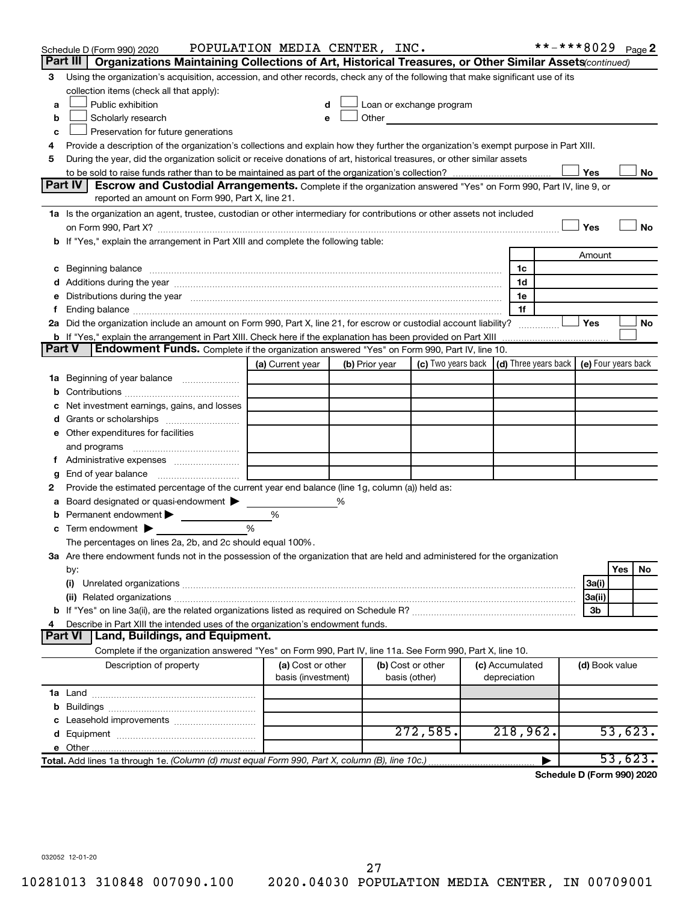Schedule D (Form 990) 2020 POPULATION MEDIA CENTER, INC. **-***8029 Page 2

## Part III Organizations Maintaining Collections of Art, Historical Treasures, or Other Similar Assets *(continued)*

3 Using the organization's acquisition, accession, and other records, check any of the following that make significant use of its collection items (check all that apply):

- a ☐ Public exhibition
- b ☐ Scholarly research
- c ☐ Preservation for future generations
- d ☐ Loan or exchange program
- e ☐ Other

4 Provide a description of the organization's collections and explain how they further the organization's exempt purpose in Part XIII.

5 During the year, did the organization solicit or receive donations of art, historical treasures, or other similar assets to be sold to raise funds rather than to be maintained as part of the organization's collection? ☐ Yes ☐ No

## Part IV Escrow and Custodial Arrangements.

Complete if the organization answered "Yes" on Form 990, Part IV, line 9, or reported an amount on Form 990, Part X, line 21.

1a Is the organization an agent, trustee, custodian or other intermediary for contributions or other assets not included on Form 990, Part X? ☐ Yes ☐ No

b If "Yes," explain the arrangement in Part XIII and complete the following table:

| | | Amount |
|---|---|---|
| c Beginning balance | 1c | |
| d Additions during the year | 1d | |
| e Distributions during the year | 1e | |
| f Ending balance | 1f | |

2a Did the organization include an amount on Form 990, Part X, line 21, for escrow or custodial account liability? ☐ Yes ☐ No

b If "Yes," explain the arrangement in Part XIII. Check here if the explanation has been provided on Part XIII ☐

## Part V Endowment Funds.

Complete if the organization answered "Yes" on Form 990, Part IV, line 10.

| | (a) Current year | (b) Prior year | (c) Two years back | (d) Three years back | (e) Four years back |
|---|---|---|---|---|---|
| 1a Beginning of year balance | | | | | |
| b Contributions | | | | | |
| c Net investment earnings, gains, and losses | | | | | |
| d Grants or scholarships | | | | | |
| e Other expenditures for facilities and programs | | | | | |
| f Administrative expenses | | | | | |
| g End of year balance | | | | | |

2 Provide the estimated percentage of the current year end balance (line 1g, column (a)) held as:

- a Board designated or quasi-endowment ▶ %
- b Permanent endowment ▶ %
- c Term endowment ▶ %

The percentages on lines 2a, 2b, and 2c should equal 100%.

3a Are there endowment funds not in the possession of the organization that are held and administered for the organization by:

| | | Yes | No |
|---|---|---|---|
| (i) Unrelated organizations | 3a(i) | | |
| (ii) Related organizations | 3a(ii) | | |
| b If "Yes" on line 3a(ii), are the related organizations listed as required on Schedule R? | 3b | | |

4 Describe in Part XIII the intended uses of the organization's endowment funds.

## Part VI Land, Buildings, and Equipment.

Complete if the organization answered "Yes" on Form 990, Part IV, line 11a. See Form 990, Part X, line 10.

| Description of property | (a) Cost or other basis (investment) | (b) Cost or other basis (other) | (c) Accumulated depreciation | (d) Book value |
|---|---|---|---|---|
| 1a Land | | | | |
| b Buildings | | | | |
| c Leasehold improvements | | | | |
| d Equipment | | 272,585. | 218,962. | 53,623. |
| e Other | | | | |
| **Total.** Add lines 1a through 1e. *(Column (d) must equal Form 990, Part X, column (B), line 10c.)* | | | ▶ | 53,623. |

**Schedule D (Form 990) 2020**

032052 12-01-20

10281013 310848 007090.100 2020.04030 POPULATION MEDIA CENTER, IN 00709001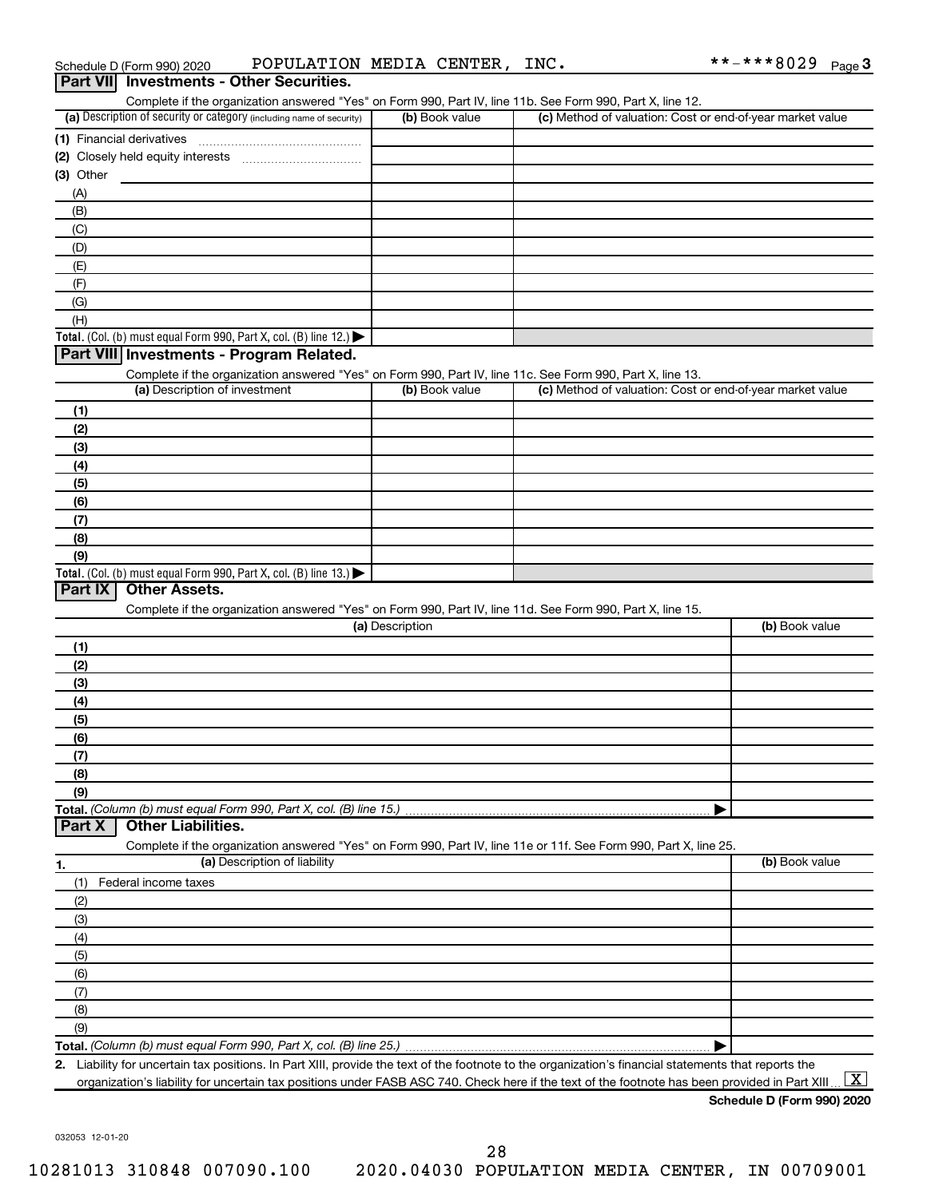Schedule D (Form 990) 2020 POPULATION MEDIA CENTER, INC. **-***8029 Page 3

## Part VII Investments - Other Securities.

Complete if the organization answered "Yes" on Form 990, Part IV, line 11b. See Form 990, Part X, line 12.

| (a) Description of security or category (including name of security) | (b) Book value | (c) Method of valuation: Cost or end-of-year market value |
|---|---|---|
| (1) Financial derivatives | | |
| (2) Closely held equity interests | | |
| (3) Other | | |
| (A) | | |
| (B) | | |
| (C) | | |
| (D) | | |
| (E) | | |
| (F) | | |
| (G) | | |
| (H) | | |
| **Total.** (Col. (b) must equal Form 990, Part X, col. (B) line 12.) ▶ | | |

## Part VIII Investments - Program Related.

Complete if the organization answered "Yes" on Form 990, Part IV, line 11c. See Form 990, Part X, line 13.

| (a) Description of investment | (b) Book value | (c) Method of valuation: Cost or end-of-year market value |
|---|---|---|
| (1) | | |
| (2) | | |
| (3) | | |
| (4) | | |
| (5) | | |
| (6) | | |
| (7) | | |
| (8) | | |
| (9) | | |
| **Total.** (Col. (b) must equal Form 990, Part X, col. (B) line 13.) ▶ | | |

## Part IX Other Assets.

Complete if the organization answered "Yes" on Form 990, Part IV, line 11d. See Form 990, Part X, line 15.

| (a) Description | (b) Book value |
|---|---|
| (1) | |
| (2) | |
| (3) | |
| (4) | |
| (5) | |
| (6) | |
| (7) | |
| (8) | |
| (9) | |
| **Total.** *(Column (b) must equal Form 990, Part X, col. (B) line 15.)* ▶ | |

## Part X Other Liabilities.

Complete if the organization answered "Yes" on Form 990, Part IV, line 11e or 11f. See Form 990, Part X, line 25.

| 1. (a) Description of liability | (b) Book value |
|---|---|
| (1) Federal income taxes | |
| (2) | |
| (3) | |
| (4) | |
| (5) | |
| (6) | |
| (7) | |
| (8) | |
| (9) | |
| **Total.** *(Column (b) must equal Form 990, Part X, col. (B) line 25.)* ▶ | |

**2.** Liability for uncertain tax positions. In Part XIII, provide the text of the footnote to the organization's financial statements that reports the organization's liability for uncertain tax positions under FASB ASC 740. Check here if the text of the footnote has been provided in Part XIII ... [X]

**Schedule D (Form 990) 2020**

032053 12-01-20

10281013 310848 007090.100 2020.04030 POPULATION MEDIA CENTER, IN 00709001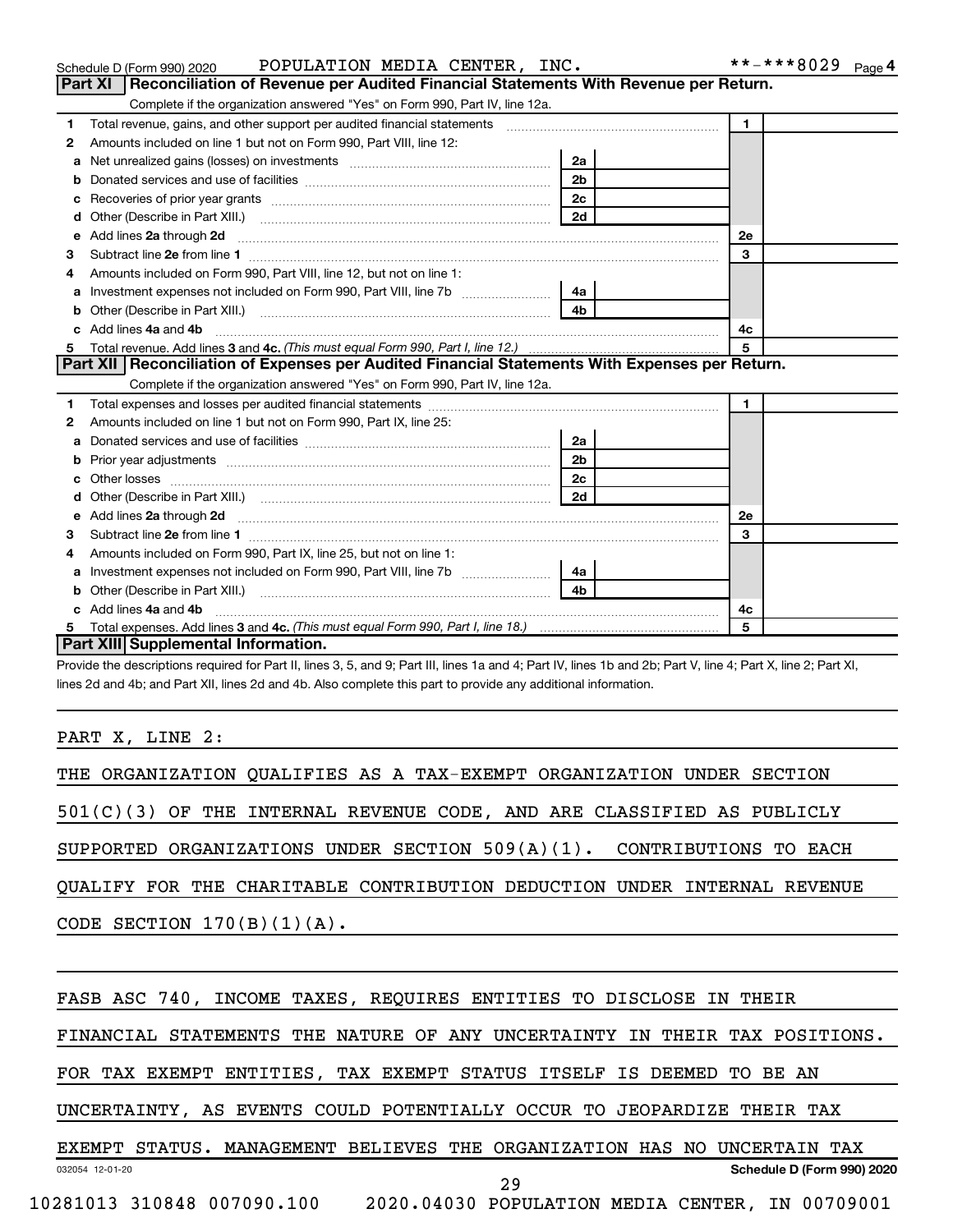Schedule D (Form 990) 2020 POPULATION MEDIA CENTER, INC. **-***8029 Page 4

## Part XI Reconciliation of Revenue per Audited Financial Statements With Revenue per Return.

Complete if the organization answered "Yes" on Form 990, Part IV, line 12a.

| | | | | | |
|---|---|---|---|---|---|
| 1 | Total revenue, gains, and other support per audited financial statements | | | 1 | |
| 2 | Amounts included on line 1 but not on Form 990, Part VIII, line 12: | | | | |
| a | Net unrealized gains (losses) on investments | 2a | | | |
| b | Donated services and use of facilities | 2b | | | |
| c | Recoveries of prior year grants | 2c | | | |
| d | Other (Describe in Part XIII.) | 2d | | | |
| e | Add lines 2a through 2d | | | 2e | |
| 3 | Subtract line 2e from line 1 | | | 3 | |
| 4 | Amounts included on Form 990, Part VIII, line 12, but not on line 1: | | | | |
| a | Investment expenses not included on Form 990, Part VIII, line 7b | 4a | | | |
| b | Other (Describe in Part XIII.) | 4b | | | |
| c | Add lines 4a and 4b | | | 4c | |
| 5 | Total revenue. Add lines 3 and 4c. *(This must equal Form 990, Part I, line 12.)* | | | 5 | |

## Part XII Reconciliation of Expenses per Audited Financial Statements With Expenses per Return.

Complete if the organization answered "Yes" on Form 990, Part IV, line 12a.

| | | | | | |
|---|---|---|---|---|---|
| 1 | Total expenses and losses per audited financial statements | | | 1 | |
| 2 | Amounts included on line 1 but not on Form 990, Part IX, line 25: | | | | |
| a | Donated services and use of facilities | 2a | | | |
| b | Prior year adjustments | 2b | | | |
| c | Other losses | 2c | | | |
| d | Other (Describe in Part XIII.) | 2d | | | |
| e | Add lines 2a through 2d | | | 2e | |
| 3 | Subtract line 2e from line 1 | | | 3 | |
| 4 | Amounts included on Form 990, Part IX, line 25, but not on line 1: | | | | |
| a | Investment expenses not included on Form 990, Part VIII, line 7b | 4a | | | |
| b | Other (Describe in Part XIII.) | 4b | | | |
| c | Add lines 4a and 4b | | | 4c | |
| 5 | Total expenses. Add lines 3 and 4c. *(This must equal Form 990, Part I, line 18.)* | | | 5 | |

## Part XIII Supplemental Information.

Provide the descriptions required for Part II, lines 3, 5, and 9; Part III, lines 1a and 4; Part IV, lines 1b and 2b; Part V, line 4; Part X, line 2; Part XI, lines 2d and 4b; and Part XII, lines 2d and 4b. Also complete this part to provide any additional information.

PART X, LINE 2:

THE ORGANIZATION QUALIFIES AS A TAX-EXEMPT ORGANIZATION UNDER SECTION 501(C)(3) OF THE INTERNAL REVENUE CODE, AND ARE CLASSIFIED AS PUBLICLY SUPPORTED ORGANIZATIONS UNDER SECTION 509(A)(1). CONTRIBUTIONS TO EACH QUALIFY FOR THE CHARITABLE CONTRIBUTION DEDUCTION UNDER INTERNAL REVENUE CODE SECTION 170(B)(1)(A).

FASB ASC 740, INCOME TAXES, REQUIRES ENTITIES TO DISCLOSE IN THEIR FINANCIAL STATEMENTS THE NATURE OF ANY UNCERTAINTY IN THEIR TAX POSITIONS. FOR TAX EXEMPT ENTITIES, TAX EXEMPT STATUS ITSELF IS DEEMED TO BE AN UNCERTAINTY, AS EVENTS COULD POTENTIALLY OCCUR TO JEOPARDIZE THEIR TAX EXEMPT STATUS. MANAGEMENT BELIEVES THE ORGANIZATION HAS NO UNCERTAIN TAX

032054 12-01-20 Schedule D (Form 990) 2020

10281013 310848 007090.100 2020.04030 POPULATION MEDIA CENTER, IN 00709001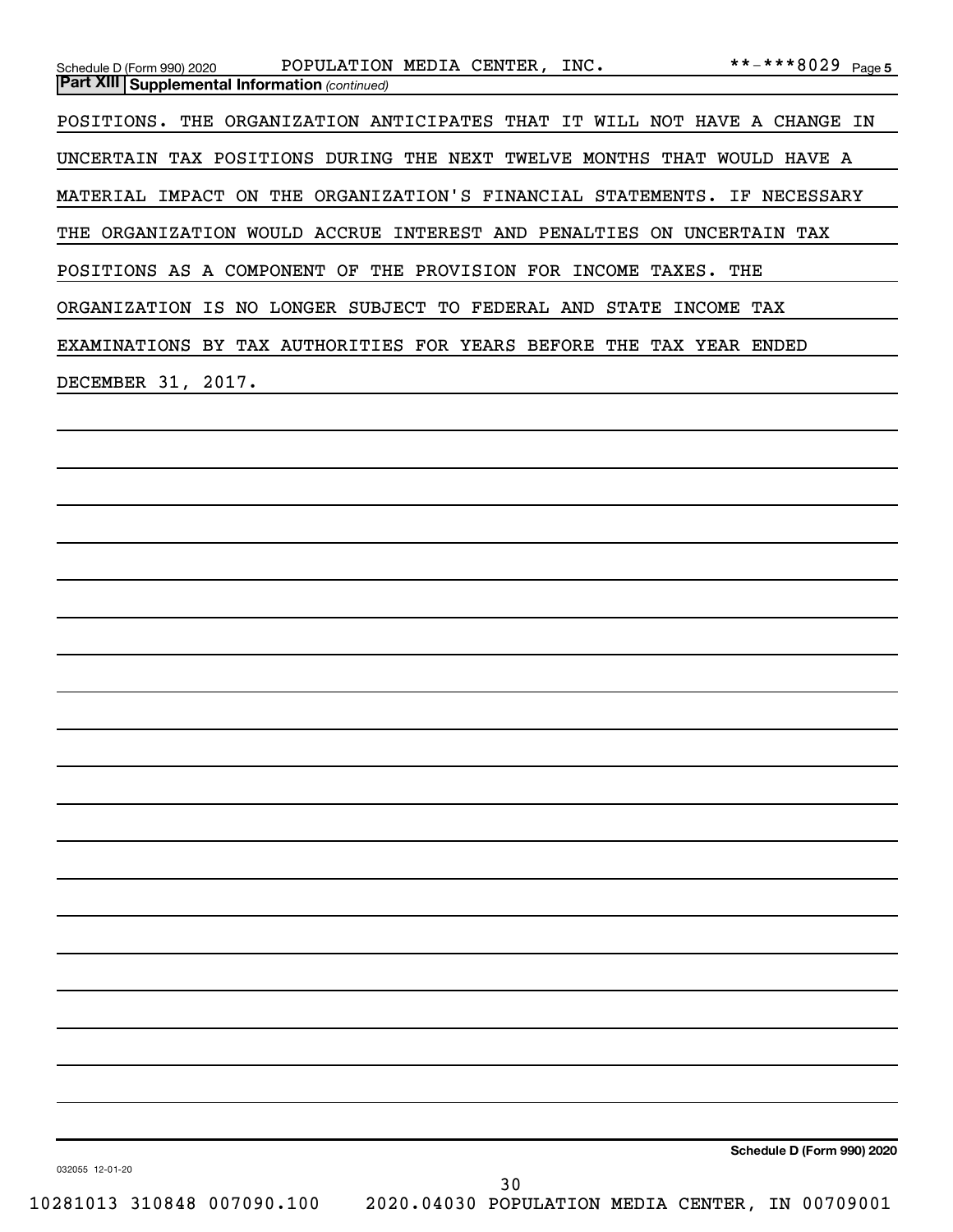**Part XIII** **Supplemental Information** *(continued)*

POSITIONS. THE ORGANIZATION ANTICIPATES THAT IT WILL NOT HAVE A CHANGE IN UNCERTAIN TAX POSITIONS DURING THE NEXT TWELVE MONTHS THAT WOULD HAVE A MATERIAL IMPACT ON THE ORGANIZATION'S FINANCIAL STATEMENTS. IF NECESSARY THE ORGANIZATION WOULD ACCRUE INTEREST AND PENALTIES ON UNCERTAIN TAX POSITIONS AS A COMPONENT OF THE PROVISION FOR INCOME TAXES. THE ORGANIZATION IS NO LONGER SUBJECT TO FEDERAL AND STATE INCOME TAX EXAMINATIONS BY TAX AUTHORITIES FOR YEARS BEFORE THE TAX YEAR ENDED DECEMBER 31, 2017.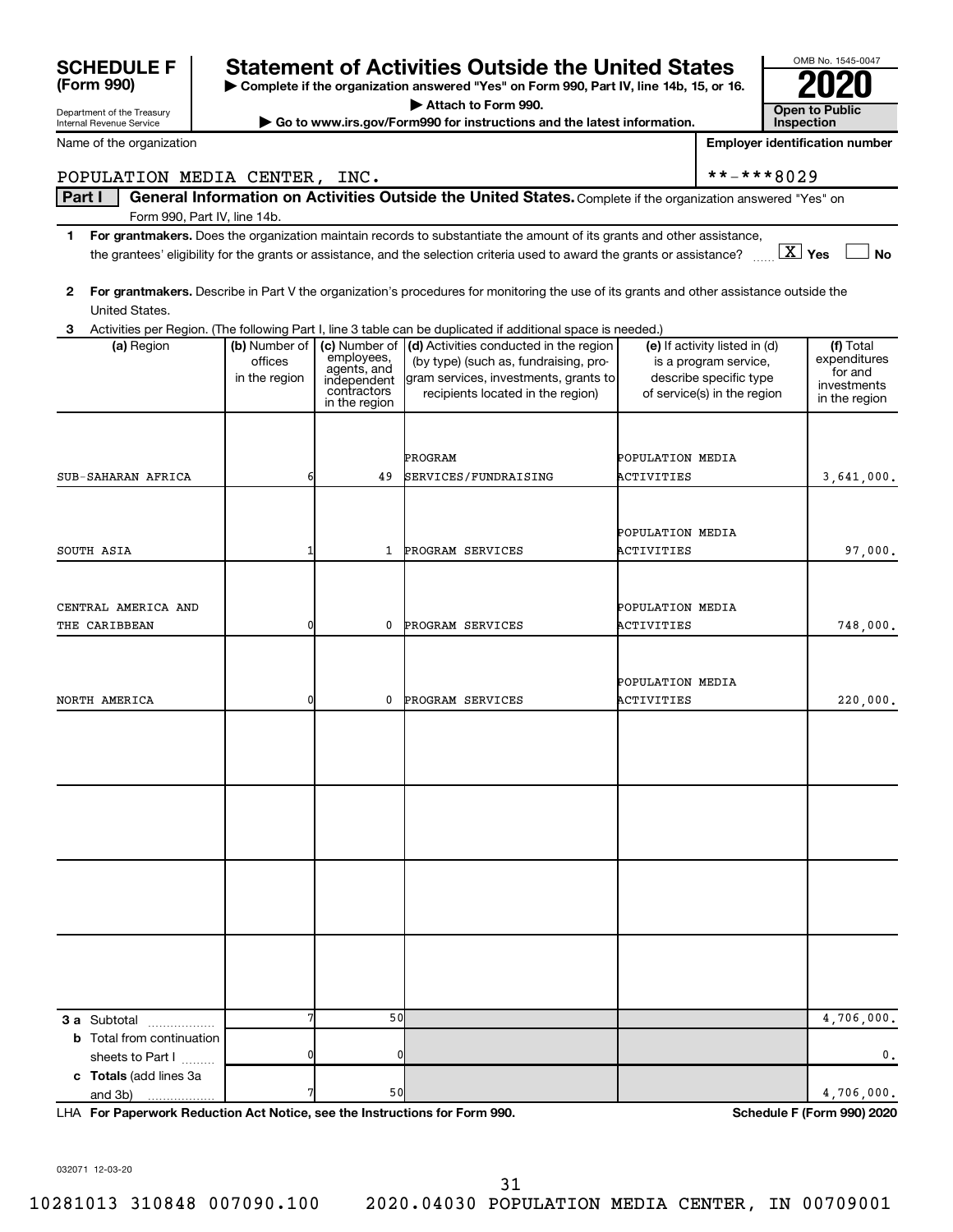# SCHEDULE F (Form 990)

Department of the Treasury
Internal Revenue Service

## Statement of Activities Outside the United States

▶ Complete if the organization answered "Yes" on Form 990, Part IV, line 14b, 15, or 16.
▶ Attach to Form 990.
▶ Go to www.irs.gov/Form990 for instructions and the latest information.

OMB No. 1545-0047
**2020**
**Open to Public Inspection**

Name of the organization: POPULATION MEDIA CENTER, INC.
Employer identification number: **-***8029

**Part I — General Information on Activities Outside the United States.** Complete if the organization answered "Yes" on Form 990, Part IV, line 14b.

1. **For grantmakers.** Does the organization maintain records to substantiate the amount of its grants and other assistance, the grantees' eligibility for the grants or assistance, and the selection criteria used to award the grants or assistance? [X] Yes [ ] No

2. **For grantmakers.** Describe in Part V the organization's procedures for monitoring the use of its grants and other assistance outside the United States.

3. Activities per Region. (The following Part I, line 3 table can be duplicated if additional space is needed.)

| (a) Region | (b) Number of offices in the region | (c) Number of employees, agents, and independent contractors in the region | (d) Activities conducted in the region (by type) (such as, fundraising, program services, investments, grants to recipients located in the region) | (e) If activity listed in (d) is a program service, describe specific type of service(s) in the region | (f) Total expenditures for and investments in the region |
|---|---|---|---|---|---|
| SUB-SAHARAN AFRICA | 6 | 49 | PROGRAM SERVICES/FUNDRAISING | POPULATION MEDIA ACTIVITIES | 3,641,000. |
| SOUTH ASIA | 1 | 1 | PROGRAM SERVICES | POPULATION MEDIA ACTIVITIES | 97,000. |
| CENTRAL AMERICA AND THE CARIBBEAN | 0 | 0 | PROGRAM SERVICES | POPULATION MEDIA ACTIVITIES | 748,000. |
| NORTH AMERICA | 0 | 0 | PROGRAM SERVICES | POPULATION MEDIA ACTIVITIES | 220,000. |
| **3 a** Subtotal | 7 | 50 | | | 4,706,000. |
| **b** Total from continuation sheets to Part I | 0 | 0 | | | 0. |
| **c Totals** (add lines 3a and 3b) | 7 | 50 | | | 4,706,000. |

LHA **For Paperwork Reduction Act Notice, see the Instructions for Form 990.** **Schedule F (Form 990) 2020**

032071 12-03-20

10281013 310848 007090.100 2020.04030 POPULATION MEDIA CENTER, IN 00709001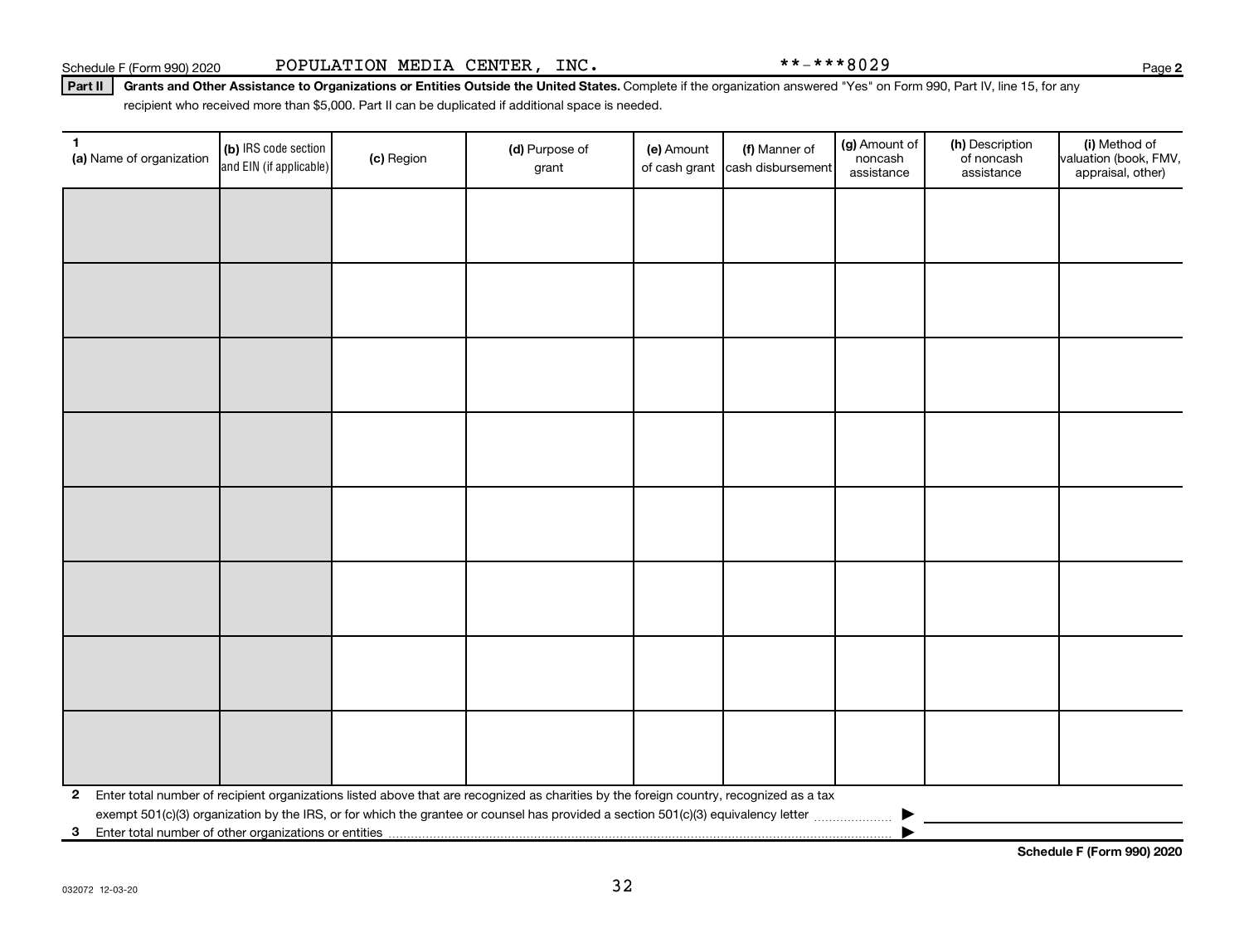Schedule F (Form 990) 2020 POPULATION MEDIA CENTER, INC. **-***8029 Page 2

**Part II** **Grants and Other Assistance to Organizations or Entities Outside the United States.** Complete if the organization answered "Yes" on Form 990, Part IV, line 15, for any recipient who received more than $5,000. Part II can be duplicated if additional space is needed.

| 1 (a) Name of organization | (b) IRS code section and EIN (if applicable) | (c) Region | (d) Purpose of grant | (e) Amount of cash grant | (f) Manner of cash disbursement | (g) Amount of noncash assistance | (h) Description of noncash assistance | (i) Method of valuation (book, FMV, appraisal, other) |
|---|---|---|---|---|---|---|---|---|
| | | | | | | | | |
| | | | | | | | | |
| | | | | | | | | |
| | | | | | | | | |
| | | | | | | | | |
| | | | | | | | | |
| | | | | | | | | |
| | | | | | | | | |

**2** Enter total number of recipient organizations listed above that are recognized as charities by the foreign country, recognized as a tax exempt 501(c)(3) organization by the IRS, or for which the grantee or counsel has provided a section 501(c)(3) equivalency letter ▶

**3** Enter total number of other organizations or entities ▶

**Schedule F (Form 990) 2020**

032072 12-03-20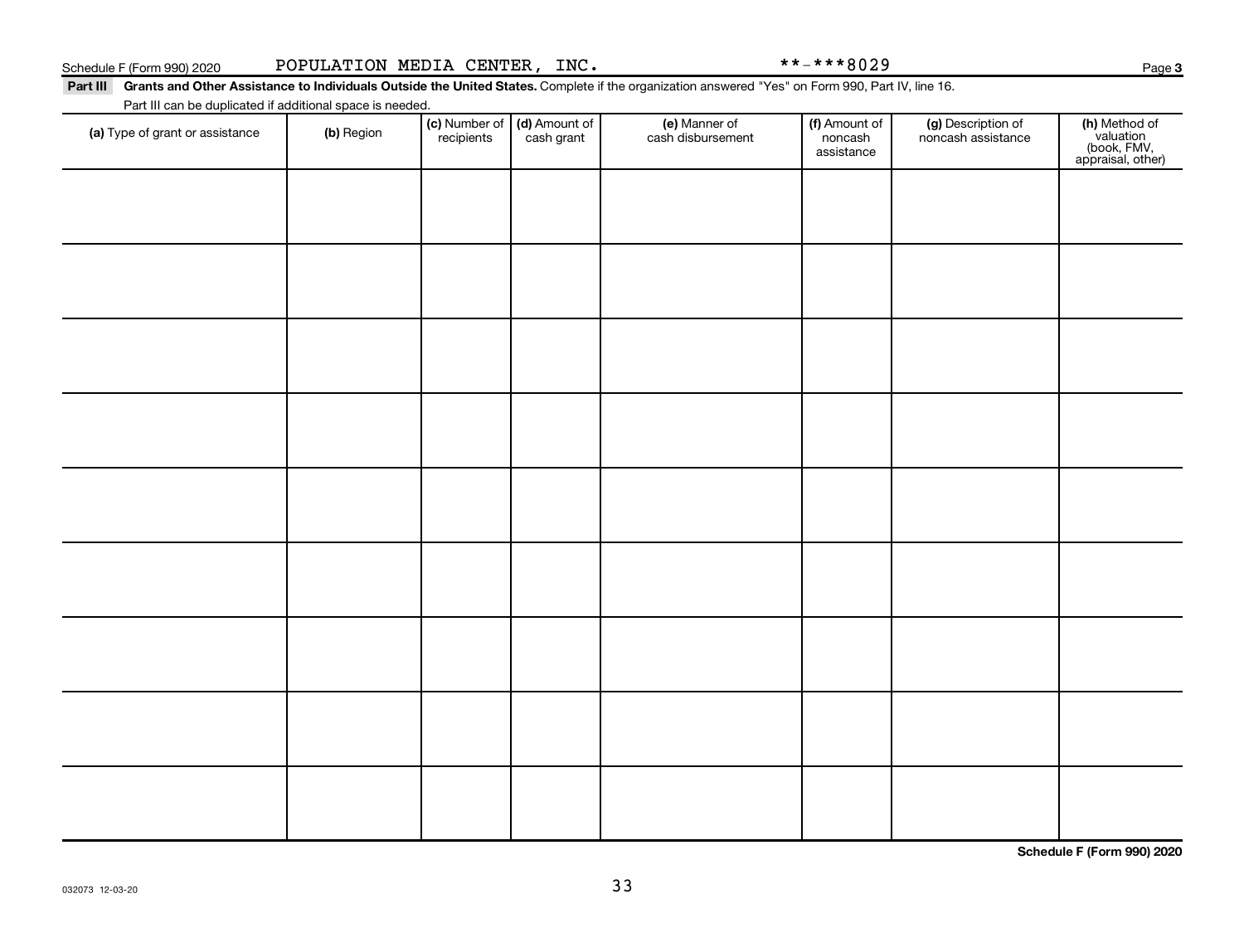Schedule F (Form 990) 2020 POPULATION MEDIA CENTER, INC. **-***8029 Page 3

**Part III** **Grants and Other Assistance to Individuals Outside the United States.** Complete if the organization answered "Yes" on Form 990, Part IV, line 16.

Part III can be duplicated if additional space is needed.

| (a) Type of grant or assistance | (b) Region | (c) Number of recipients | (d) Amount of cash grant | (e) Manner of cash disbursement | (f) Amount of noncash assistance | (g) Description of noncash assistance | (h) Method of valuation (book, FMV, appraisal, other) |
|---|---|---|---|---|---|---|---|
| | | | | | | | |
| | | | | | | | |
| | | | | | | | |
| | | | | | | | |
| | | | | | | | |
| | | | | | | | |
| | | | | | | | |
| | | | | | | | |
| | | | | | | | |

**Schedule F (Form 990) 2020**

032073 12-03-20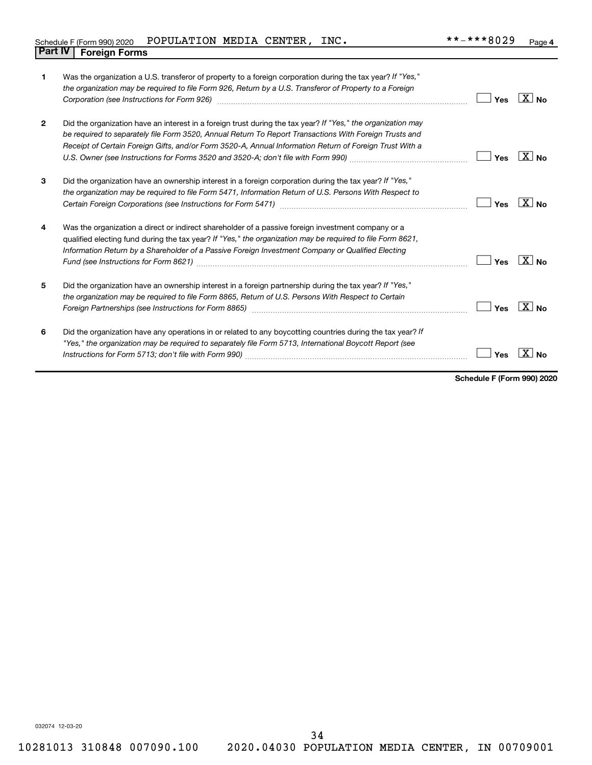Schedule F (Form 990) 2020 POPULATION MEDIA CENTER, INC. **-***8029

## Part IV | Foreign Forms

| | | Yes | No |
|---|---|---|---|
| 1 | Was the organization a U.S. transferor of property to a foreign corporation during the tax year? *If "Yes," the organization may be required to file Form 926, Return by a U.S. Transferor of Property to a Foreign Corporation (see Instructions for Form 926)* | | X |
| 2 | Did the organization have an interest in a foreign trust during the tax year? *If "Yes," the organization may be required to separately file Form 3520, Annual Return To Report Transactions With Foreign Trusts and Receipt of Certain Foreign Gifts, and/or Form 3520-A, Annual Information Return of Foreign Trust With a U.S. Owner (see Instructions for Forms 3520 and 3520-A; don't file with Form 990)* | | X |
| 3 | Did the organization have an ownership interest in a foreign corporation during the tax year? *If "Yes," the organization may be required to file Form 5471, Information Return of U.S. Persons With Respect to Certain Foreign Corporations (see Instructions for Form 5471)* | | X |
| 4 | Was the organization a direct or indirect shareholder of a passive foreign investment company or a qualified electing fund during the tax year? *If "Yes," the organization may be required to file Form 8621, Information Return by a Shareholder of a Passive Foreign Investment Company or Qualified Electing Fund (see Instructions for Form 8621)* | | X |
| 5 | Did the organization have an ownership interest in a foreign partnership during the tax year? *If "Yes," the organization may be required to file Form 8865, Return of U.S. Persons With Respect to Certain Foreign Partnerships (see Instructions for Form 8865)* | | X |
| 6 | Did the organization have any operations in or related to any boycotting countries during the tax year? *If "Yes," the organization may be required to separately file Form 5713, International Boycott Report (see Instructions for Form 5713; don't file with Form 990)* | | X |

**Schedule F (Form 990) 2020**

032074 12-03-20

10281013 310848 007090.100 2020.04030 POPULATION MEDIA CENTER, IN 00709001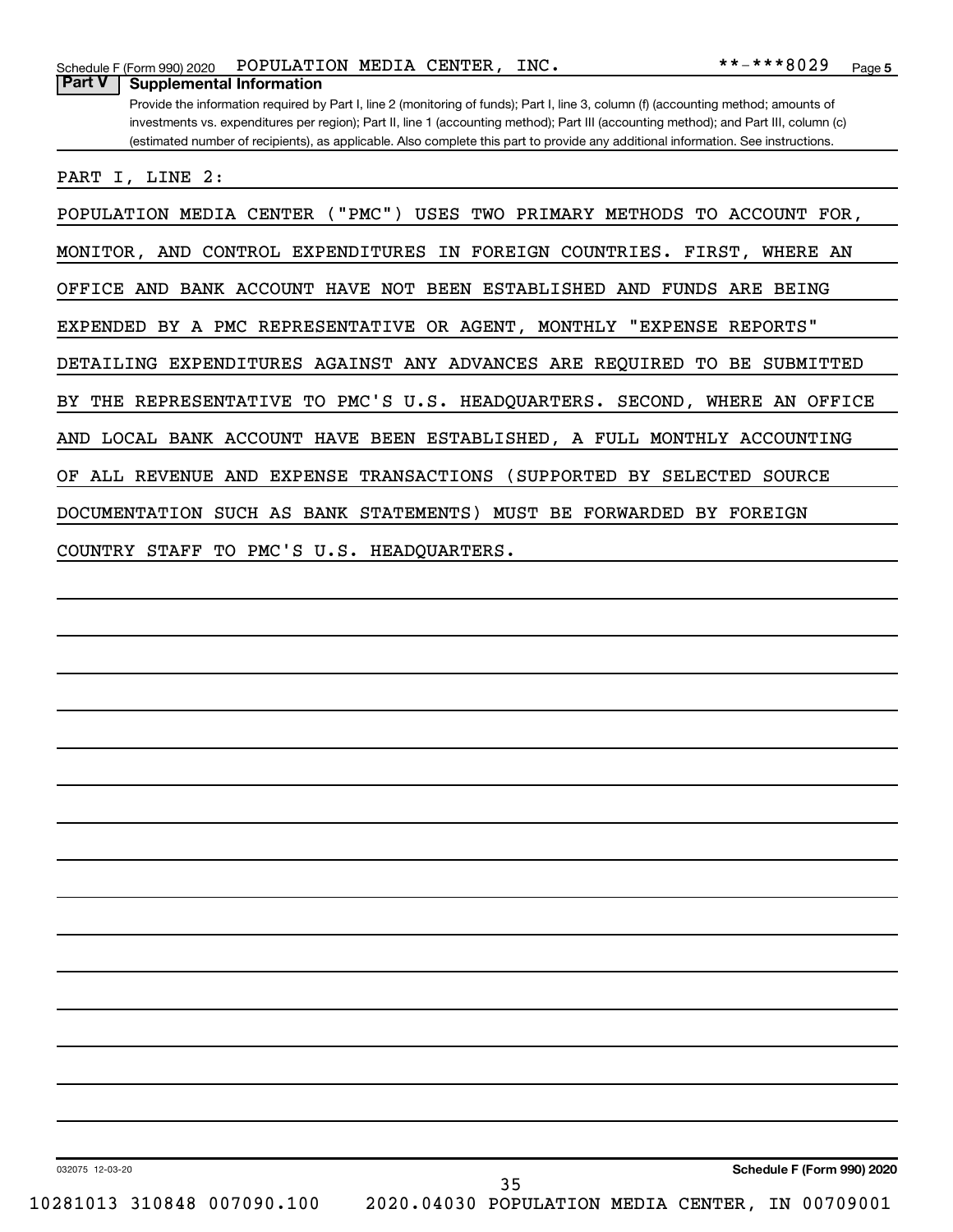Schedule F (Form 990) 2020 POPULATION MEDIA CENTER, INC. **-***8029 Page 5

**Part V | Supplemental Information**

Provide the information required by Part I, line 2 (monitoring of funds); Part I, line 3, column (f) (accounting method; amounts of investments vs. expenditures per region); Part II, line 1 (accounting method); Part III (accounting method); and Part III, column (c) (estimated number of recipients), as applicable. Also complete this part to provide any additional information. See instructions.

PART I, LINE 2:

POPULATION MEDIA CENTER ("PMC") USES TWO PRIMARY METHODS TO ACCOUNT FOR, MONITOR, AND CONTROL EXPENDITURES IN FOREIGN COUNTRIES. FIRST, WHERE AN OFFICE AND BANK ACCOUNT HAVE NOT BEEN ESTABLISHED AND FUNDS ARE BEING EXPENDED BY A PMC REPRESENTATIVE OR AGENT, MONTHLY "EXPENSE REPORTS" DETAILING EXPENDITURES AGAINST ANY ADVANCES ARE REQUIRED TO BE SUBMITTED BY THE REPRESENTATIVE TO PMC'S U.S. HEADQUARTERS. SECOND, WHERE AN OFFICE AND LOCAL BANK ACCOUNT HAVE BEEN ESTABLISHED, A FULL MONTHLY ACCOUNTING OF ALL REVENUE AND EXPENSE TRANSACTIONS (SUPPORTED BY SELECTED SOURCE DOCUMENTATION SUCH AS BANK STATEMENTS) MUST BE FORWARDED BY FOREIGN COUNTRY STAFF TO PMC'S U.S. HEADQUARTERS.

032075 12-03-20 Schedule F (Form 990) 2020

10281013 310848 007090.100 2020.04030 POPULATION MEDIA CENTER, IN 00709001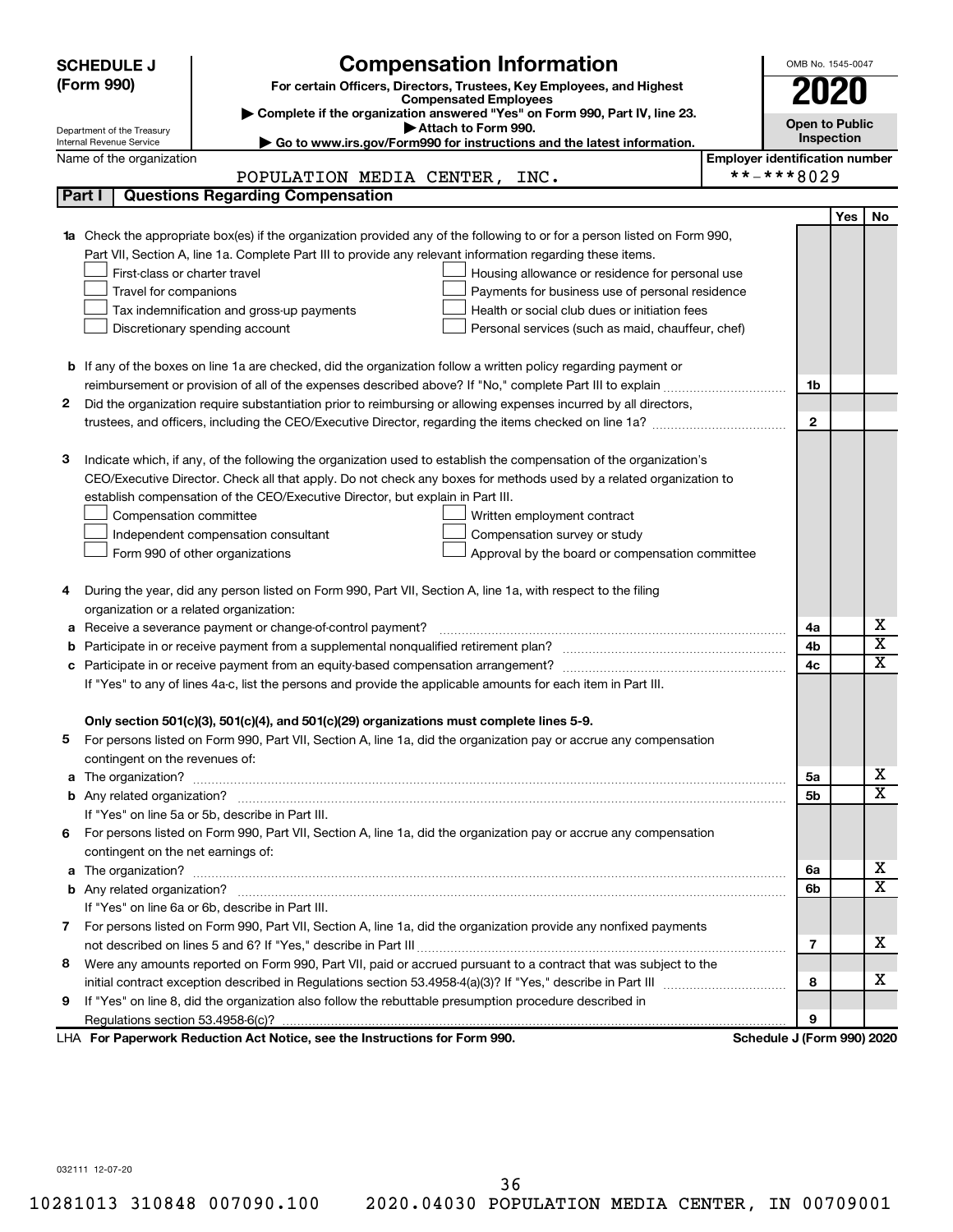**SCHEDULE J (Form 990)**

Department of the Treasury
Internal Revenue Service

# Compensation Information

**For certain Officers, Directors, Trustees, Key Employees, and Highest Compensated Employees**

▶ Complete if the organization answered "Yes" on Form 990, Part IV, line 23.
▶ Attach to Form 990.
▶ Go to www.irs.gov/Form990 for instructions and the latest information.

OMB No. 1545-0047

**2020**

**Open to Public Inspection**

Name of the organization: POPULATION MEDIA CENTER, INC.

Employer identification number: **-***8029

## Part I | Questions Regarding Compensation

| | | | Yes | No |
|---|---|---|---|---|
| **1a** | Check the appropriate box(es) if the organization provided any of the following to or for a person listed on Form 990, Part VII, Section A, line 1a. Complete Part III to provide any relevant information regarding these items.<br>☐ First-class or charter travel<br>☐ Travel for companions<br>☐ Tax indemnification and gross-up payments<br>☐ Discretionary spending account<br>☐ Housing allowance or residence for personal use<br>☐ Payments for business use of personal residence<br>☐ Health or social club dues or initiation fees<br>☐ Personal services (such as maid, chauffeur, chef) | | | |
| **b** | If any of the boxes on line 1a are checked, did the organization follow a written policy regarding payment or reimbursement or provision of all of the expenses described above? If "No," complete Part III to explain | 1b | | |
| **2** | Did the organization require substantiation prior to reimbursing or allowing expenses incurred by all directors, trustees, and officers, including the CEO/Executive Director, regarding the items checked on line 1a? | 2 | | |
| **3** | Indicate which, if any, of the following the organization used to establish the compensation of the organization's CEO/Executive Director. Check all that apply. Do not check any boxes for methods used by a related organization to establish compensation of the CEO/Executive Director, but explain in Part III.<br>☐ Compensation committee<br>☐ Independent compensation consultant<br>☐ Form 990 of other organizations<br>☐ Written employment contract<br>☐ Compensation survey or study<br>☐ Approval by the board or compensation committee | | | |
| **4** | During the year, did any person listed on Form 990, Part VII, Section A, line 1a, with respect to the filing organization or a related organization: | | | |
| **a** | Receive a severance payment or change-of-control payment? | 4a | | X |
| **b** | Participate in or receive payment from a supplemental nonqualified retirement plan? | 4b | | X |
| **c** | Participate in or receive payment from an equity-based compensation arrangement? | 4c | | X |
| | If "Yes" to any of lines 4a-c, list the persons and provide the applicable amounts for each item in Part III. | | | |
| | **Only section 501(c)(3), 501(c)(4), and 501(c)(29) organizations must complete lines 5-9.** | | | |
| **5** | For persons listed on Form 990, Part VII, Section A, line 1a, did the organization pay or accrue any compensation contingent on the revenues of: | | | |
| **a** | The organization? | 5a | | X |
| **b** | Any related organization? | 5b | | X |
| | If "Yes" on line 5a or 5b, describe in Part III. | | | |
| **6** | For persons listed on Form 990, Part VII, Section A, line 1a, did the organization pay or accrue any compensation contingent on the net earnings of: | | | |
| **a** | The organization? | 6a | | X |
| **b** | Any related organization? | 6b | | X |
| | If "Yes" on line 6a or 6b, describe in Part III. | | | |
| **7** | For persons listed on Form 990, Part VII, Section A, line 1a, did the organization provide any nonfixed payments not described on lines 5 and 6? If "Yes," describe in Part III | 7 | | X |
| **8** | Were any amounts reported on Form 990, Part VII, paid or accrued pursuant to a contract that was subject to the initial contract exception described in Regulations section 53.4958-4(a)(3)? If "Yes," describe in Part III | 8 | | X |
| **9** | If "Yes" on line 8, did the organization also follow the rebuttable presumption procedure described in Regulations section 53.4958-6(c)? | 9 | | |

LHA **For Paperwork Reduction Act Notice, see the Instructions for Form 990.** **Schedule J (Form 990) 2020**

032111 12-07-20

10281013 310848 007090.100 2020.04030 POPULATION MEDIA CENTER, IN 00709001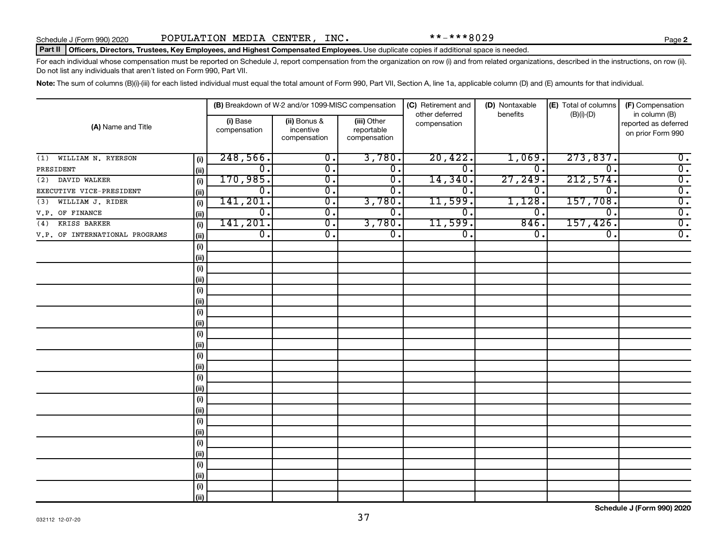Schedule J (Form 990) 2020 POPULATION MEDIA CENTER, INC. **-***8029 Page 2

**Part II** **Officers, Directors, Trustees, Key Employees, and Highest Compensated Employees.** Use duplicate copies if additional space is needed.

For each individual whose compensation must be reported on Schedule J, report compensation from the organization on row (i) and from related organizations, described in the instructions, on row (ii). Do not list any individuals that aren't listed on Form 990, Part VII.

**Note:** The sum of columns (B)(i)-(iii) for each listed individual must equal the total amount of Form 990, Part VII, Section A, line 1a, applicable column (D) and (E) amounts for that individual.

| (A) Name and Title | | (B) Breakdown of W-2 and/or 1099-MISC compensation | | | (C) Retirement and other deferred compensation | (D) Nontaxable benefits | (E) Total of columns (B)(i)-(D) | (F) Compensation in column (B) reported as deferred on prior Form 990 |
|---|---|---|---|---|---|---|---|---|
| | | (i) Base compensation | (ii) Bonus & incentive compensation | (iii) Other reportable compensation | | | | |
| (1) WILLIAM N. RYERSON | (i) | 248,566. | 0. | 3,780. | 20,422. | 1,069. | 273,837. | 0. |
| PRESIDENT | (ii) | 0. | 0. | 0. | 0. | 0. | 0. | 0. |
| (2) DAVID WALKER | (i) | 170,985. | 0. | 0. | 14,340. | 27,249. | 212,574. | 0. |
| EXECUTIVE VICE-PRESIDENT | (ii) | 0. | 0. | 0. | 0. | 0. | 0. | 0. |
| (3) WILLIAM J. RIDER | (i) | 141,201. | 0. | 3,780. | 11,599. | 1,128. | 157,708. | 0. |
| V.P. OF FINANCE | (ii) | 0. | 0. | 0. | 0. | 0. | 0. | 0. |
| (4) KRISS BARKER | (i) | 141,201. | 0. | 3,780. | 11,599. | 846. | 157,426. | 0. |
| V.P. OF INTERNATIONAL PROGRAMS | (ii) | 0. | 0. | 0. | 0. | 0. | 0. | 0. |

Schedule J (Form 990) 2020

032112 12-07-20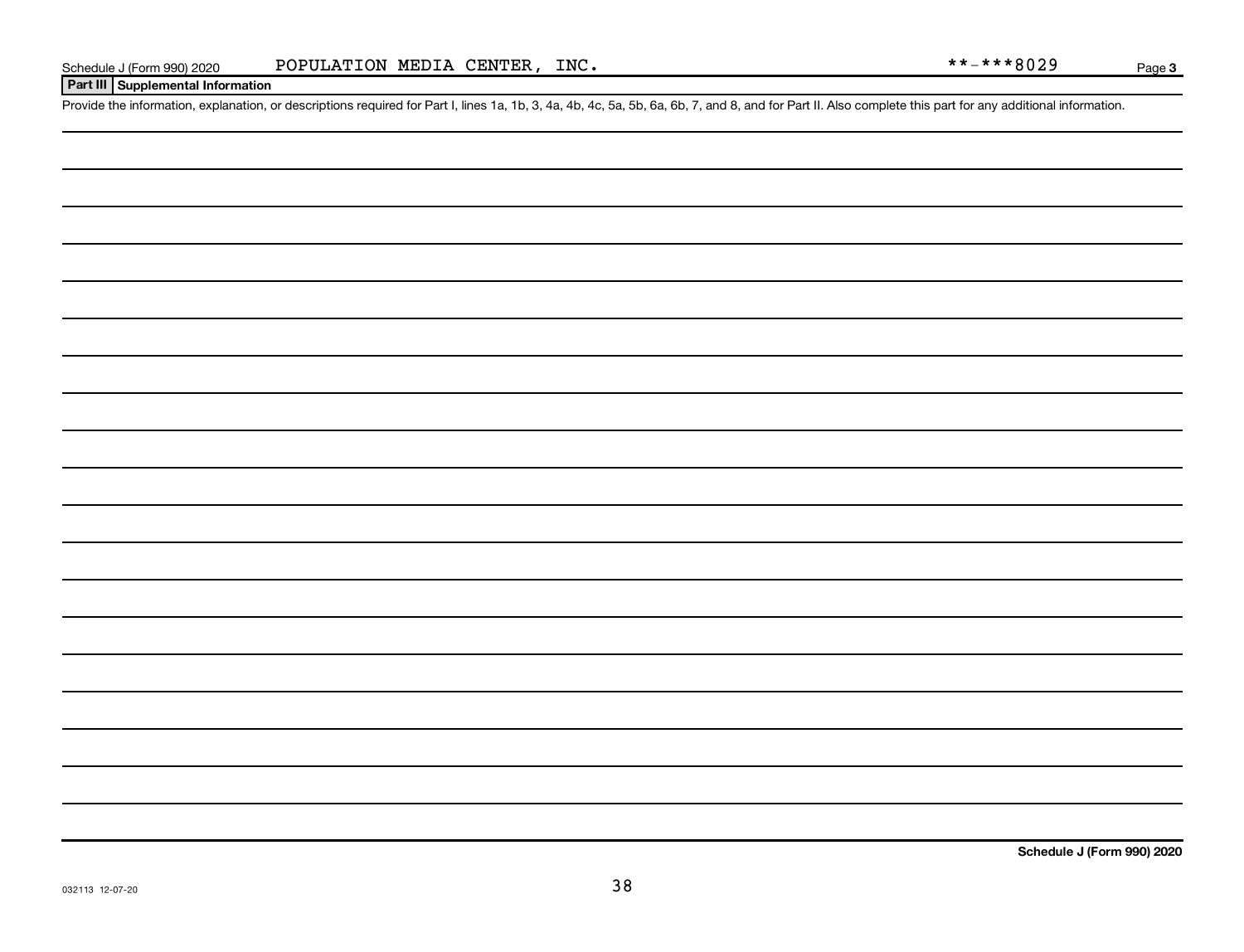Schedule J (Form 990) 2020 POPULATION MEDIA CENTER, INC. **-***8029 Page 3

**Part III Supplemental Information**

Provide the information, explanation, or descriptions required for Part I, lines 1a, 1b, 3, 4a, 4b, 4c, 5a, 5b, 6a, 6b, 7, and 8, and for Part II. Also complete this part for any additional information.

**Schedule J (Form 990) 2020**

032113 12-07-20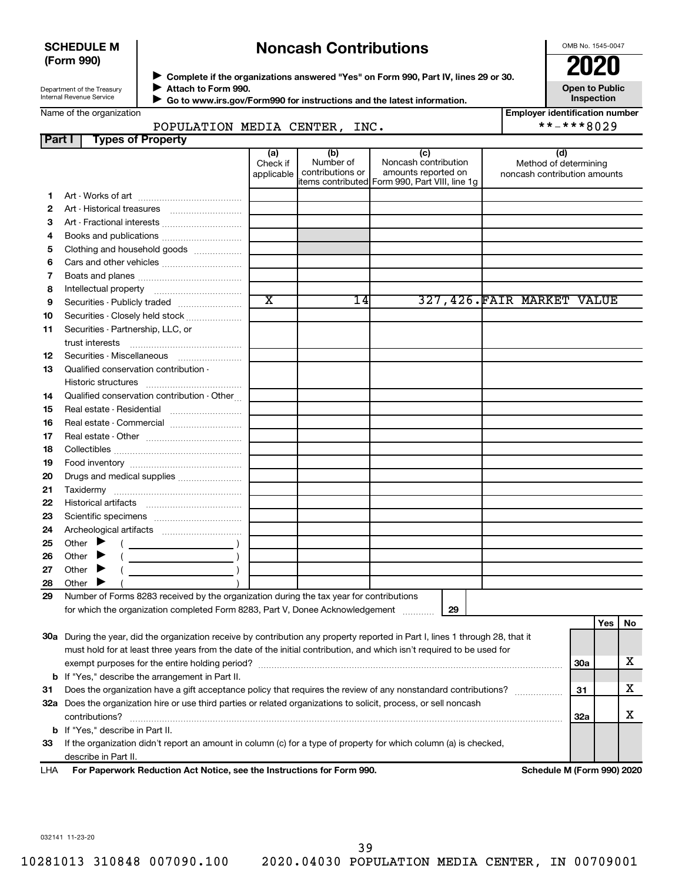**SCHEDULE M (Form 990)**

Department of the Treasury
Internal Revenue Service

# Noncash Contributions

▶ Complete if the organizations answered "Yes" on Form 990, Part IV, lines 29 or 30.
▶ Attach to Form 990.
▶ Go to www.irs.gov/Form990 for instructions and the latest information.

OMB No. 1545-0047

**2020**

**Open to Public Inspection**

Name of the organization: POPULATION MEDIA CENTER, INC.

Employer identification number: **-***8029

## Part I Types of Property

| | | (a) Check if applicable | (b) Number of contributions or items contributed | (c) Noncash contribution amounts reported on Form 990, Part VIII, line 1g | (d) Method of determining noncash contribution amounts |
|---|---|---|---|---|---|
| 1 | Art - Works of art | | | | |
| 2 | Art - Historical treasures | | | | |
| 3 | Art - Fractional interests | | | | |
| 4 | Books and publications | | | | |
| 5 | Clothing and household goods | | | | |
| 6 | Cars and other vehicles | | | | |
| 7 | Boats and planes | | | | |
| 8 | Intellectual property | | | | |
| 9 | Securities - Publicly traded | X | 14 | 327,426. | FAIR MARKET VALUE |
| 10 | Securities - Closely held stock | | | | |
| 11 | Securities - Partnership, LLC, or trust interests | | | | |
| 12 | Securities - Miscellaneous | | | | |
| 13 | Qualified conservation contribution - Historic structures | | | | |
| 14 | Qualified conservation contribution - Other | | | | |
| 15 | Real estate - Residential | | | | |
| 16 | Real estate - Commercial | | | | |
| 17 | Real estate - Other | | | | |
| 18 | Collectibles | | | | |
| 19 | Food inventory | | | | |
| 20 | Drugs and medical supplies | | | | |
| 21 | Taxidermy | | | | |
| 22 | Historical artifacts | | | | |
| 23 | Scientific specimens | | | | |
| 24 | Archeological artifacts | | | | |
| 25 | Other ▶ ( ) | | | | |
| 26 | Other ▶ ( ) | | | | |
| 27 | Other ▶ ( ) | | | | |
| 28 | Other ▶ ( ) | | | | |

29 Number of Forms 8283 received by the organization during the tax year for contributions for which the organization completed Form 8283, Part V, Donee Acknowledgement ..... **29** 

| | | | Yes | No |
|---|---|---|---|---|
| 30a | During the year, did the organization receive by contribution any property reported in Part I, lines 1 through 28, that it must hold for at least three years from the date of the initial contribution, and which isn't required to be used for exempt purposes for the entire holding period? | 30a | | X |
| b | If "Yes," describe the arrangement in Part II. | | | |
| 31 | Does the organization have a gift acceptance policy that requires the review of any nonstandard contributions? | 31 | | X |
| 32a | Does the organization hire or use third parties or related organizations to solicit, process, or sell noncash contributions? | 32a | | X |
| b | If "Yes," describe in Part II. | | | |
| 33 | If the organization didn't report an amount in column (c) for a type of property for which column (a) is checked, describe in Part II. | | | |

LHA **For Paperwork Reduction Act Notice, see the Instructions for Form 990.** **Schedule M (Form 990) 2020**

032141 11-23-20

10281013 310848 007090.100 2020.04030 POPULATION MEDIA CENTER, IN 00709001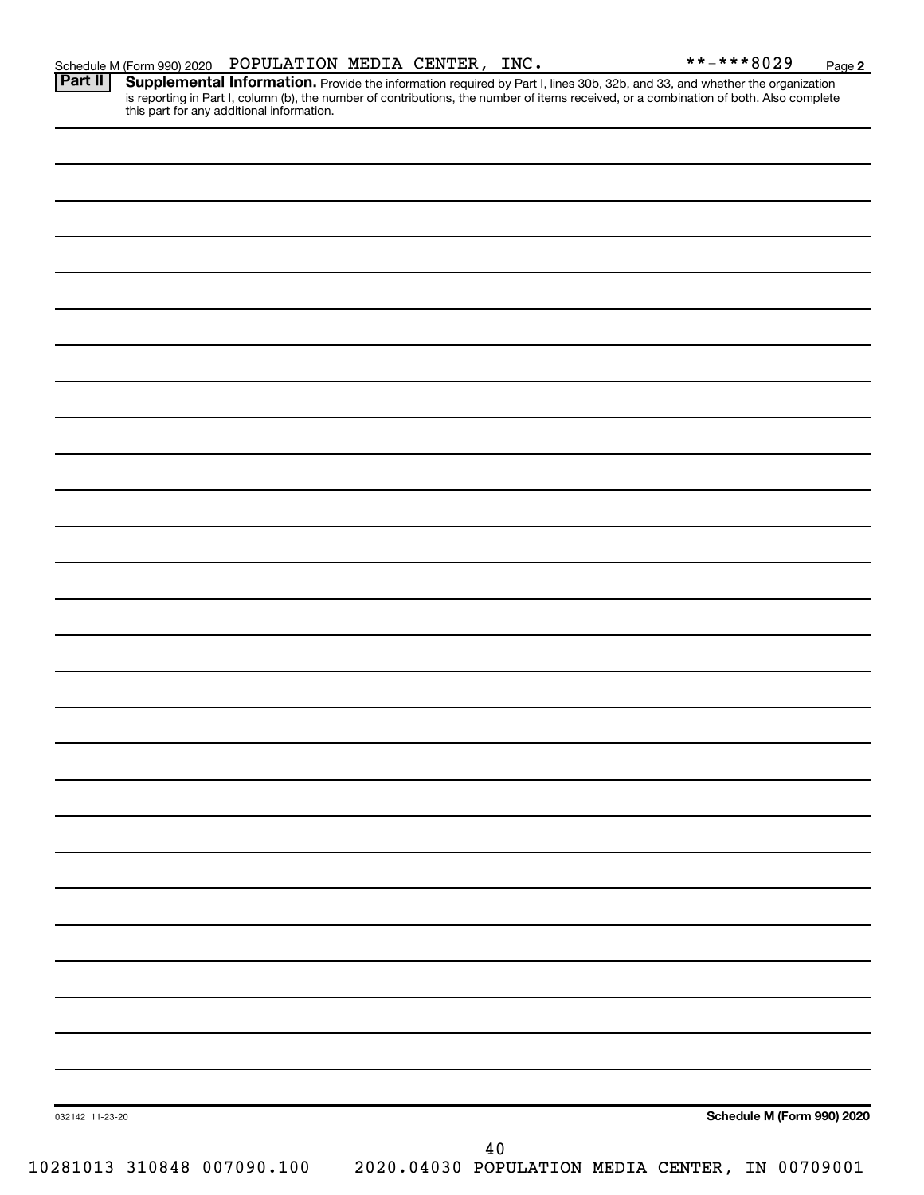Schedule M (Form 990) 2020 POPULATION MEDIA CENTER, INC. **-***8029 Page 2

**Part II** **Supplemental Information.** Provide the information required by Part I, lines 30b, 32b, and 33, and whether the organization is reporting in Part I, column (b), the number of contributions, the number of items received, or a combination of both. Also complete this part for any additional information.

032142 11-23-20

**Schedule M (Form 990) 2020**

10281013 310848 007090.100 2020.04030 POPULATION MEDIA CENTER, IN 00709001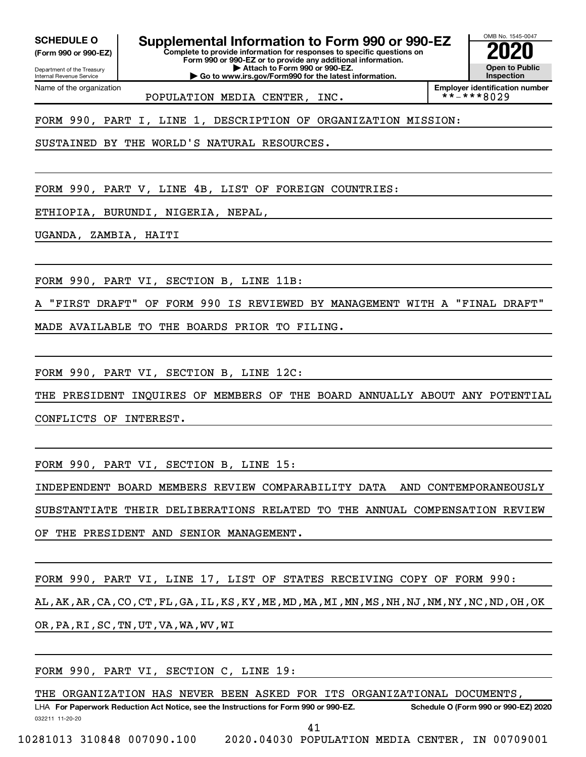**SCHEDULE O** (Form 990 or 990-EZ)

Department of the Treasury
Internal Revenue Service

# Supplemental Information to Form 990 or 990-EZ

**Complete to provide information for responses to specific questions on Form 990 or 990-EZ or to provide any additional information.**
**▶ Attach to Form 990 or 990-EZ.**
**▶ Go to www.irs.gov/Form990 for the latest information.**

OMB No. 1545-0047
**2020**
**Open to Public Inspection**

Name of the organization: POPULATION MEDIA CENTER, INC.

**Employer identification number**: **-***8029

FORM 990, PART I, LINE 1, DESCRIPTION OF ORGANIZATION MISSION:

SUSTAINED BY THE WORLD'S NATURAL RESOURCES.

FORM 990, PART V, LINE 4B, LIST OF FOREIGN COUNTRIES:

ETHIOPIA, BURUNDI, NIGERIA, NEPAL,

UGANDA, ZAMBIA, HAITI

FORM 990, PART VI, SECTION B, LINE 11B:

A "FIRST DRAFT" OF FORM 990 IS REVIEWED BY MANAGEMENT WITH A "FINAL DRAFT" MADE AVAILABLE TO THE BOARDS PRIOR TO FILING.

FORM 990, PART VI, SECTION B, LINE 12C:

THE PRESIDENT INQUIRES OF MEMBERS OF THE BOARD ANNUALLY ABOUT ANY POTENTIAL CONFLICTS OF INTEREST.

FORM 990, PART VI, SECTION B, LINE 15:

INDEPENDENT BOARD MEMBERS REVIEW COMPARABILITY DATA AND CONTEMPORANEOUSLY SUBSTANTIATE THEIR DELIBERATIONS RELATED TO THE ANNUAL COMPENSATION REVIEW OF THE PRESIDENT AND SENIOR MANAGEMENT.

FORM 990, PART VI, LINE 17, LIST OF STATES RECEIVING COPY OF FORM 990:

AL,AK,AR,CA,CO,CT,FL,GA,IL,KS,KY,ME,MD,MA,MI,MN,MS,NH,NJ,NM,NY,NC,ND,OH,OK OR,PA,RI,SC,TN,UT,VA,WA,WV,WI

FORM 990, PART VI, SECTION C, LINE 19:

THE ORGANIZATION HAS NEVER BEEN ASKED FOR ITS ORGANIZATIONAL DOCUMENTS,

LHA **For Paperwork Reduction Act Notice, see the Instructions for Form 990 or 990-EZ.** **Schedule O (Form 990 or 990-EZ) 2020**

032211 11-20-20

10281013 310848 007090.100 2020.04030 POPULATION MEDIA CENTER, IN 00709001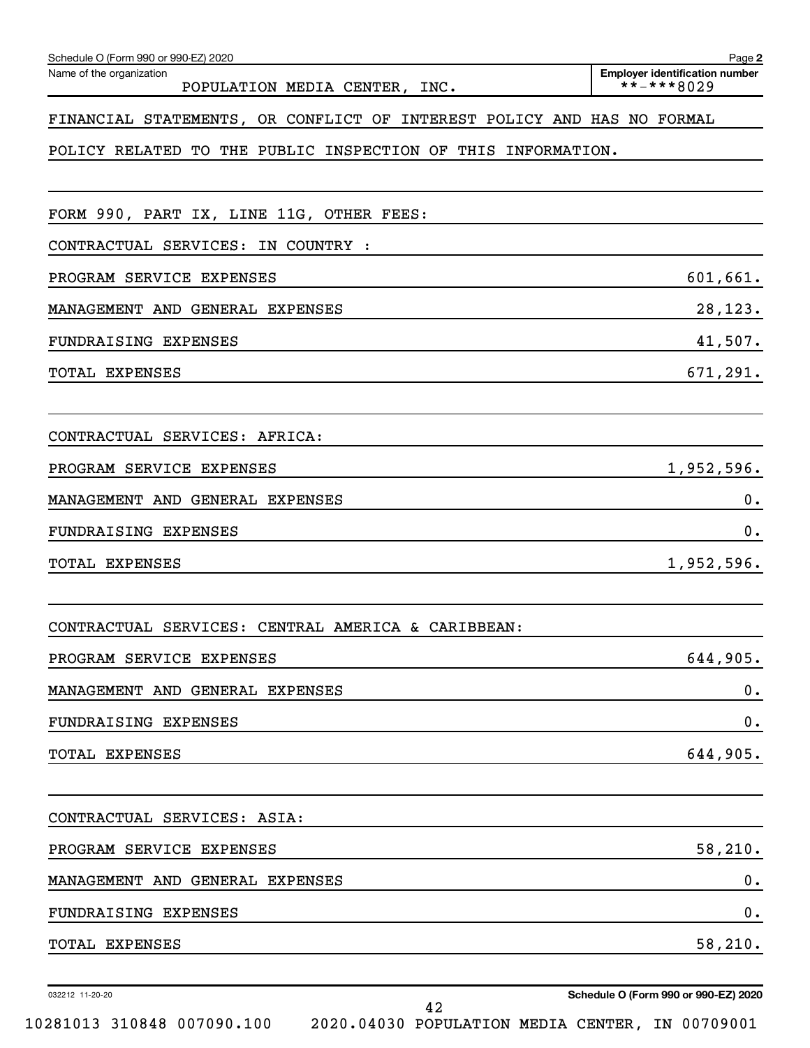Schedule O (Form 990 or 990-EZ) 2020

Name of the organization: POPULATION MEDIA CENTER, INC.

Employer identification number: **-***8029

FINANCIAL STATEMENTS, OR CONFLICT OF INTEREST POLICY AND HAS NO FORMAL POLICY RELATED TO THE PUBLIC INSPECTION OF THIS INFORMATION.

FORM 990, PART IX, LINE 11G, OTHER FEES:

CONTRACTUAL SERVICES: IN COUNTRY :

| | |
|---|---|
| PROGRAM SERVICE EXPENSES | 601,661. |
| MANAGEMENT AND GENERAL EXPENSES | 28,123. |
| FUNDRAISING EXPENSES | 41,507. |
| TOTAL EXPENSES | 671,291. |

CONTRACTUAL SERVICES: AFRICA:

| | |
|---|---|
| PROGRAM SERVICE EXPENSES | 1,952,596. |
| MANAGEMENT AND GENERAL EXPENSES | 0. |
| FUNDRAISING EXPENSES | 0. |
| TOTAL EXPENSES | 1,952,596. |

CONTRACTUAL SERVICES: CENTRAL AMERICA & CARIBBEAN:

| | |
|---|---|
| PROGRAM SERVICE EXPENSES | 644,905. |
| MANAGEMENT AND GENERAL EXPENSES | 0. |
| FUNDRAISING EXPENSES | 0. |
| TOTAL EXPENSES | 644,905. |

CONTRACTUAL SERVICES: ASIA:

| | |
|---|---|
| PROGRAM SERVICE EXPENSES | 58,210. |
| MANAGEMENT AND GENERAL EXPENSES | 0. |
| FUNDRAISING EXPENSES | 0. |
| TOTAL EXPENSES | 58,210. |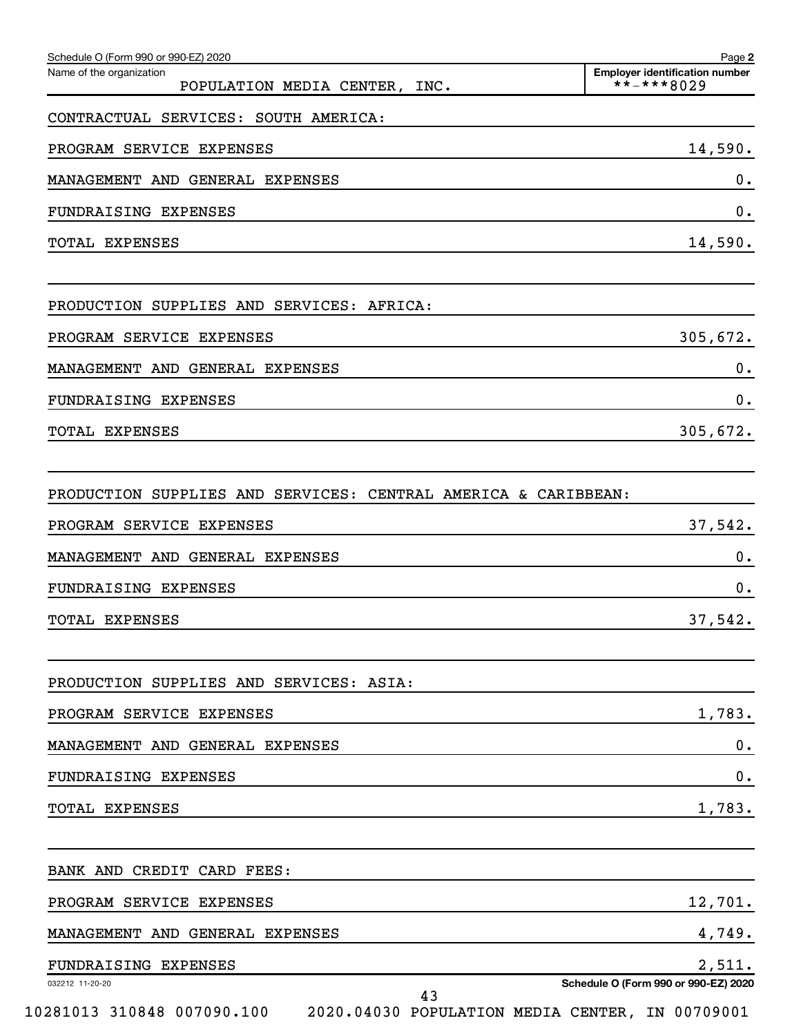Schedule O (Form 990 or 990-EZ) 2020

Name of the organization: POPULATION MEDIA CENTER, INC.

Employer identification number: **-***8029

| | |
|---|---|
| CONTRACTUAL SERVICES: SOUTH AMERICA: | |
| PROGRAM SERVICE EXPENSES | 14,590. |
| MANAGEMENT AND GENERAL EXPENSES | 0. |
| FUNDRAISING EXPENSES | 0. |
| TOTAL EXPENSES | 14,590. |
| | |
| PRODUCTION SUPPLIES AND SERVICES: AFRICA: | |
| PROGRAM SERVICE EXPENSES | 305,672. |
| MANAGEMENT AND GENERAL EXPENSES | 0. |
| FUNDRAISING EXPENSES | 0. |
| TOTAL EXPENSES | 305,672. |
| | |
| PRODUCTION SUPPLIES AND SERVICES: CENTRAL AMERICA & CARIBBEAN: | |
| PROGRAM SERVICE EXPENSES | 37,542. |
| MANAGEMENT AND GENERAL EXPENSES | 0. |
| FUNDRAISING EXPENSES | 0. |
| TOTAL EXPENSES | 37,542. |
| | |
| PRODUCTION SUPPLIES AND SERVICES: ASIA: | |
| PROGRAM SERVICE EXPENSES | 1,783. |
| MANAGEMENT AND GENERAL EXPENSES | 0. |
| FUNDRAISING EXPENSES | 0. |
| TOTAL EXPENSES | 1,783. |
| | |
| BANK AND CREDIT CARD FEES: | |
| PROGRAM SERVICE EXPENSES | 12,701. |
| MANAGEMENT AND GENERAL EXPENSES | 4,749. |
| FUNDRAISING EXPENSES | 2,511. |

032212 11-20-20

10281013 310848 007090.100 2020.04030 POPULATION MEDIA CENTER, IN 00709001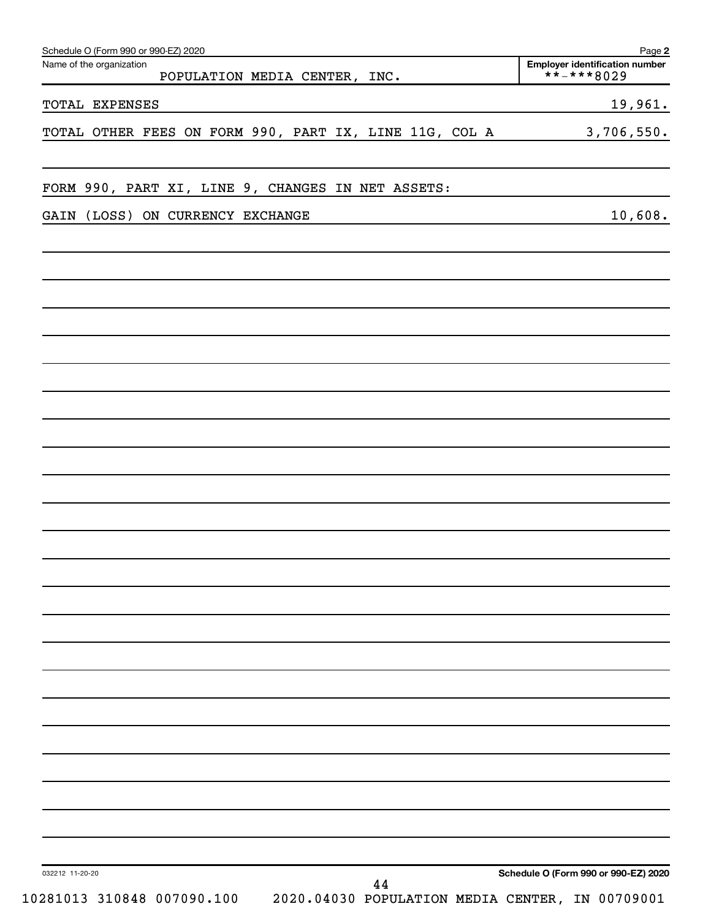Schedule O (Form 990 or 990-EZ) 2020

Name of the organization: POPULATION MEDIA CENTER, INC.

Employer identification number: **-***8029

| | |
|---|---|
| TOTAL EXPENSES | 19,961. |
| TOTAL OTHER FEES ON FORM 990, PART IX, LINE 11G, COL A | 3,706,550. |

FORM 990, PART XI, LINE 9, CHANGES IN NET ASSETS:

| | |
|---|---|
| GAIN (LOSS) ON CURRENCY EXCHANGE | 10,608. |

032212 11-20-20

Schedule O (Form 990 or 990-EZ) 2020

10281013 310848 007090.100 2020.04030 POPULATION MEDIA CENTER, IN 00709001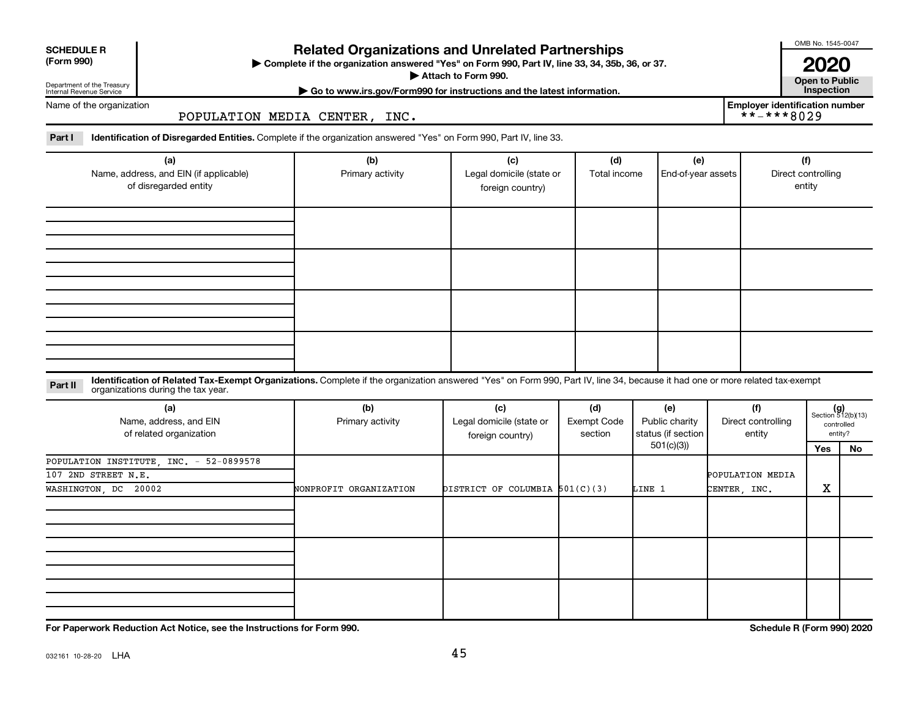**SCHEDULE R (Form 990)**

Department of the Treasury
Internal Revenue Service

# Related Organizations and Unrelated Partnerships

▶ Complete if the organization answered "Yes" on Form 990, Part IV, line 33, 34, 35b, 36, or 37.
▶ Attach to Form 990.
▶ Go to www.irs.gov/Form990 for instructions and the latest information.

OMB No. 1545-0047

**2020**

**Open to Public Inspection**

Name of the organization: POPULATION MEDIA CENTER, INC.

Employer identification number: **-***8029

**Part I — Identification of Disregarded Entities.** Complete if the organization answered "Yes" on Form 990, Part IV, line 33.

| (a) Name, address, and EIN (if applicable) of disregarded entity | (b) Primary activity | (c) Legal domicile (state or foreign country) | (d) Total income | (e) End-of-year assets | (f) Direct controlling entity |
|---|---|---|---|---|---|
| | | | | | |
| | | | | | |
| | | | | | |
| | | | | | |

**Part II — Identification of Related Tax-Exempt Organizations.** Complete if the organization answered "Yes" on Form 990, Part IV, line 34, because it had one or more related tax-exempt organizations during the tax year.

| (a) Name, address, and EIN of related organization | (b) Primary activity | (c) Legal domicile (state or foreign country) | (d) Exempt Code section | (e) Public charity status (if section 501(c)(3)) | (f) Direct controlling entity | (g) Section 512(b)(13) controlled entity? Yes | No |
|---|---|---|---|---|---|---|---|
| POPULATION INSTITUTE, INC. - 52-0899578<br>107 2ND STREET N.E.<br>WASHINGTON, DC 20002 | NONPROFIT ORGANIZATION | DISTRICT OF COLUMBIA | 501(C)(3) | LINE 1 | POPULATION MEDIA CENTER, INC. | X | |
| | | | | | | | |
| | | | | | | | |
| | | | | | | | |

**For Paperwork Reduction Act Notice, see the Instructions for Form 990.** **Schedule R (Form 990) 2020**

032161 10-28-20 LHA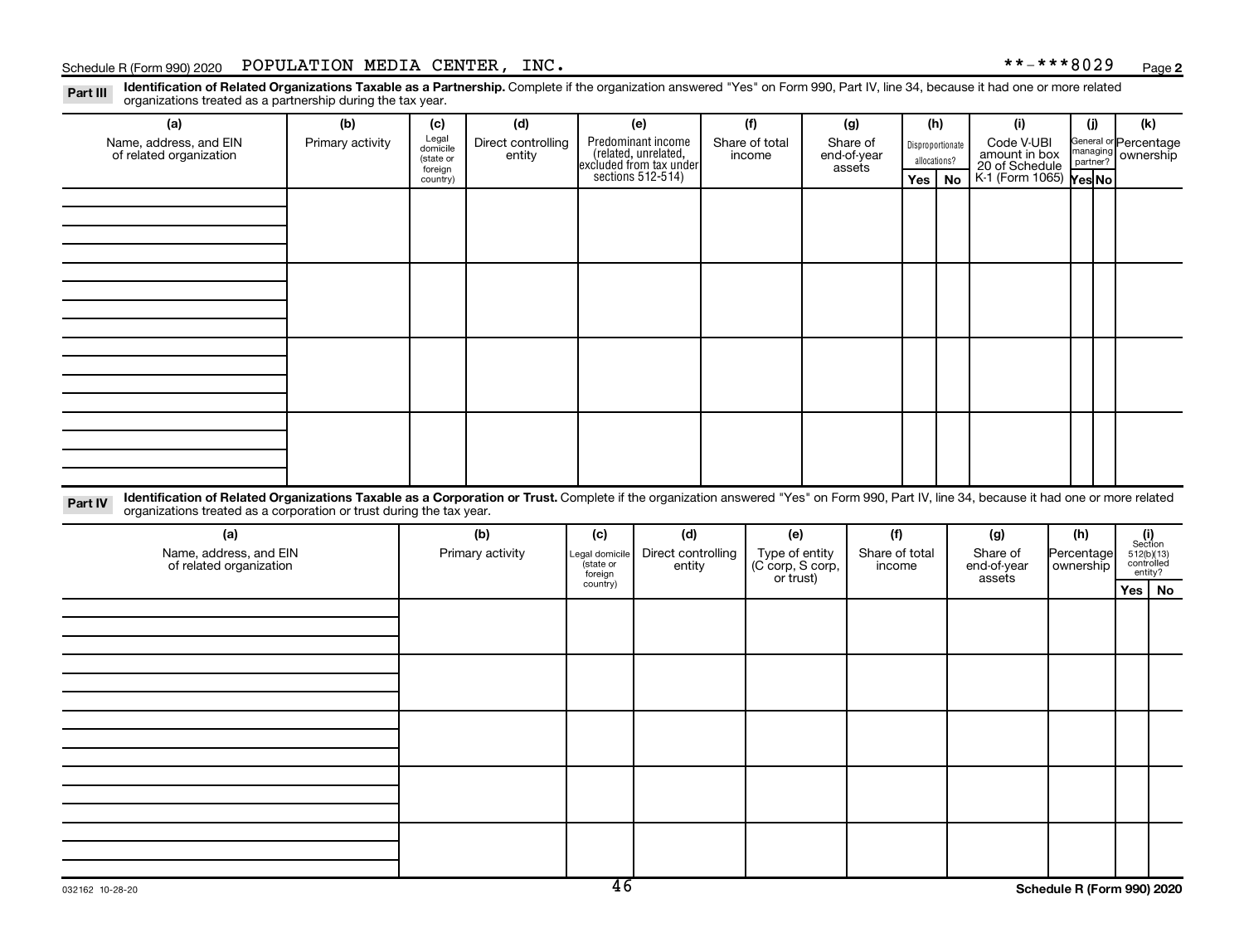Schedule R (Form 990) 2020 POPULATION MEDIA CENTER, INC. **-***8029 Page 2

**Part III** **Identification of Related Organizations Taxable as a Partnership.** Complete if the organization answered "Yes" on Form 990, Part IV, line 34, because it had one or more related organizations treated as a partnership during the tax year.

| (a) Name, address, and EIN of related organization | (b) Primary activity | (c) Legal domicile (state or foreign country) | (d) Direct controlling entity | (e) Predominant income (related, unrelated, excluded from tax under sections 512-514) | (f) Share of total income | (g) Share of end-of-year assets | (h) Disproportionate allocations? Yes | No | (i) Code V-UBI amount in box 20 of Schedule K-1 (Form 1065) | (j) General or managing partner? Yes | No | (k) Percentage ownership |
|---|---|---|---|---|---|---|---|---|---|---|---|---|
| | | | | | | | | | | | | |
| | | | | | | | | | | | | |
| | | | | | | | | | | | | |
| | | | | | | | | | | | | |

**Part IV** **Identification of Related Organizations Taxable as a Corporation or Trust.** Complete if the organization answered "Yes" on Form 990, Part IV, line 34, because it had one or more related organizations treated as a corporation or trust during the tax year.

| (a) Name, address, and EIN of related organization | (b) Primary activity | (c) Legal domicile (state or foreign country) | (d) Direct controlling entity | (e) Type of entity (C corp, S corp, or trust) | (f) Share of total income | (g) Share of end-of-year assets | (h) Percentage ownership | (i) Section 512(b)(13) controlled entity? Yes | No |
|---|---|---|---|---|---|---|---|---|---|
| | | | | | | | | | |
| | | | | | | | | | |
| | | | | | | | | | |
| | | | | | | | | | |
| | | | | | | | | | |

032162 10-28-20 Schedule R (Form 990) 2020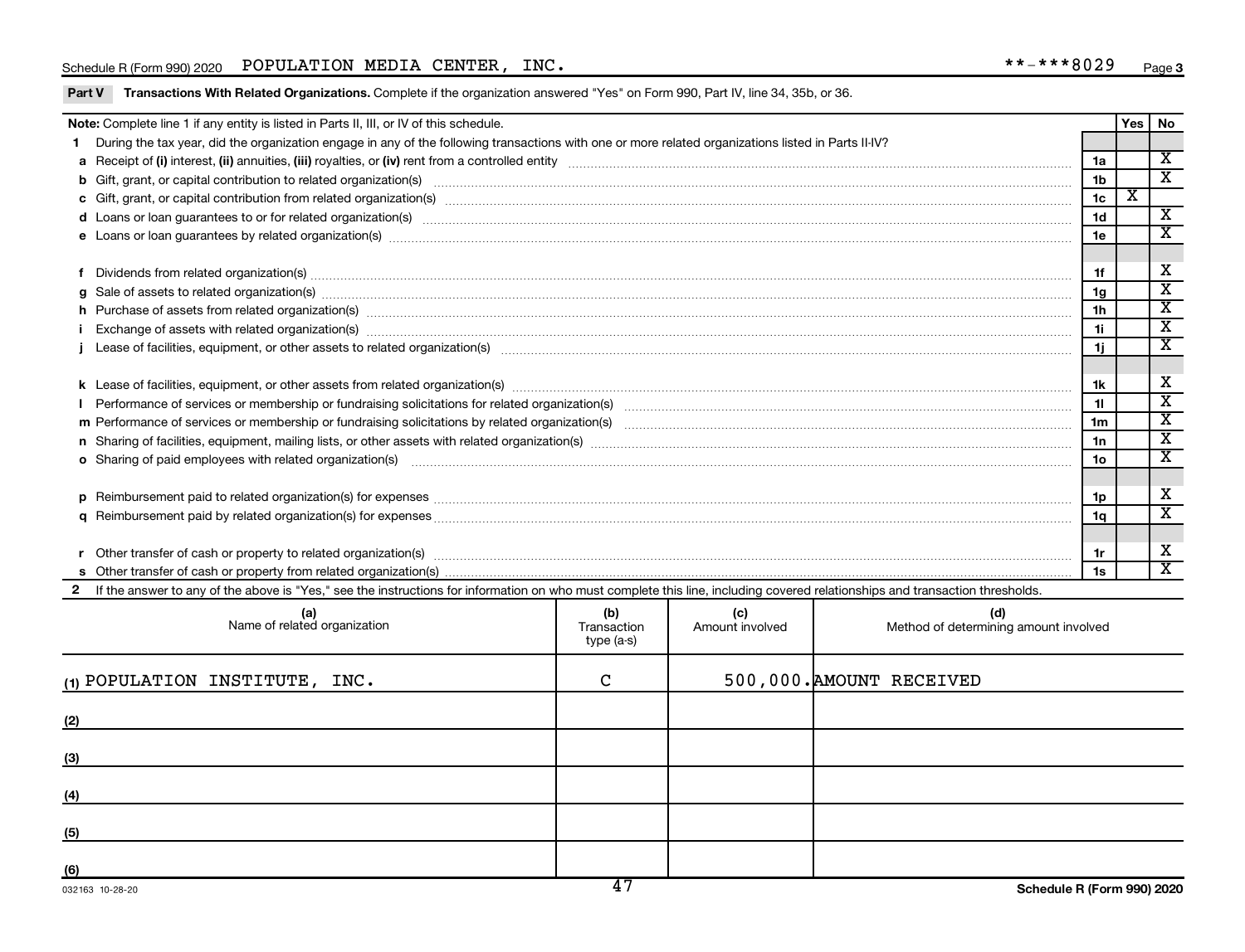Schedule R (Form 990) 2020 POPULATION MEDIA CENTER, INC. **-***8029 Page 3

**Part V Transactions With Related Organizations.** Complete if the organization answered "Yes" on Form 990, Part IV, line 34, 35b, or 36.

| **Note:** Complete line 1 if any entity is listed in Parts II, III, or IV of this schedule. | | Yes | No |
|---|---|---|---|
| **1** During the tax year, did the organization engage in any of the following transactions with one or more related organizations listed in Parts II-IV? | | | |
| **a** Receipt of **(i)** interest, **(ii)** annuities, **(iii)** royalties, or **(iv)** rent from a controlled entity | 1a | | X |
| **b** Gift, grant, or capital contribution to related organization(s) | 1b | | X |
| **c** Gift, grant, or capital contribution from related organization(s) | 1c | X | |
| **d** Loans or loan guarantees to or for related organization(s) | 1d | | X |
| **e** Loans or loan guarantees by related organization(s) | 1e | | X |
| **f** Dividends from related organization(s) | 1f | | X |
| **g** Sale of assets to related organization(s) | 1g | | X |
| **h** Purchase of assets from related organization(s) | 1h | | X |
| **i** Exchange of assets with related organization(s) | 1i | | X |
| **j** Lease of facilities, equipment, or other assets to related organization(s) | 1j | | X |
| **k** Lease of facilities, equipment, or other assets from related organization(s) | 1k | | X |
| **l** Performance of services or membership or fundraising solicitations for related organization(s) | 1l | | X |
| **m** Performance of services or membership or fundraising solicitations by related organization(s) | 1m | | X |
| **n** Sharing of facilities, equipment, mailing lists, or other assets with related organization(s) | 1n | | X |
| **o** Sharing of paid employees with related organization(s) | 1o | | X |
| **p** Reimbursement paid to related organization(s) for expenses | 1p | | X |
| **q** Reimbursement paid by related organization(s) for expenses | 1q | | X |
| **r** Other transfer of cash or property to related organization(s) | 1r | | X |
| **s** Other transfer of cash or property from related organization(s) | 1s | | X |

**2** If the answer to any of the above is "Yes," see the instructions for information on who must complete this line, including covered relationships and transaction thresholds.

| (a) Name of related organization | (b) Transaction type (a-s) | (c) Amount involved | (d) Method of determining amount involved |
|---|---|---|---|
| (1) POPULATION INSTITUTE, INC. | C | 500,000. | AMOUNT RECEIVED |
| (2) | | | |
| (3) | | | |
| (4) | | | |
| (5) | | | |
| (6) | | | |

032163 10-28-20 **Schedule R (Form 990) 2020**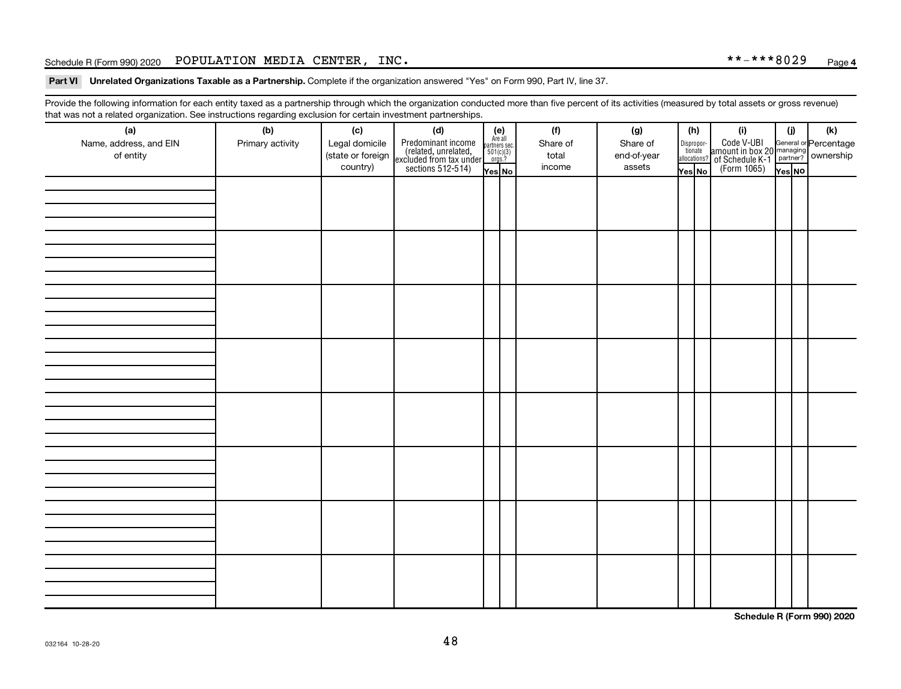## Part VI Unrelated Organizations Taxable as a Partnership.

Complete if the organization answered "Yes" on Form 990, Part IV, line 37.

Provide the following information for each entity taxed as a partnership through which the organization conducted more than five percent of its activities (measured by total assets or gross revenue) that was not a related organization. See instructions regarding exclusion for certain investment partnerships.

| (a) Name, address, and EIN of entity | (b) Primary activity | (c) Legal domicile (state or foreign country) | (d) Predominant income (related, unrelated, excluded from tax under sections 512-514) | (e) Are all partners sec. 501(c)(3) orgs.? | | (f) Share of total income | (g) Share of end-of-year assets | (h) Disproportionate allocations? | | (i) Code V-UBI amount in box 20 of Schedule K-1 (Form 1065) | (j) General or managing partner? | | (k) Percentage ownership |
|---|---|---|---|---|---|---|---|---|---|---|---|---|---|
| | | | | Yes | No | | | Yes | No | | Yes | No | |
| | | | | | | | | | | | | | |
| | | | | | | | | | | | | | |
| | | | | | | | | | | | | | |
| | | | | | | | | | | | | | |
| | | | | | | | | | | | | | |
| | | | | | | | | | | | | | |
| | | | | | | | | | | | | | |
| | | | | | | | | | | | | | |

**Schedule R (Form 990) 2020**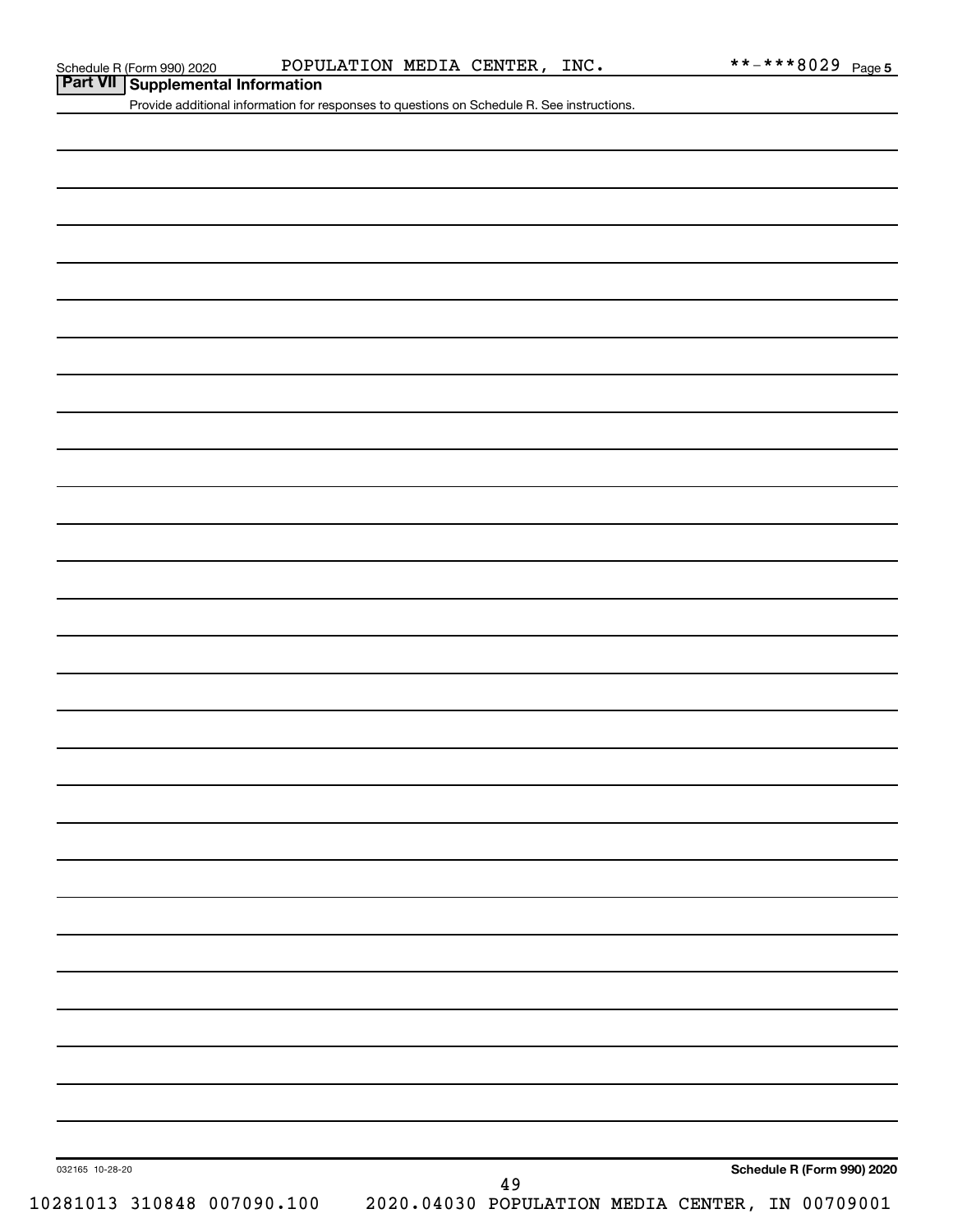## Part VII Supplemental Information

Provide additional information for responses to questions on Schedule R. See instructions.